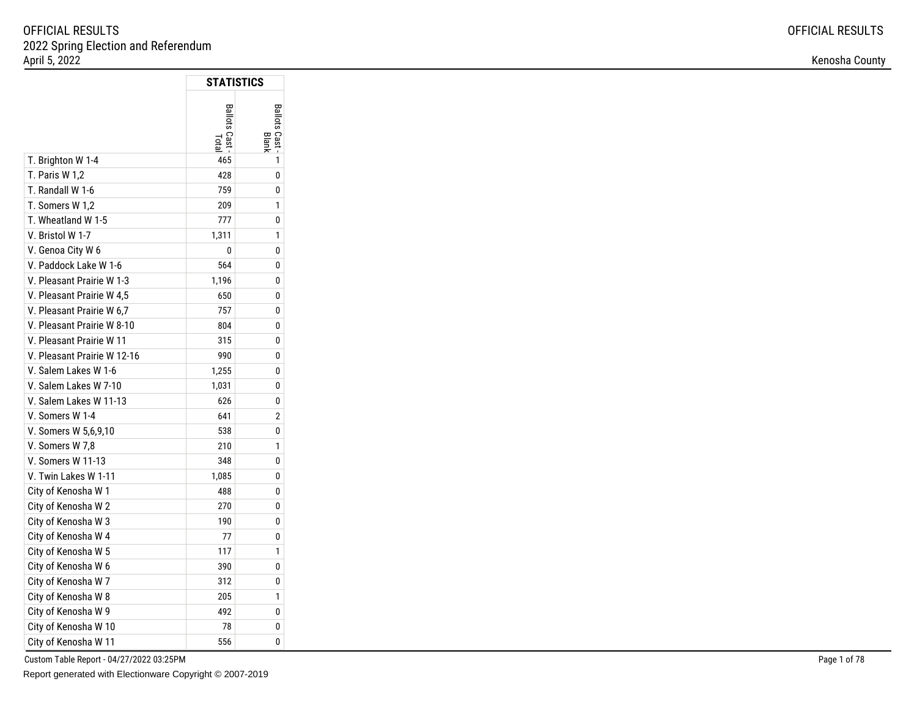OFFICIAL RESULTS
2022 Spring Election and Referendum
April 5, 2022

Kenosha County

| | STATISTICS | |
|---|---|---|
| | Ballots Cast - Total | Ballots Cast - Blank |
| T. Brighton W 1-4 | 465 | 1 |
| T. Paris W 1,2 | 428 | 0 |
| T. Randall W 1-6 | 759 | 0 |
| T. Somers W 1,2 | 209 | 1 |
| T. Wheatland W 1-5 | 777 | 0 |
| V. Bristol W 1-7 | 1,311 | 1 |
| V. Genoa City W 6 | 0 | 0 |
| V. Paddock Lake W 1-6 | 564 | 0 |
| V. Pleasant Prairie W 1-3 | 1,196 | 0 |
| V. Pleasant Prairie W 4,5 | 650 | 0 |
| V. Pleasant Prairie W 6,7 | 757 | 0 |
| V. Pleasant Prairie W 8-10 | 804 | 0 |
| V. Pleasant Prairie W 11 | 315 | 0 |
| V. Pleasant Prairie W 12-16 | 990 | 0 |
| V. Salem Lakes W 1-6 | 1,255 | 0 |
| V. Salem Lakes W 7-10 | 1,031 | 0 |
| V. Salem Lakes W 11-13 | 626 | 0 |
| V. Somers W 1-4 | 641 | 2 |
| V. Somers W 5,6,9,10 | 538 | 0 |
| V. Somers W 7,8 | 210 | 1 |
| V. Somers W 11-13 | 348 | 0 |
| V. Twin Lakes W 1-11 | 1,085 | 0 |
| City of Kenosha W 1 | 488 | 0 |
| City of Kenosha W 2 | 270 | 0 |
| City of Kenosha W 3 | 190 | 0 |
| City of Kenosha W 4 | 77 | 0 |
| City of Kenosha W 5 | 117 | 1 |
| City of Kenosha W 6 | 390 | 0 |
| City of Kenosha W 7 | 312 | 0 |
| City of Kenosha W 8 | 205 | 1 |
| City of Kenosha W 9 | 492 | 0 |
| City of Kenosha W 10 | 78 | 0 |
| City of Kenosha W 11 | 556 | 0 |

Custom Table Report - 04/27/2022 03:25PM

Report generated with Electionware Copyright © 2007-2019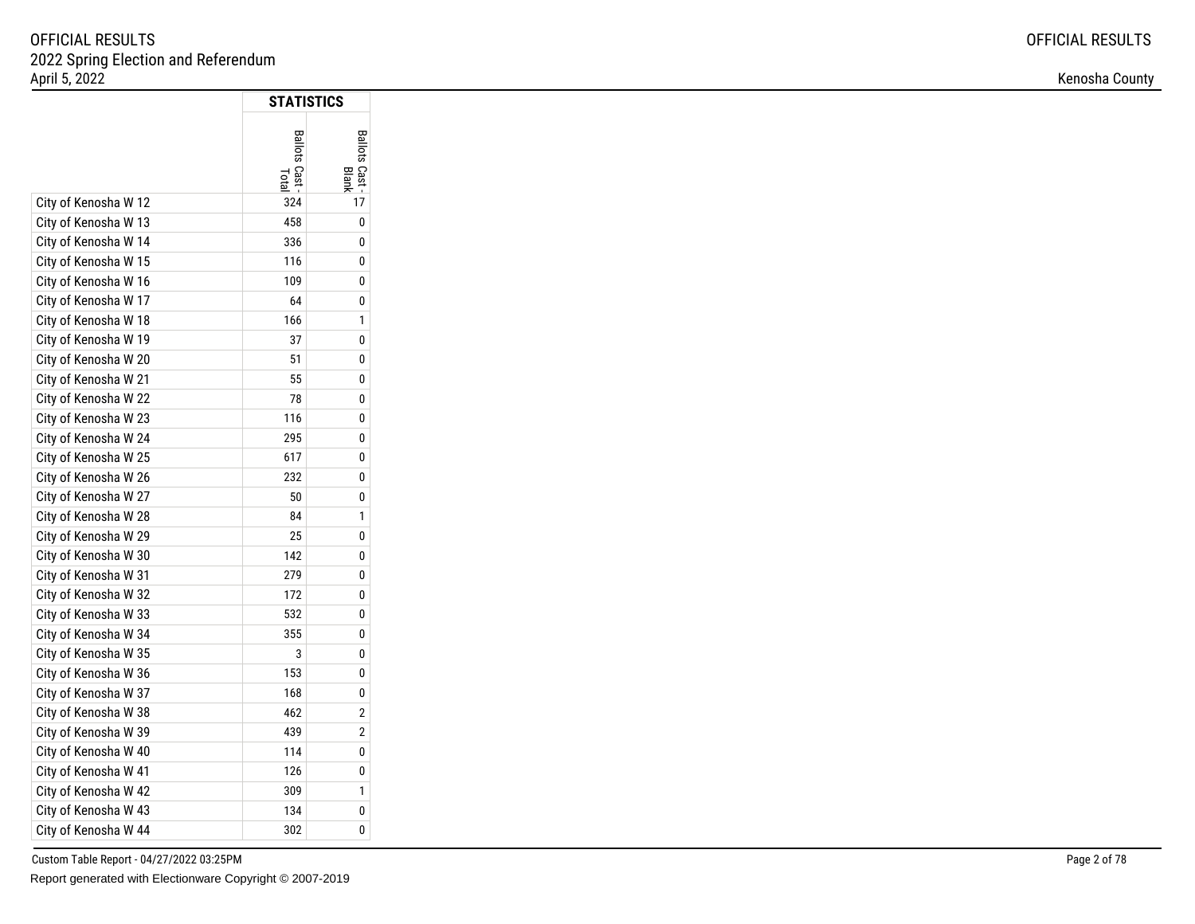| | STATISTICS | |
|---|---|---|
| | Ballots Cast - Total | Ballots Cast - Blank |
| City of Kenosha W 12 | 324 | 17 |
| City of Kenosha W 13 | 458 | 0 |
| City of Kenosha W 14 | 336 | 0 |
| City of Kenosha W 15 | 116 | 0 |
| City of Kenosha W 16 | 109 | 0 |
| City of Kenosha W 17 | 64 | 0 |
| City of Kenosha W 18 | 166 | 1 |
| City of Kenosha W 19 | 37 | 0 |
| City of Kenosha W 20 | 51 | 0 |
| City of Kenosha W 21 | 55 | 0 |
| City of Kenosha W 22 | 78 | 0 |
| City of Kenosha W 23 | 116 | 0 |
| City of Kenosha W 24 | 295 | 0 |
| City of Kenosha W 25 | 617 | 0 |
| City of Kenosha W 26 | 232 | 0 |
| City of Kenosha W 27 | 50 | 0 |
| City of Kenosha W 28 | 84 | 1 |
| City of Kenosha W 29 | 25 | 0 |
| City of Kenosha W 30 | 142 | 0 |
| City of Kenosha W 31 | 279 | 0 |
| City of Kenosha W 32 | 172 | 0 |
| City of Kenosha W 33 | 532 | 0 |
| City of Kenosha W 34 | 355 | 0 |
| City of Kenosha W 35 | 3 | 0 |
| City of Kenosha W 36 | 153 | 0 |
| City of Kenosha W 37 | 168 | 0 |
| City of Kenosha W 38 | 462 | 2 |
| City of Kenosha W 39 | 439 | 2 |
| City of Kenosha W 40 | 114 | 0 |
| City of Kenosha W 41 | 126 | 0 |
| City of Kenosha W 42 | 309 | 1 |
| City of Kenosha W 43 | 134 | 0 |
| City of Kenosha W 44 | 302 | 0 |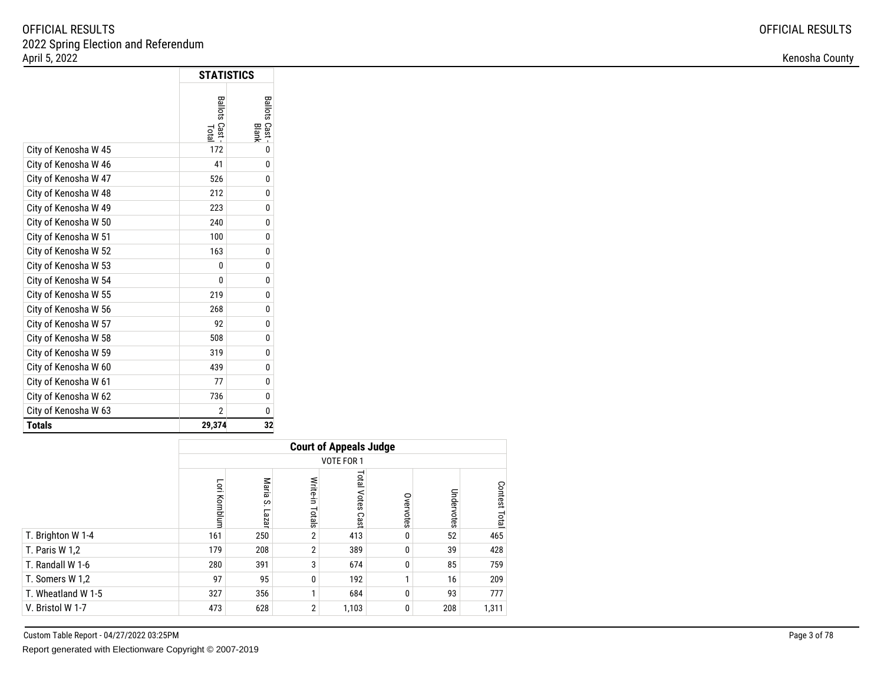| | STATISTICS | |
|---|---|---|
| | Ballots Cast - Total | Ballots Cast - Blank |
| City of Kenosha W 45 | 172 | 0 |
| City of Kenosha W 46 | 41 | 0 |
| City of Kenosha W 47 | 526 | 0 |
| City of Kenosha W 48 | 212 | 0 |
| City of Kenosha W 49 | 223 | 0 |
| City of Kenosha W 50 | 240 | 0 |
| City of Kenosha W 51 | 100 | 0 |
| City of Kenosha W 52 | 163 | 0 |
| City of Kenosha W 53 | 0 | 0 |
| City of Kenosha W 54 | 0 | 0 |
| City of Kenosha W 55 | 219 | 0 |
| City of Kenosha W 56 | 268 | 0 |
| City of Kenosha W 57 | 92 | 0 |
| City of Kenosha W 58 | 508 | 0 |
| City of Kenosha W 59 | 319 | 0 |
| City of Kenosha W 60 | 439 | 0 |
| City of Kenosha W 61 | 77 | 0 |
| City of Kenosha W 62 | 736 | 0 |
| City of Kenosha W 63 | 2 | 0 |
| **Totals** | **29,374** | **32** |

| | Court of Appeals Judge VOTE FOR 1 | | | | | | |
|---|---|---|---|---|---|---|---|
| | Lori Kornblum | Maria S. Lazar | Write-in Totals | Total Votes Cast | Overvotes | Undervotes | Contest Total |
| T. Brighton W 1-4 | 161 | 250 | 2 | 413 | 0 | 52 | 465 |
| T. Paris W 1,2 | 179 | 208 | 2 | 389 | 0 | 39 | 428 |
| T. Randall W 1-6 | 280 | 391 | 3 | 674 | 0 | 85 | 759 |
| T. Somers W 1,2 | 97 | 95 | 0 | 192 | 1 | 16 | 209 |
| T. Wheatland W 1-5 | 327 | 356 | 1 | 684 | 0 | 93 | 777 |
| V. Bristol W 1-7 | 473 | 628 | 2 | 1,103 | 0 | 208 | 1,311 |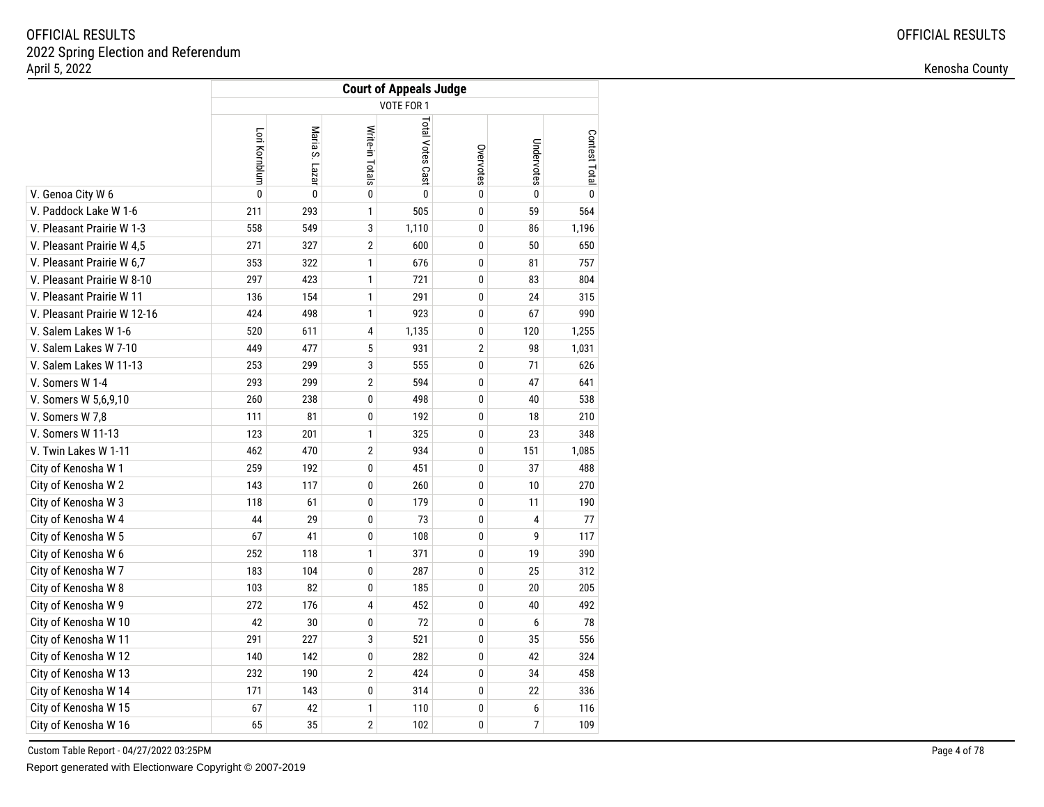OFFICIAL RESULTS
2022 Spring Election and Referendum
April 5, 2022

Kenosha County

| | Court of Appeals Judge | | | | | | |
|---|---|---|---|---|---|---|---|
| | VOTE FOR 1 | | | | | | |
| | Lori Kornblum | Maria S. Lazar | Write-in Totals | Total Votes Cast | Overvotes | Undervotes | Contest Total |
| V. Genoa City W 6 | 0 | 0 | 0 | 0 | 0 | 0 | 0 |
| V. Paddock Lake W 1-6 | 211 | 293 | 1 | 505 | 0 | 59 | 564 |
| V. Pleasant Prairie W 1-3 | 558 | 549 | 3 | 1,110 | 0 | 86 | 1,196 |
| V. Pleasant Prairie W 4,5 | 271 | 327 | 2 | 600 | 0 | 50 | 650 |
| V. Pleasant Prairie W 6,7 | 353 | 322 | 1 | 676 | 0 | 81 | 757 |
| V. Pleasant Prairie W 8-10 | 297 | 423 | 1 | 721 | 0 | 83 | 804 |
| V. Pleasant Prairie W 11 | 136 | 154 | 1 | 291 | 0 | 24 | 315 |
| V. Pleasant Prairie W 12-16 | 424 | 498 | 1 | 923 | 0 | 67 | 990 |
| V. Salem Lakes W 1-6 | 520 | 611 | 4 | 1,135 | 0 | 120 | 1,255 |
| V. Salem Lakes W 7-10 | 449 | 477 | 5 | 931 | 2 | 98 | 1,031 |
| V. Salem Lakes W 11-13 | 253 | 299 | 3 | 555 | 0 | 71 | 626 |
| V. Somers W 1-4 | 293 | 299 | 2 | 594 | 0 | 47 | 641 |
| V. Somers W 5,6,9,10 | 260 | 238 | 0 | 498 | 0 | 40 | 538 |
| V. Somers W 7,8 | 111 | 81 | 0 | 192 | 0 | 18 | 210 |
| V. Somers W 11-13 | 123 | 201 | 1 | 325 | 0 | 23 | 348 |
| V. Twin Lakes W 1-11 | 462 | 470 | 2 | 934 | 0 | 151 | 1,085 |
| City of Kenosha W 1 | 259 | 192 | 0 | 451 | 0 | 37 | 488 |
| City of Kenosha W 2 | 143 | 117 | 0 | 260 | 0 | 10 | 270 |
| City of Kenosha W 3 | 118 | 61 | 0 | 179 | 0 | 11 | 190 |
| City of Kenosha W 4 | 44 | 29 | 0 | 73 | 0 | 4 | 77 |
| City of Kenosha W 5 | 67 | 41 | 0 | 108 | 0 | 9 | 117 |
| City of Kenosha W 6 | 252 | 118 | 1 | 371 | 0 | 19 | 390 |
| City of Kenosha W 7 | 183 | 104 | 0 | 287 | 0 | 25 | 312 |
| City of Kenosha W 8 | 103 | 82 | 0 | 185 | 0 | 20 | 205 |
| City of Kenosha W 9 | 272 | 176 | 4 | 452 | 0 | 40 | 492 |
| City of Kenosha W 10 | 42 | 30 | 0 | 72 | 0 | 6 | 78 |
| City of Kenosha W 11 | 291 | 227 | 3 | 521 | 0 | 35 | 556 |
| City of Kenosha W 12 | 140 | 142 | 0 | 282 | 0 | 42 | 324 |
| City of Kenosha W 13 | 232 | 190 | 2 | 424 | 0 | 34 | 458 |
| City of Kenosha W 14 | 171 | 143 | 0 | 314 | 0 | 22 | 336 |
| City of Kenosha W 15 | 67 | 42 | 1 | 110 | 0 | 6 | 116 |
| City of Kenosha W 16 | 65 | 35 | 2 | 102 | 0 | 7 | 109 |

Custom Table Report - 04/27/2022 03:25PM

Report generated with Electionware Copyright © 2007-2019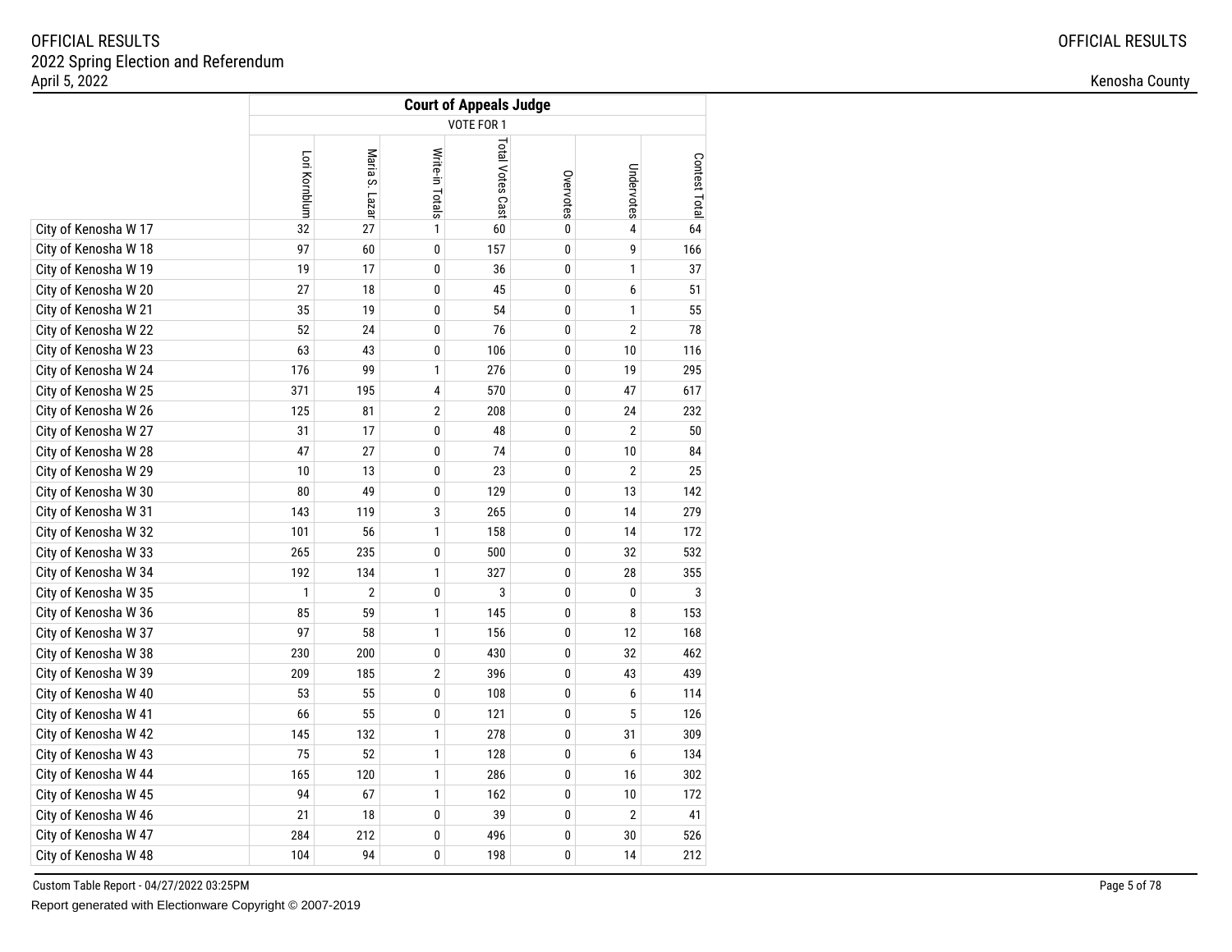| | Court of Appeals Judge | | | | | | |
|---|---|---|---|---|---|---|---|
| | VOTE FOR 1 | | | | | | |
| | Lori Kornblum | Maria S. Lazar | Write-in Totals | Total Votes Cast | Overvotes | Undervotes | Contest Total |
| City of Kenosha W 17 | 32 | 27 | 1 | 60 | 0 | 4 | 64 |
| City of Kenosha W 18 | 97 | 60 | 0 | 157 | 0 | 9 | 166 |
| City of Kenosha W 19 | 19 | 17 | 0 | 36 | 0 | 1 | 37 |
| City of Kenosha W 20 | 27 | 18 | 0 | 45 | 0 | 6 | 51 |
| City of Kenosha W 21 | 35 | 19 | 0 | 54 | 0 | 1 | 55 |
| City of Kenosha W 22 | 52 | 24 | 0 | 76 | 0 | 2 | 78 |
| City of Kenosha W 23 | 63 | 43 | 0 | 106 | 0 | 10 | 116 |
| City of Kenosha W 24 | 176 | 99 | 1 | 276 | 0 | 19 | 295 |
| City of Kenosha W 25 | 371 | 195 | 4 | 570 | 0 | 47 | 617 |
| City of Kenosha W 26 | 125 | 81 | 2 | 208 | 0 | 24 | 232 |
| City of Kenosha W 27 | 31 | 17 | 0 | 48 | 0 | 2 | 50 |
| City of Kenosha W 28 | 47 | 27 | 0 | 74 | 0 | 10 | 84 |
| City of Kenosha W 29 | 10 | 13 | 0 | 23 | 0 | 2 | 25 |
| City of Kenosha W 30 | 80 | 49 | 0 | 129 | 0 | 13 | 142 |
| City of Kenosha W 31 | 143 | 119 | 3 | 265 | 0 | 14 | 279 |
| City of Kenosha W 32 | 101 | 56 | 1 | 158 | 0 | 14 | 172 |
| City of Kenosha W 33 | 265 | 235 | 0 | 500 | 0 | 32 | 532 |
| City of Kenosha W 34 | 192 | 134 | 1 | 327 | 0 | 28 | 355 |
| City of Kenosha W 35 | 1 | 2 | 0 | 3 | 0 | 0 | 3 |
| City of Kenosha W 36 | 85 | 59 | 1 | 145 | 0 | 8 | 153 |
| City of Kenosha W 37 | 97 | 58 | 1 | 156 | 0 | 12 | 168 |
| City of Kenosha W 38 | 230 | 200 | 0 | 430 | 0 | 32 | 462 |
| City of Kenosha W 39 | 209 | 185 | 2 | 396 | 0 | 43 | 439 |
| City of Kenosha W 40 | 53 | 55 | 0 | 108 | 0 | 6 | 114 |
| City of Kenosha W 41 | 66 | 55 | 0 | 121 | 0 | 5 | 126 |
| City of Kenosha W 42 | 145 | 132 | 1 | 278 | 0 | 31 | 309 |
| City of Kenosha W 43 | 75 | 52 | 1 | 128 | 0 | 6 | 134 |
| City of Kenosha W 44 | 165 | 120 | 1 | 286 | 0 | 16 | 302 |
| City of Kenosha W 45 | 94 | 67 | 1 | 162 | 0 | 10 | 172 |
| City of Kenosha W 46 | 21 | 18 | 0 | 39 | 0 | 2 | 41 |
| City of Kenosha W 47 | 284 | 212 | 0 | 496 | 0 | 30 | 526 |
| City of Kenosha W 48 | 104 | 94 | 0 | 198 | 0 | 14 | 212 |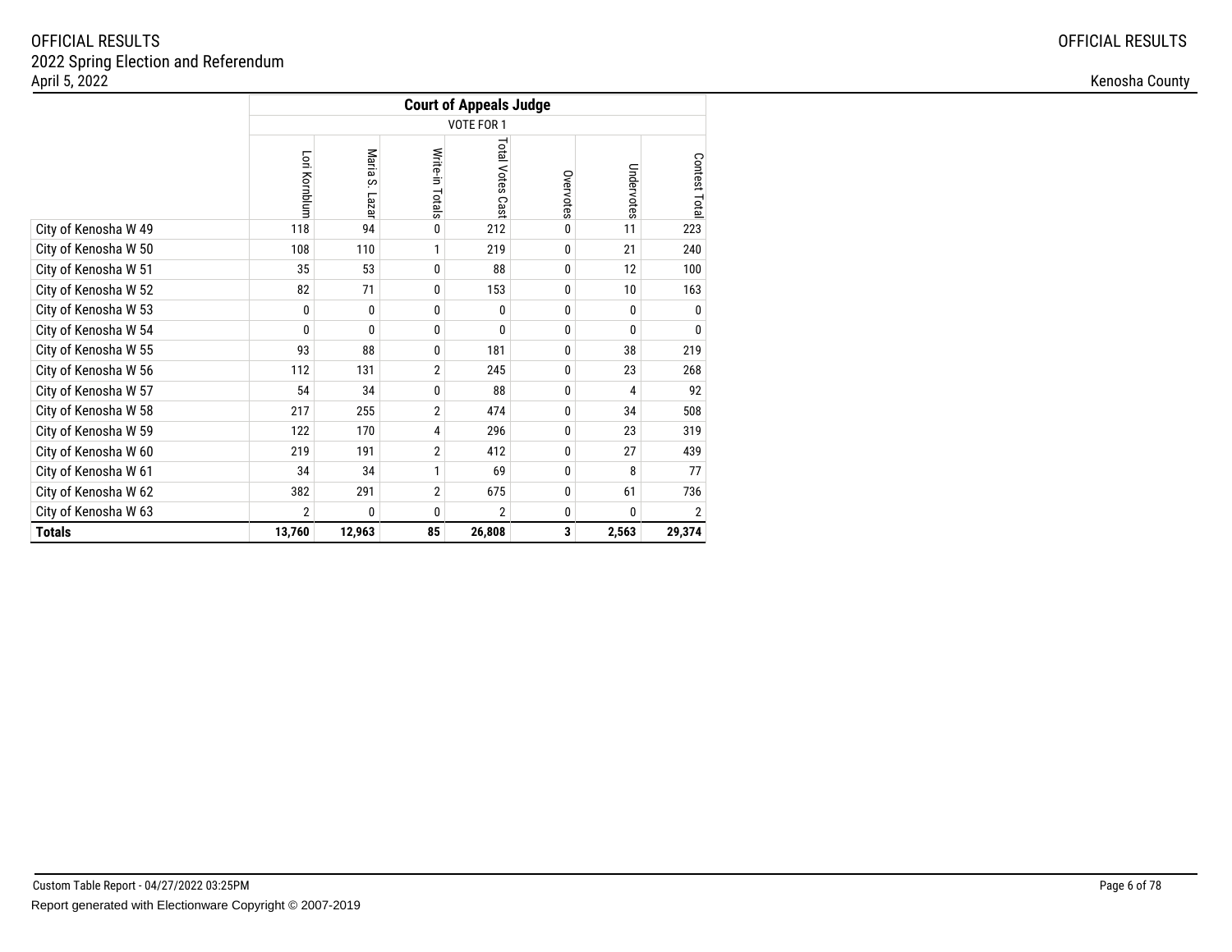| | Court of Appeals Judge | | | | | | |
|---|---|---|---|---|---|---|---|
| | VOTE FOR 1 | | | | | | |
| | Lori Kornblum | Maria S. Lazar | Write-in Totals | Total Votes Cast | Overvotes | Undervotes | Contest Total |
| City of Kenosha W 49 | 118 | 94 | 0 | 212 | 0 | 11 | 223 |
| City of Kenosha W 50 | 108 | 110 | 1 | 219 | 0 | 21 | 240 |
| City of Kenosha W 51 | 35 | 53 | 0 | 88 | 0 | 12 | 100 |
| City of Kenosha W 52 | 82 | 71 | 0 | 153 | 0 | 10 | 163 |
| City of Kenosha W 53 | 0 | 0 | 0 | 0 | 0 | 0 | 0 |
| City of Kenosha W 54 | 0 | 0 | 0 | 0 | 0 | 0 | 0 |
| City of Kenosha W 55 | 93 | 88 | 0 | 181 | 0 | 38 | 219 |
| City of Kenosha W 56 | 112 | 131 | 2 | 245 | 0 | 23 | 268 |
| City of Kenosha W 57 | 54 | 34 | 0 | 88 | 0 | 4 | 92 |
| City of Kenosha W 58 | 217 | 255 | 2 | 474 | 0 | 34 | 508 |
| City of Kenosha W 59 | 122 | 170 | 4 | 296 | 0 | 23 | 319 |
| City of Kenosha W 60 | 219 | 191 | 2 | 412 | 0 | 27 | 439 |
| City of Kenosha W 61 | 34 | 34 | 1 | 69 | 0 | 8 | 77 |
| City of Kenosha W 62 | 382 | 291 | 2 | 675 | 0 | 61 | 736 |
| City of Kenosha W 63 | 2 | 0 | 0 | 2 | 0 | 0 | 2 |
| **Totals** | **13,760** | **12,963** | **85** | **26,808** | **3** | **2,563** | **29,374** |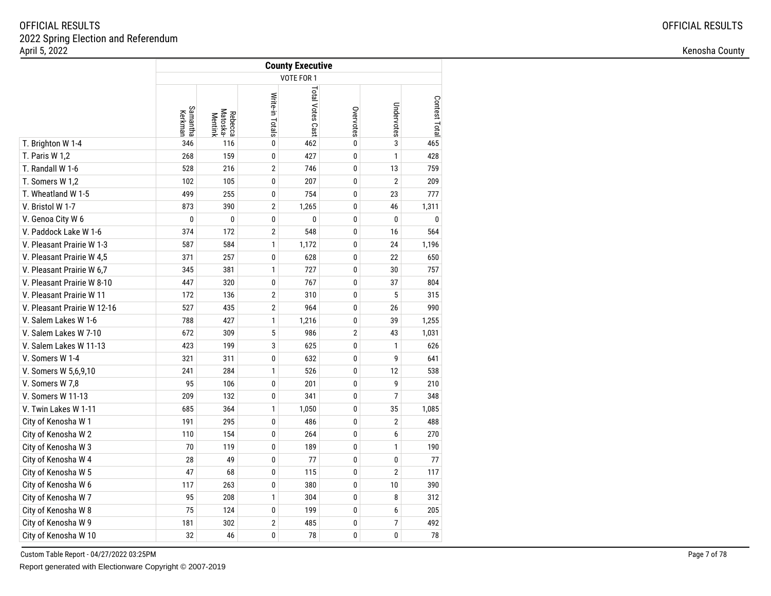OFFICIAL RESULTS
2022 Spring Election and Referendum
April 5, 2022

Kenosha County

| | County Executive | | | | | | |
|---|---|---|---|---|---|---|---|
| | VOTE FOR 1 | | | | | | |
| | Samantha Kerkman | Rebecca Matoska-Mentink | Write-in Totals | Total Votes Cast | Overvotes | Undervotes | Contest Total |
| T. Brighton W 1-4 | 346 | 116 | 0 | 462 | 0 | 3 | 465 |
| T. Paris W 1,2 | 268 | 159 | 0 | 427 | 0 | 1 | 428 |
| T. Randall W 1-6 | 528 | 216 | 2 | 746 | 0 | 13 | 759 |
| T. Somers W 1,2 | 102 | 105 | 0 | 207 | 0 | 2 | 209 |
| T. Wheatland W 1-5 | 499 | 255 | 0 | 754 | 0 | 23 | 777 |
| V. Bristol W 1-7 | 873 | 390 | 2 | 1,265 | 0 | 46 | 1,311 |
| V. Genoa City W 6 | 0 | 0 | 0 | 0 | 0 | 0 | 0 |
| V. Paddock Lake W 1-6 | 374 | 172 | 2 | 548 | 0 | 16 | 564 |
| V. Pleasant Prairie W 1-3 | 587 | 584 | 1 | 1,172 | 0 | 24 | 1,196 |
| V. Pleasant Prairie W 4,5 | 371 | 257 | 0 | 628 | 0 | 22 | 650 |
| V. Pleasant Prairie W 6,7 | 345 | 381 | 1 | 727 | 0 | 30 | 757 |
| V. Pleasant Prairie W 8-10 | 447 | 320 | 0 | 767 | 0 | 37 | 804 |
| V. Pleasant Prairie W 11 | 172 | 136 | 2 | 310 | 0 | 5 | 315 |
| V. Pleasant Prairie W 12-16 | 527 | 435 | 2 | 964 | 0 | 26 | 990 |
| V. Salem Lakes W 1-6 | 788 | 427 | 1 | 1,216 | 0 | 39 | 1,255 |
| V. Salem Lakes W 7-10 | 672 | 309 | 5 | 986 | 2 | 43 | 1,031 |
| V. Salem Lakes W 11-13 | 423 | 199 | 3 | 625 | 0 | 1 | 626 |
| V. Somers W 1-4 | 321 | 311 | 0 | 632 | 0 | 9 | 641 |
| V. Somers W 5,6,9,10 | 241 | 284 | 1 | 526 | 0 | 12 | 538 |
| V. Somers W 7,8 | 95 | 106 | 0 | 201 | 0 | 9 | 210 |
| V. Somers W 11-13 | 209 | 132 | 0 | 341 | 0 | 7 | 348 |
| V. Twin Lakes W 1-11 | 685 | 364 | 1 | 1,050 | 0 | 35 | 1,085 |
| City of Kenosha W 1 | 191 | 295 | 0 | 486 | 0 | 2 | 488 |
| City of Kenosha W 2 | 110 | 154 | 0 | 264 | 0 | 6 | 270 |
| City of Kenosha W 3 | 70 | 119 | 0 | 189 | 0 | 1 | 190 |
| City of Kenosha W 4 | 28 | 49 | 0 | 77 | 0 | 0 | 77 |
| City of Kenosha W 5 | 47 | 68 | 0 | 115 | 0 | 2 | 117 |
| City of Kenosha W 6 | 117 | 263 | 0 | 380 | 0 | 10 | 390 |
| City of Kenosha W 7 | 95 | 208 | 1 | 304 | 0 | 8 | 312 |
| City of Kenosha W 8 | 75 | 124 | 0 | 199 | 0 | 6 | 205 |
| City of Kenosha W 9 | 181 | 302 | 2 | 485 | 0 | 7 | 492 |
| City of Kenosha W 10 | 32 | 46 | 0 | 78 | 0 | 0 | 78 |

Custom Table Report - 04/27/2022 03:25PM

Report generated with Electionware Copyright © 2007-2019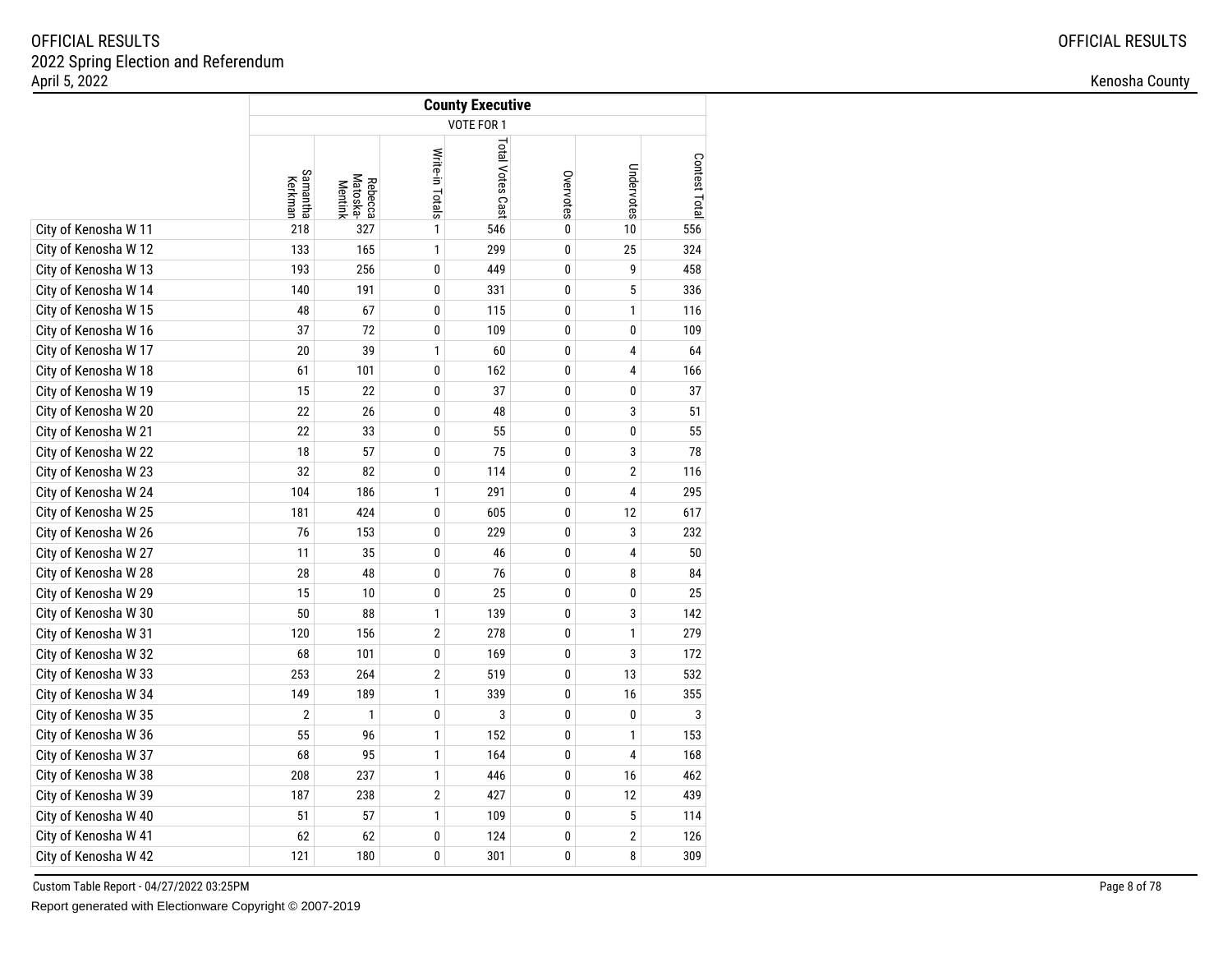| | County Executive | | | | | | |
|---|---|---|---|---|---|---|---|
| | VOTE FOR 1 | | | | | | |
| | Samantha Kerkman | Rebecca Matoska-Mentink | Write-in Totals | Total Votes Cast | Overvotes | Undervotes | Contest Total |
| City of Kenosha W 11 | 218 | 327 | 1 | 546 | 0 | 10 | 556 |
| City of Kenosha W 12 | 133 | 165 | 1 | 299 | 0 | 25 | 324 |
| City of Kenosha W 13 | 193 | 256 | 0 | 449 | 0 | 9 | 458 |
| City of Kenosha W 14 | 140 | 191 | 0 | 331 | 0 | 5 | 336 |
| City of Kenosha W 15 | 48 | 67 | 0 | 115 | 0 | 1 | 116 |
| City of Kenosha W 16 | 37 | 72 | 0 | 109 | 0 | 0 | 109 |
| City of Kenosha W 17 | 20 | 39 | 1 | 60 | 0 | 4 | 64 |
| City of Kenosha W 18 | 61 | 101 | 0 | 162 | 0 | 4 | 166 |
| City of Kenosha W 19 | 15 | 22 | 0 | 37 | 0 | 0 | 37 |
| City of Kenosha W 20 | 22 | 26 | 0 | 48 | 0 | 3 | 51 |
| City of Kenosha W 21 | 22 | 33 | 0 | 55 | 0 | 0 | 55 |
| City of Kenosha W 22 | 18 | 57 | 0 | 75 | 0 | 3 | 78 |
| City of Kenosha W 23 | 32 | 82 | 0 | 114 | 0 | 2 | 116 |
| City of Kenosha W 24 | 104 | 186 | 1 | 291 | 0 | 4 | 295 |
| City of Kenosha W 25 | 181 | 424 | 0 | 605 | 0 | 12 | 617 |
| City of Kenosha W 26 | 76 | 153 | 0 | 229 | 0 | 3 | 232 |
| City of Kenosha W 27 | 11 | 35 | 0 | 46 | 0 | 4 | 50 |
| City of Kenosha W 28 | 28 | 48 | 0 | 76 | 0 | 8 | 84 |
| City of Kenosha W 29 | 15 | 10 | 0 | 25 | 0 | 0 | 25 |
| City of Kenosha W 30 | 50 | 88 | 1 | 139 | 0 | 3 | 142 |
| City of Kenosha W 31 | 120 | 156 | 2 | 278 | 0 | 1 | 279 |
| City of Kenosha W 32 | 68 | 101 | 0 | 169 | 0 | 3 | 172 |
| City of Kenosha W 33 | 253 | 264 | 2 | 519 | 0 | 13 | 532 |
| City of Kenosha W 34 | 149 | 189 | 1 | 339 | 0 | 16 | 355 |
| City of Kenosha W 35 | 2 | 1 | 0 | 3 | 0 | 0 | 3 |
| City of Kenosha W 36 | 55 | 96 | 1 | 152 | 0 | 1 | 153 |
| City of Kenosha W 37 | 68 | 95 | 1 | 164 | 0 | 4 | 168 |
| City of Kenosha W 38 | 208 | 237 | 1 | 446 | 0 | 16 | 462 |
| City of Kenosha W 39 | 187 | 238 | 2 | 427 | 0 | 12 | 439 |
| City of Kenosha W 40 | 51 | 57 | 1 | 109 | 0 | 5 | 114 |
| City of Kenosha W 41 | 62 | 62 | 0 | 124 | 0 | 2 | 126 |
| City of Kenosha W 42 | 121 | 180 | 0 | 301 | 0 | 8 | 309 |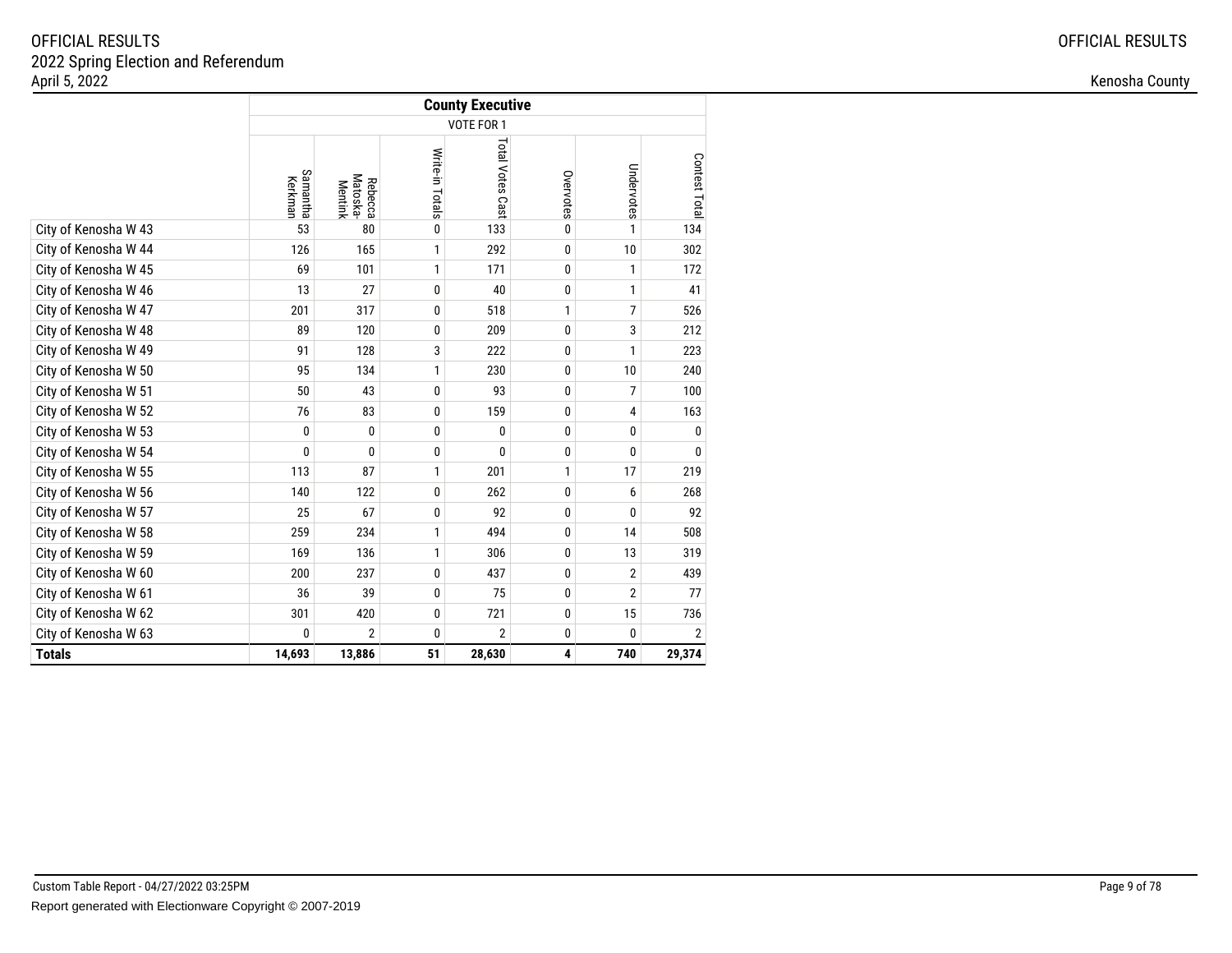OFFICIAL RESULTS
2022 Spring Election and Referendum
April 5, 2022

Kenosha County

| | County Executive | | | | | | |
|---|---|---|---|---|---|---|---|
| | VOTE FOR 1 | | | | | | |
| | Samantha Kerkman | Rebecca Matoska-Mentink | Write-in Totals | Total Votes Cast | Overvotes | Undervotes | Contest Total |
| City of Kenosha W 43 | 53 | 80 | 0 | 133 | 0 | 1 | 134 |
| City of Kenosha W 44 | 126 | 165 | 1 | 292 | 0 | 10 | 302 |
| City of Kenosha W 45 | 69 | 101 | 1 | 171 | 0 | 1 | 172 |
| City of Kenosha W 46 | 13 | 27 | 0 | 40 | 0 | 1 | 41 |
| City of Kenosha W 47 | 201 | 317 | 0 | 518 | 1 | 7 | 526 |
| City of Kenosha W 48 | 89 | 120 | 0 | 209 | 0 | 3 | 212 |
| City of Kenosha W 49 | 91 | 128 | 3 | 222 | 0 | 1 | 223 |
| City of Kenosha W 50 | 95 | 134 | 1 | 230 | 0 | 10 | 240 |
| City of Kenosha W 51 | 50 | 43 | 0 | 93 | 0 | 7 | 100 |
| City of Kenosha W 52 | 76 | 83 | 0 | 159 | 0 | 4 | 163 |
| City of Kenosha W 53 | 0 | 0 | 0 | 0 | 0 | 0 | 0 |
| City of Kenosha W 54 | 0 | 0 | 0 | 0 | 0 | 0 | 0 |
| City of Kenosha W 55 | 113 | 87 | 1 | 201 | 1 | 17 | 219 |
| City of Kenosha W 56 | 140 | 122 | 0 | 262 | 0 | 6 | 268 |
| City of Kenosha W 57 | 25 | 67 | 0 | 92 | 0 | 0 | 92 |
| City of Kenosha W 58 | 259 | 234 | 1 | 494 | 0 | 14 | 508 |
| City of Kenosha W 59 | 169 | 136 | 1 | 306 | 0 | 13 | 319 |
| City of Kenosha W 60 | 200 | 237 | 0 | 437 | 0 | 2 | 439 |
| City of Kenosha W 61 | 36 | 39 | 0 | 75 | 0 | 2 | 77 |
| City of Kenosha W 62 | 301 | 420 | 0 | 721 | 0 | 15 | 736 |
| City of Kenosha W 63 | 0 | 2 | 0 | 2 | 0 | 0 | 2 |
| **Totals** | **14,693** | **13,886** | **51** | **28,630** | **4** | **740** | **29,374** |

Custom Table Report - 04/27/2022 03:25PM

Report generated with Electionware Copyright © 2007-2019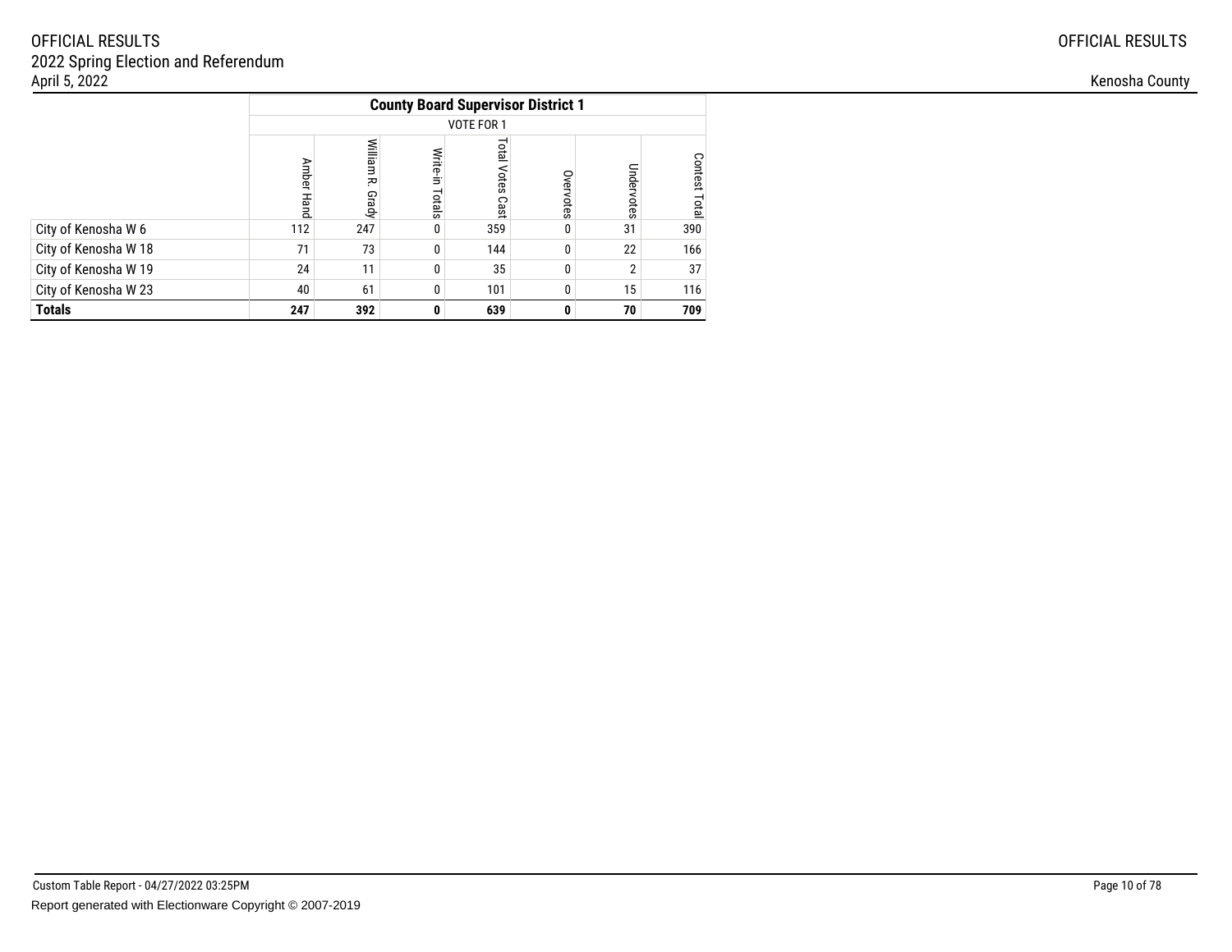OFFICIAL RESULTS
2022 Spring Election and Referendum
April 5, 2022

Kenosha County

| | County Board Supervisor District 1 | | | | | | |
|---|---|---|---|---|---|---|---|
| | VOTE FOR 1 | | | | | | |
| | Amber Hand | William R. Grady | Write-in Totals | Total Votes Cast | Overvotes | Undervotes | Contest Total |
| City of Kenosha W 6 | 112 | 247 | 0 | 359 | 0 | 31 | 390 |
| City of Kenosha W 18 | 71 | 73 | 0 | 144 | 0 | 22 | 166 |
| City of Kenosha W 19 | 24 | 11 | 0 | 35 | 0 | 2 | 37 |
| City of Kenosha W 23 | 40 | 61 | 0 | 101 | 0 | 15 | 116 |
| **Totals** | **247** | **392** | **0** | **639** | **0** | **70** | **709** |

Custom Table Report - 04/27/2022 03:25PM
Report generated with Electionware Copyright © 2007-2019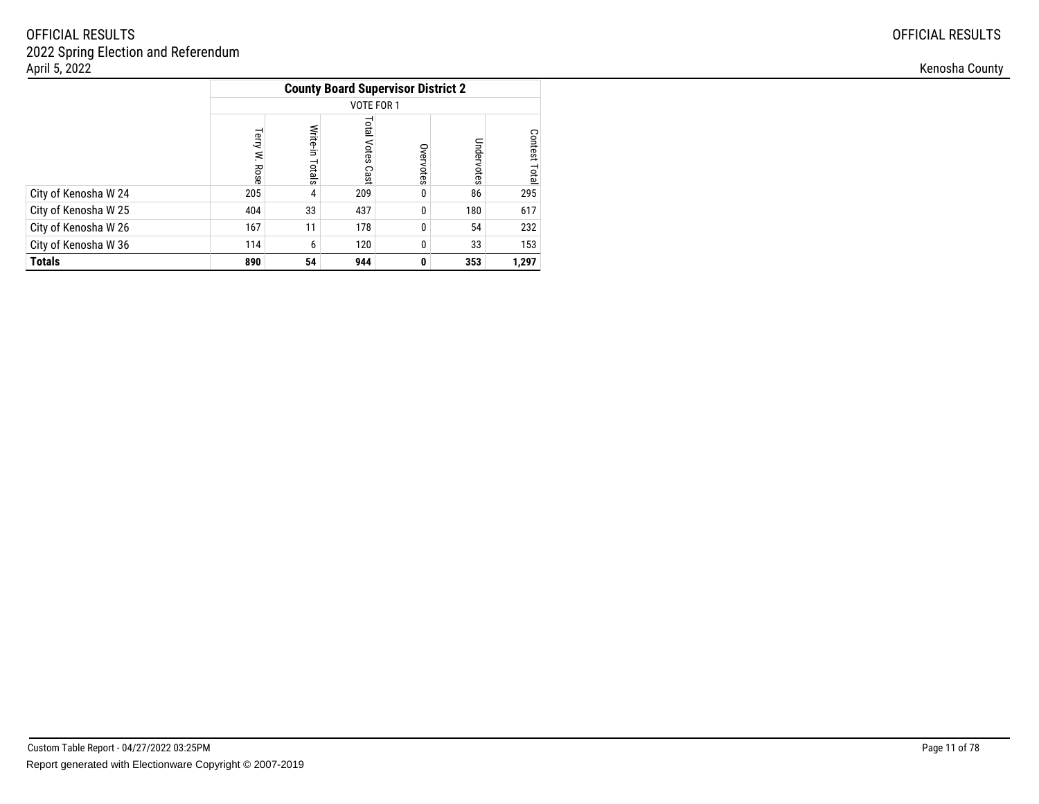OFFICIAL RESULTS
2022 Spring Election and Referendum
April 5, 2022

Kenosha County

| | County Board Supervisor District 2 | | | | | |
|---|---|---|---|---|---|---|
| | VOTE FOR 1 | | | | | |
| | Terry W. Rose | Write-in Totals | Total Votes Cast | Overvotes | Undervotes | Contest Total |
| City of Kenosha W 24 | 205 | 4 | 209 | 0 | 86 | 295 |
| City of Kenosha W 25 | 404 | 33 | 437 | 0 | 180 | 617 |
| City of Kenosha W 26 | 167 | 11 | 178 | 0 | 54 | 232 |
| City of Kenosha W 36 | 114 | 6 | 120 | 0 | 33 | 153 |
| **Totals** | **890** | **54** | **944** | **0** | **353** | **1,297** |

Custom Table Report - 04/27/2022 03:25PM

Report generated with Electionware Copyright © 2007-2019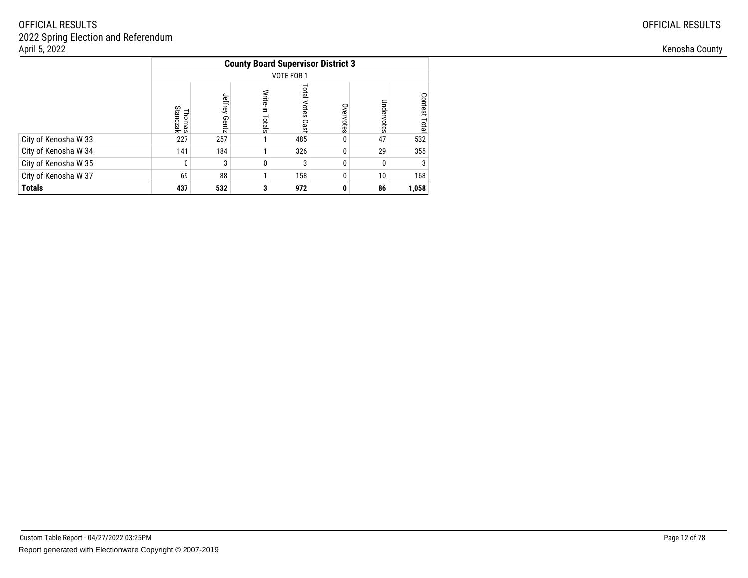| | County Board Supervisor District 3 | | | | | | |
|---|---|---|---|---|---|---|---|
| | VOTE FOR 1 | | | | | | |
| | Thomas Stanczak | Jeffrey Gentz | Write-in Totals | Total Votes Cast | Overvotes | Undervotes | Contest Total |
| City of Kenosha W 33 | 227 | 257 | 1 | 485 | 0 | 47 | 532 |
| City of Kenosha W 34 | 141 | 184 | 1 | 326 | 0 | 29 | 355 |
| City of Kenosha W 35 | 0 | 3 | 0 | 3 | 0 | 0 | 3 |
| City of Kenosha W 37 | 69 | 88 | 1 | 158 | 0 | 10 | 168 |
| **Totals** | **437** | **532** | **3** | **972** | **0** | **86** | **1,058** |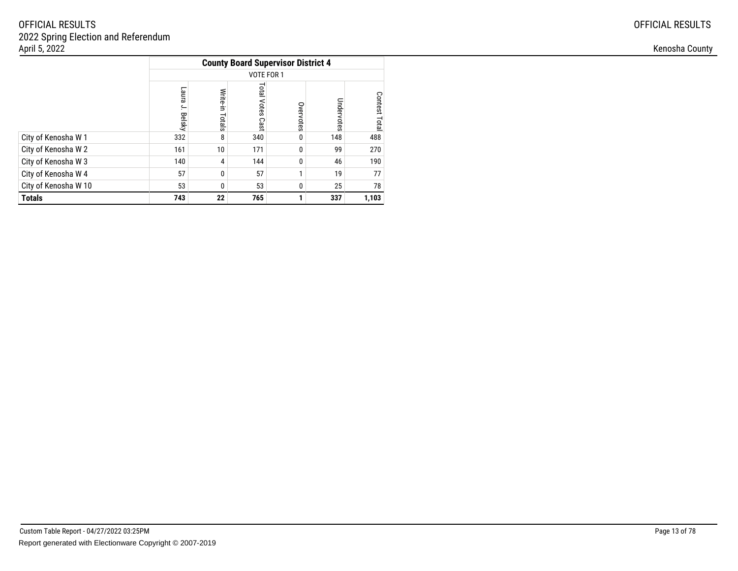OFFICIAL RESULTS
2022 Spring Election and Referendum
April 5, 2022

Kenosha County

| | County Board Supervisor District 4 | | | | | |
|---|---|---|---|---|---|---|
| | VOTE FOR 1 | | | | | |
| | Laura J. Belsky | Write-in Totals | Total Votes Cast | Overvotes | Undervotes | Contest Total |
| City of Kenosha W 1 | 332 | 8 | 340 | 0 | 148 | 488 |
| City of Kenosha W 2 | 161 | 10 | 171 | 0 | 99 | 270 |
| City of Kenosha W 3 | 140 | 4 | 144 | 0 | 46 | 190 |
| City of Kenosha W 4 | 57 | 0 | 57 | 1 | 19 | 77 |
| City of Kenosha W 10 | 53 | 0 | 53 | 0 | 25 | 78 |
| **Totals** | **743** | **22** | **765** | **1** | **337** | **1,103** |

Custom Table Report - 04/27/2022 03:25PM

Report generated with Electionware Copyright © 2007-2019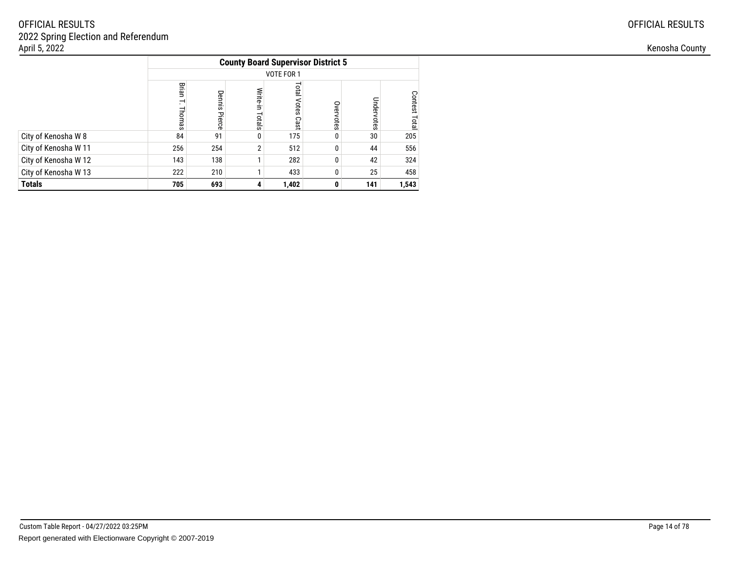| | County Board Supervisor District 5 | | | | | | |
|---|---|---|---|---|---|---|---|
| | VOTE FOR 1 | | | | | | |
| | Brian T. Thomas | Dennis Pierce | Write-in Totals | Total Votes Cast | Overvotes | Undervotes | Contest Total |
| City of Kenosha W 8 | 84 | 91 | 0 | 175 | 0 | 30 | 205 |
| City of Kenosha W 11 | 256 | 254 | 2 | 512 | 0 | 44 | 556 |
| City of Kenosha W 12 | 143 | 138 | 1 | 282 | 0 | 42 | 324 |
| City of Kenosha W 13 | 222 | 210 | 1 | 433 | 0 | 25 | 458 |
| **Totals** | **705** | **693** | **4** | **1,402** | **0** | **141** | **1,543** |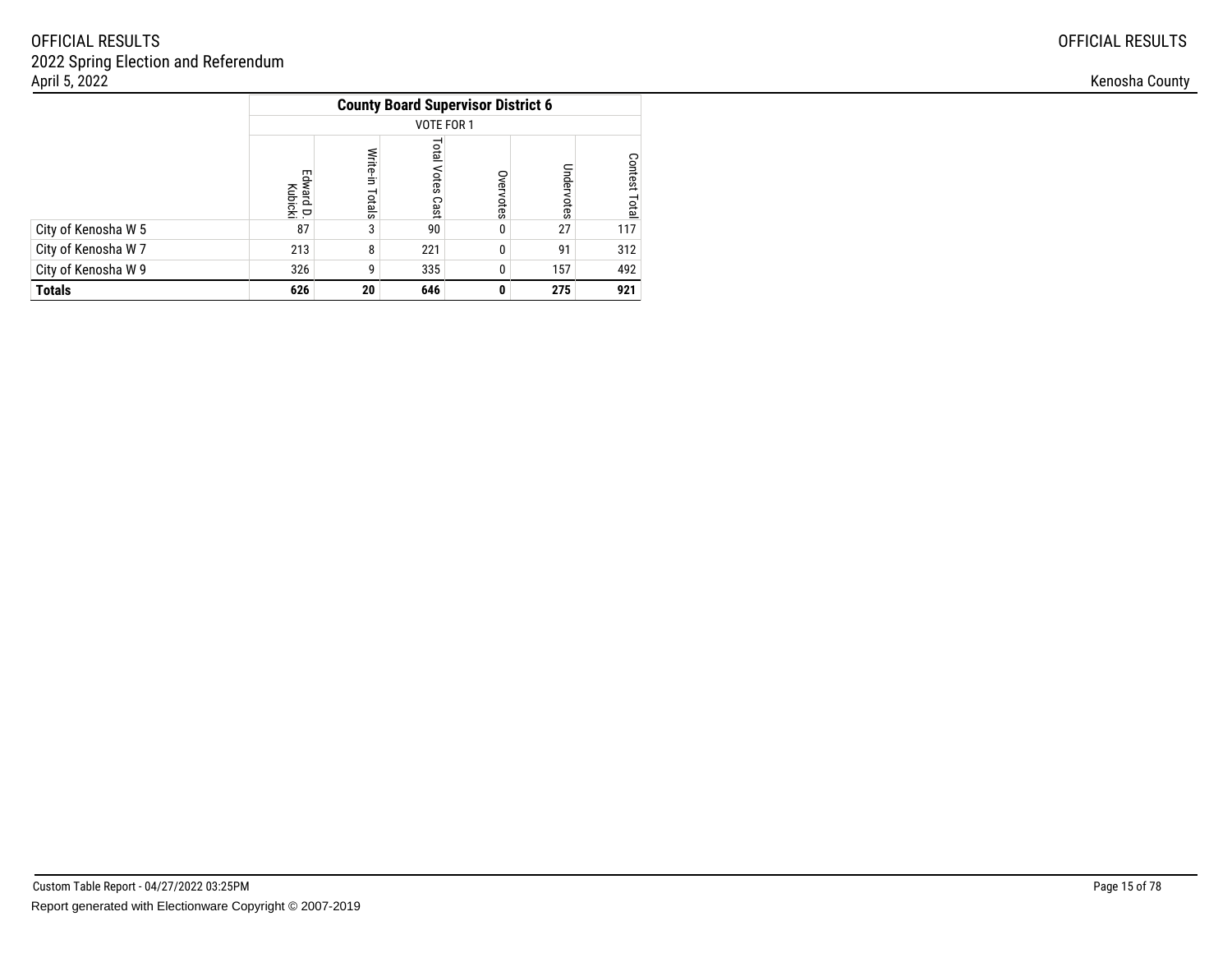| | County Board Supervisor District 6 | | | | | |
|---|---|---|---|---|---|---|
| | VOTE FOR 1 | | | | | |
| | Edward D. Kubicki | Write-in Totals | Total Votes Cast | Overvotes | Undervotes | Contest Total |
| City of Kenosha W 5 | 87 | 3 | 90 | 0 | 27 | 117 |
| City of Kenosha W 7 | 213 | 8 | 221 | 0 | 91 | 312 |
| City of Kenosha W 9 | 326 | 9 | 335 | 0 | 157 | 492 |
| **Totals** | **626** | **20** | **646** | **0** | **275** | **921** |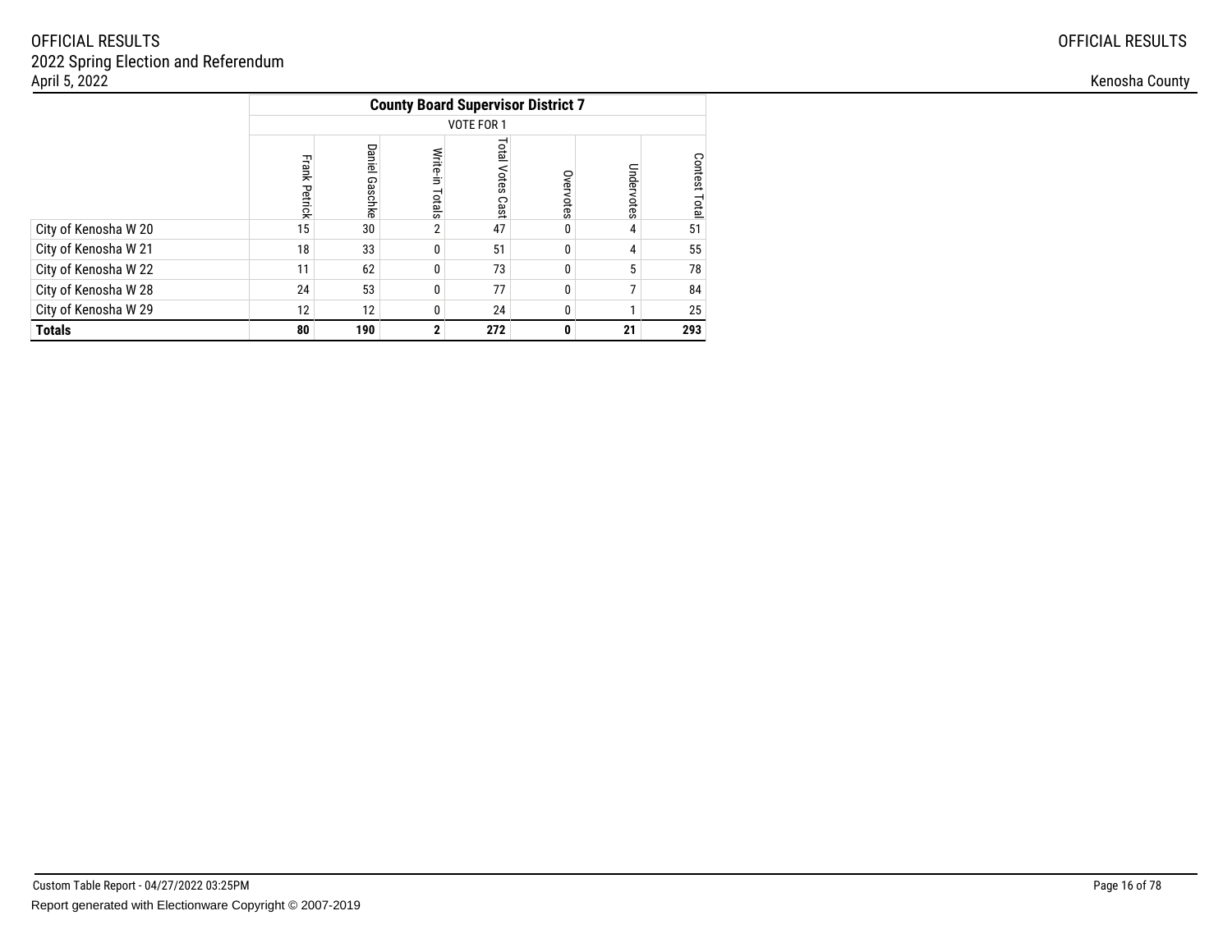## County Board Supervisor District 7

VOTE FOR 1

| | Frank Petrick | Daniel Gaschke | Write-in Totals | Total Votes Cast | Overvotes | Undervotes | Contest Total |
|---|---|---|---|---|---|---|---|
| City of Kenosha W 20 | 15 | 30 | 2 | 47 | 0 | 4 | 51 |
| City of Kenosha W 21 | 18 | 33 | 0 | 51 | 0 | 4 | 55 |
| City of Kenosha W 22 | 11 | 62 | 0 | 73 | 0 | 5 | 78 |
| City of Kenosha W 28 | 24 | 53 | 0 | 77 | 0 | 7 | 84 |
| City of Kenosha W 29 | 12 | 12 | 0 | 24 | 0 | 1 | 25 |
| **Totals** | **80** | **190** | **2** | **272** | **0** | **21** | **293** |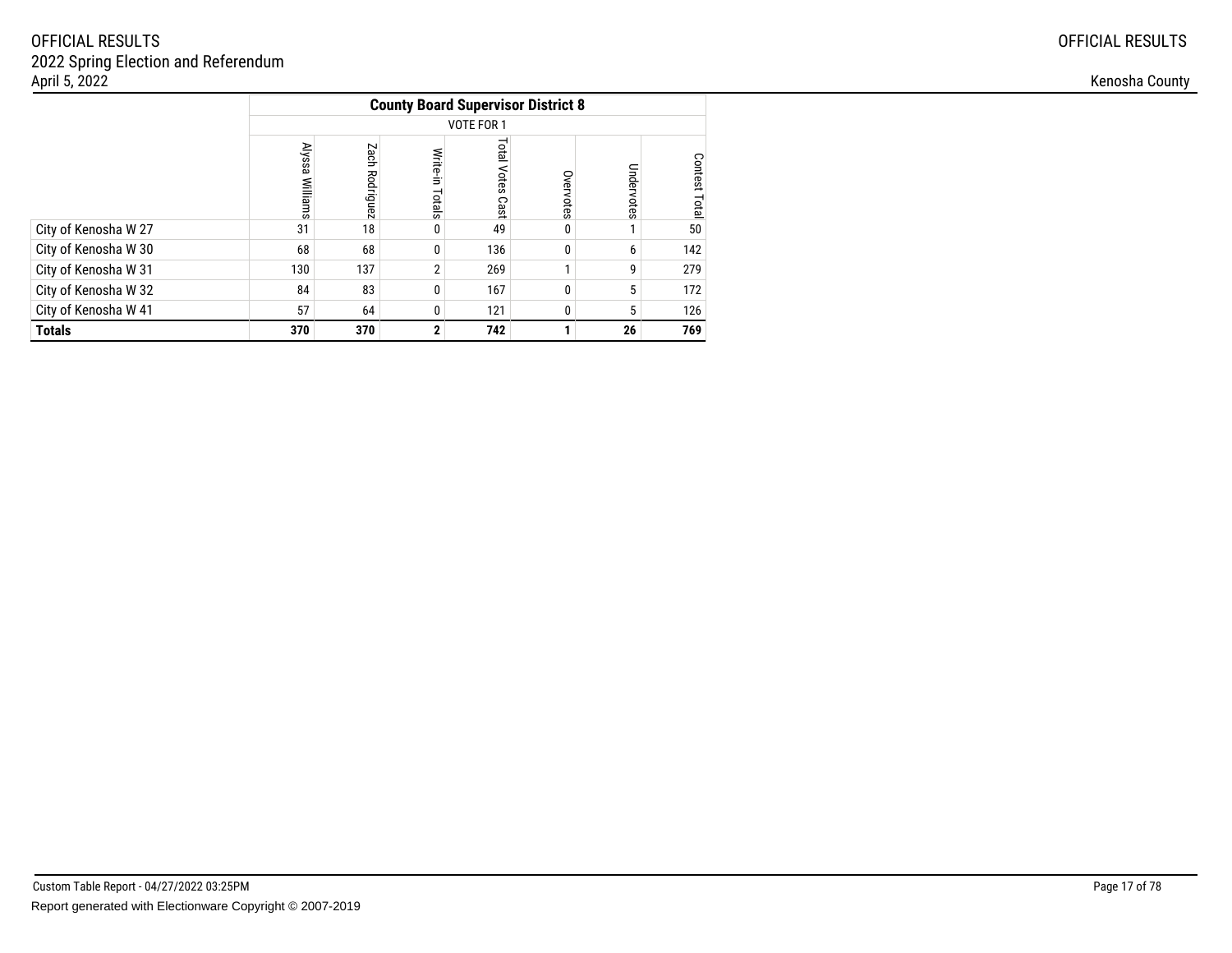| | County Board Supervisor District 8 | | | | | | |
|---|---|---|---|---|---|---|---|
| | VOTE FOR 1 | | | | | | |
| | Alyssa Williams | Zach Rodriguez | Write-in Totals | Total Votes Cast | Overvotes | Undervotes | Contest Total |
| City of Kenosha W 27 | 31 | 18 | 0 | 49 | 0 | 1 | 50 |
| City of Kenosha W 30 | 68 | 68 | 0 | 136 | 0 | 6 | 142 |
| City of Kenosha W 31 | 130 | 137 | 2 | 269 | 1 | 9 | 279 |
| City of Kenosha W 32 | 84 | 83 | 0 | 167 | 0 | 5 | 172 |
| City of Kenosha W 41 | 57 | 64 | 0 | 121 | 0 | 5 | 126 |
| **Totals** | **370** | **370** | **2** | **742** | **1** | **26** | **769** |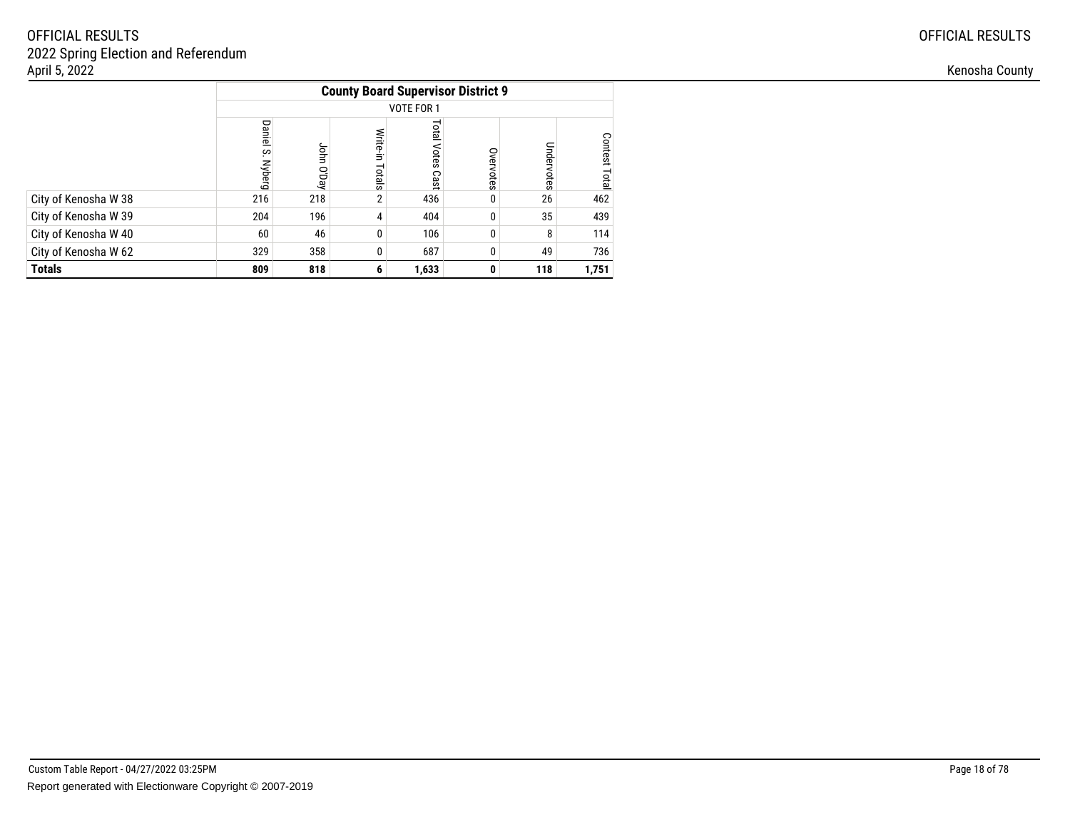OFFICIAL RESULTS
2022 Spring Election and Referendum
April 5, 2022

Kenosha County

| | County Board Supervisor District 9 | | | | | | |
|---|---|---|---|---|---|---|---|
| | VOTE FOR 1 | | | | | | |
| | Daniel S. Nyberg | John O'Day | Write-in Totals | Total Votes Cast | Overvotes | Undervotes | Contest Total |
| City of Kenosha W 38 | 216 | 218 | 2 | 436 | 0 | 26 | 462 |
| City of Kenosha W 39 | 204 | 196 | 4 | 404 | 0 | 35 | 439 |
| City of Kenosha W 40 | 60 | 46 | 0 | 106 | 0 | 8 | 114 |
| City of Kenosha W 62 | 329 | 358 | 0 | 687 | 0 | 49 | 736 |
| **Totals** | **809** | **818** | **6** | **1,633** | **0** | **118** | **1,751** |

Custom Table Report - 04/27/2022 03:25PM

Report generated with Electionware Copyright © 2007-2019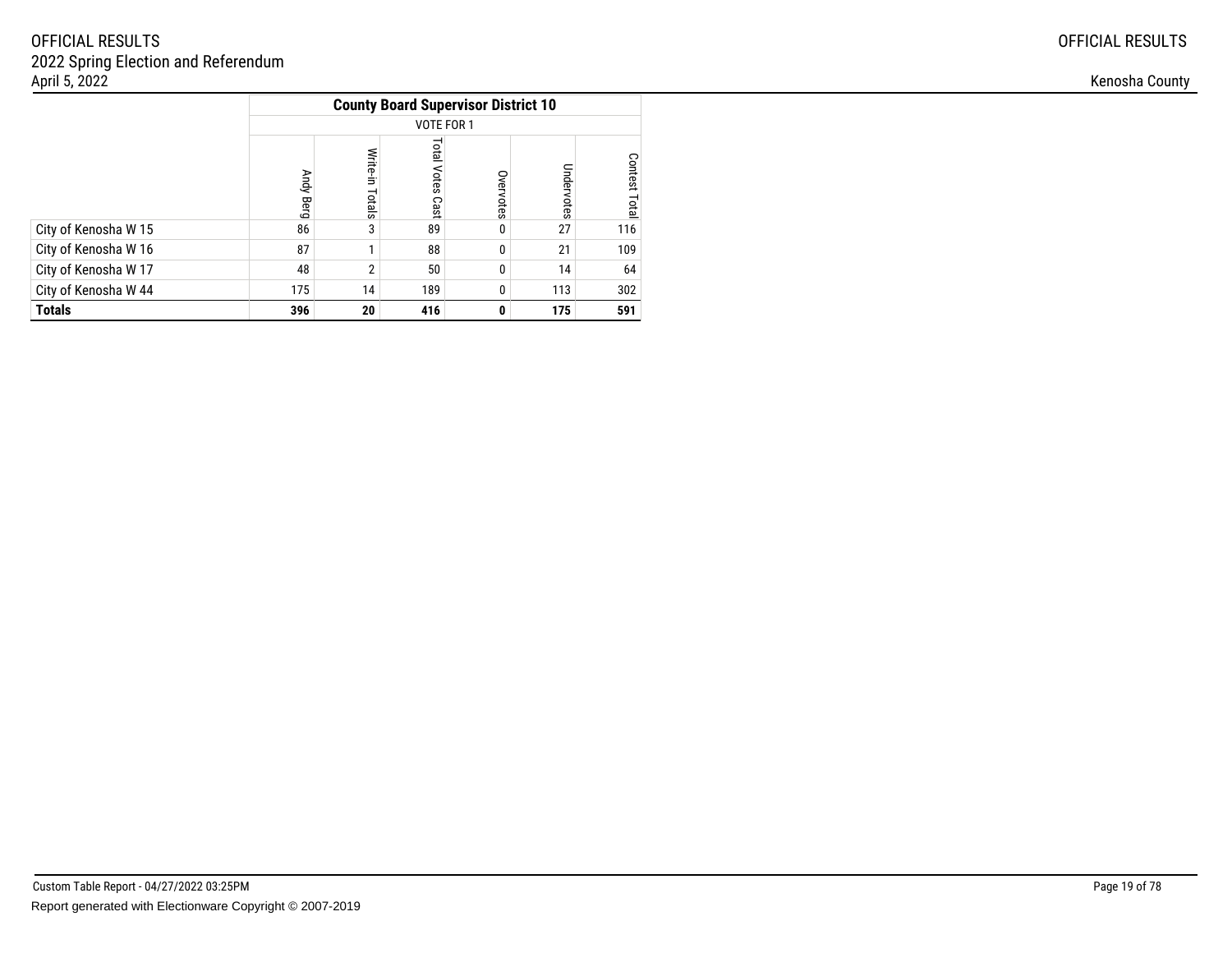| | County Board Supervisor District 10 | | | | | |
|---|---|---|---|---|---|---|
| | VOTE FOR 1 | | | | | |
| | Andy Berg | Write-in Totals | Total Votes Cast | Overvotes | Undervotes | Contest Total |
| City of Kenosha W 15 | 86 | 3 | 89 | 0 | 27 | 116 |
| City of Kenosha W 16 | 87 | 1 | 88 | 0 | 21 | 109 |
| City of Kenosha W 17 | 48 | 2 | 50 | 0 | 14 | 64 |
| City of Kenosha W 44 | 175 | 14 | 189 | 0 | 113 | 302 |
| **Totals** | **396** | **20** | **416** | **0** | **175** | **591** |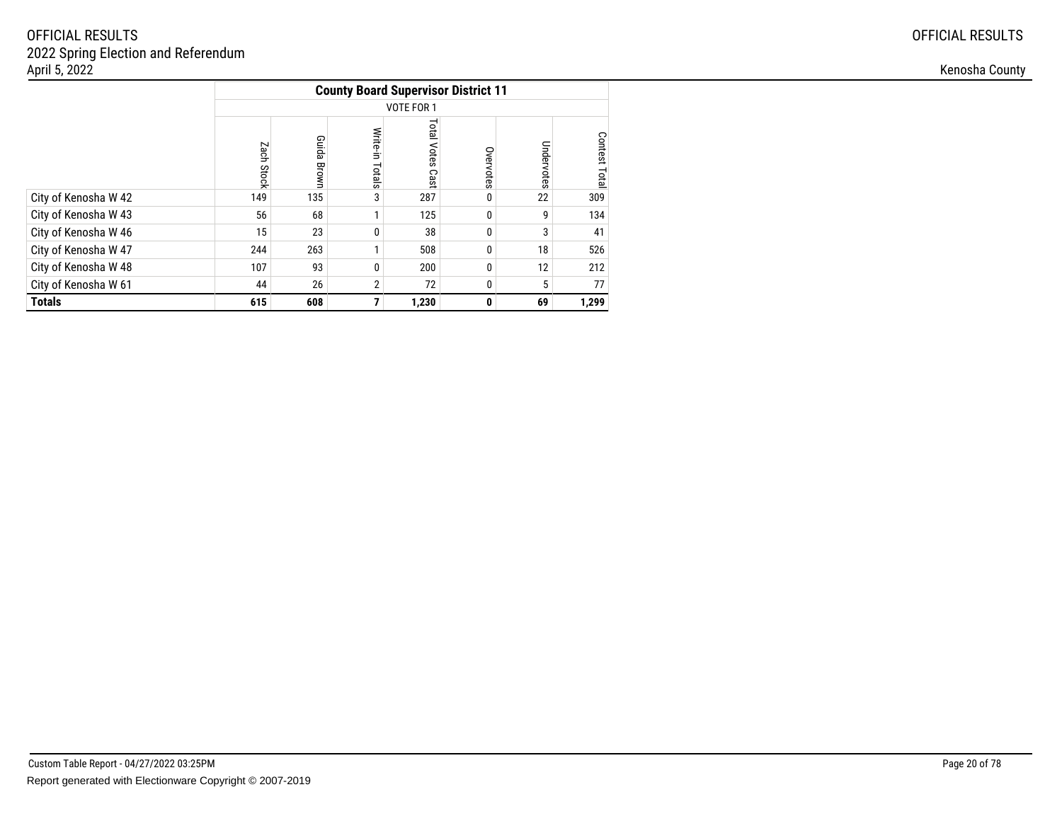| | County Board Supervisor District 11 | | | | | | |
|---|---|---|---|---|---|---|---|
| | VOTE FOR 1 | | | | | | |
| | Zach Stock | Guida Brown | Write-in Totals | Total Votes Cast | Overvotes | Undervotes | Contest Total |
| City of Kenosha W 42 | 149 | 135 | 3 | 287 | 0 | 22 | 309 |
| City of Kenosha W 43 | 56 | 68 | 1 | 125 | 0 | 9 | 134 |
| City of Kenosha W 46 | 15 | 23 | 0 | 38 | 0 | 3 | 41 |
| City of Kenosha W 47 | 244 | 263 | 1 | 508 | 0 | 18 | 526 |
| City of Kenosha W 48 | 107 | 93 | 0 | 200 | 0 | 12 | 212 |
| City of Kenosha W 61 | 44 | 26 | 2 | 72 | 0 | 5 | 77 |
| **Totals** | **615** | **608** | **7** | **1,230** | **0** | **69** | **1,299** |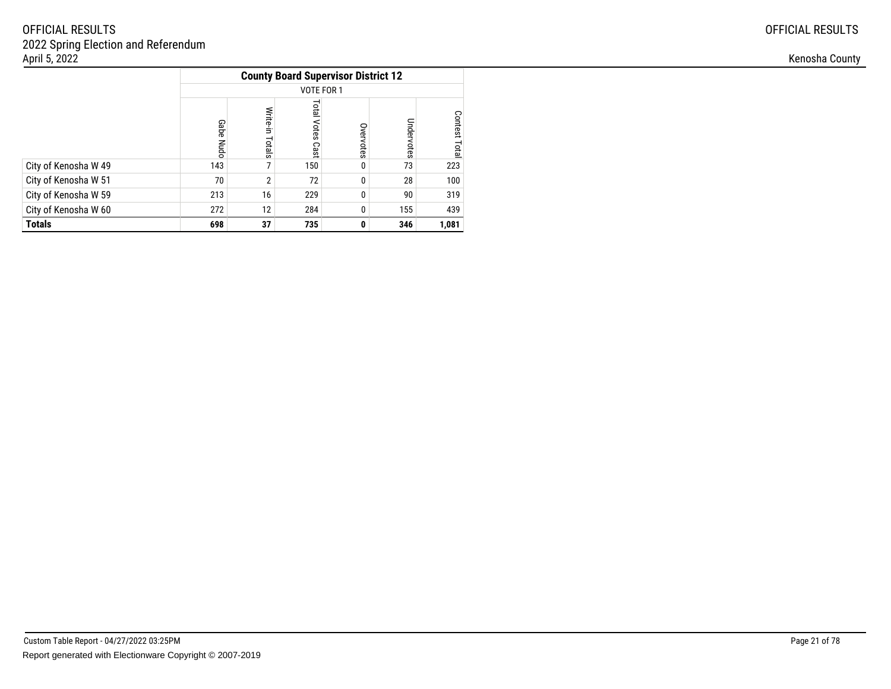| | County Board Supervisor District 12 | | | | | |
|---|---|---|---|---|---|---|
| | VOTE FOR 1 | | | | | |
| | Gabe Nudo | Write-in Totals | Total Votes Cast | Overvotes | Undervotes | Contest Total |
| City of Kenosha W 49 | 143 | 7 | 150 | 0 | 73 | 223 |
| City of Kenosha W 51 | 70 | 2 | 72 | 0 | 28 | 100 |
| City of Kenosha W 59 | 213 | 16 | 229 | 0 | 90 | 319 |
| City of Kenosha W 60 | 272 | 12 | 284 | 0 | 155 | 439 |
| **Totals** | **698** | **37** | **735** | **0** | **346** | **1,081** |

Custom Table Report - 04/27/2022 03:25PM

Report generated with Electionware Copyright © 2007-2019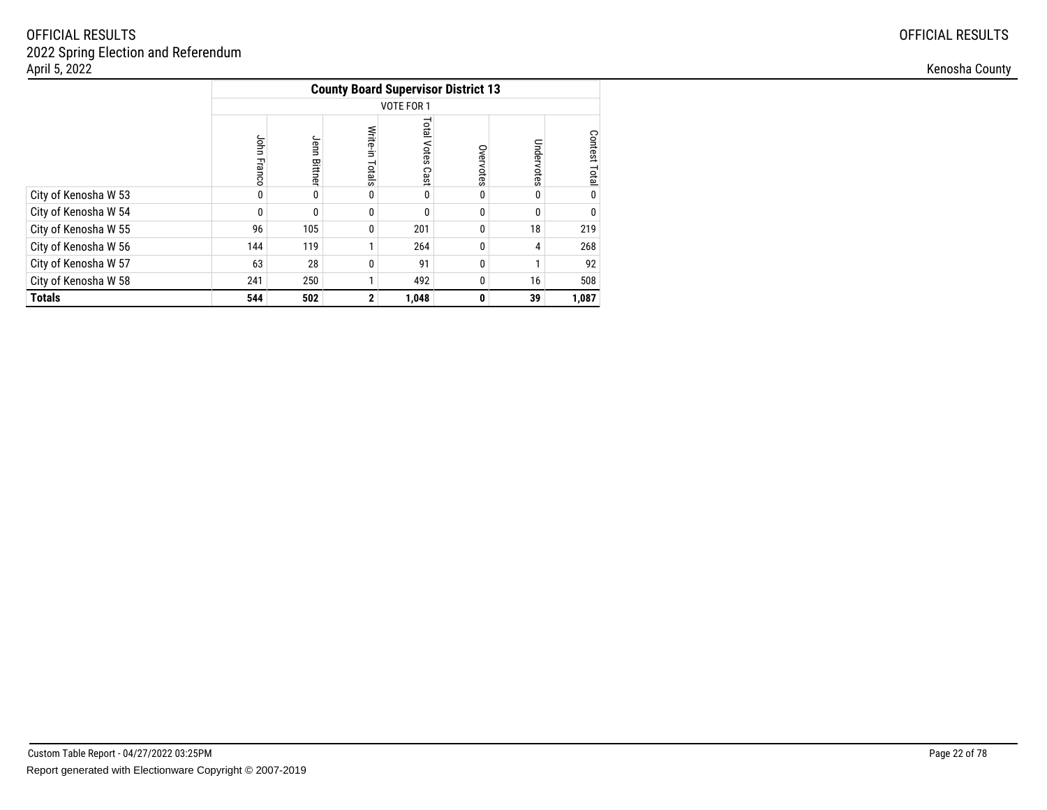OFFICIAL RESULTS
2022 Spring Election and Referendum
April 5, 2022

Kenosha County

| | County Board Supervisor District 13 | | | | | | |
|---|---|---|---|---|---|---|---|
| | VOTE FOR 1 | | | | | | |
| | John Franco | Jenn Bittner | Write-in Totals | Total Votes Cast | Overvotes | Undervotes | Contest Total |
| City of Kenosha W 53 | 0 | 0 | 0 | 0 | 0 | 0 | 0 |
| City of Kenosha W 54 | 0 | 0 | 0 | 0 | 0 | 0 | 0 |
| City of Kenosha W 55 | 96 | 105 | 0 | 201 | 0 | 18 | 219 |
| City of Kenosha W 56 | 144 | 119 | 1 | 264 | 0 | 4 | 268 |
| City of Kenosha W 57 | 63 | 28 | 0 | 91 | 0 | 1 | 92 |
| City of Kenosha W 58 | 241 | 250 | 1 | 492 | 0 | 16 | 508 |
| **Totals** | **544** | **502** | **2** | **1,048** | **0** | **39** | **1,087** |

Custom Table Report - 04/27/2022 03:25PM

Report generated with Electionware Copyright © 2007-2019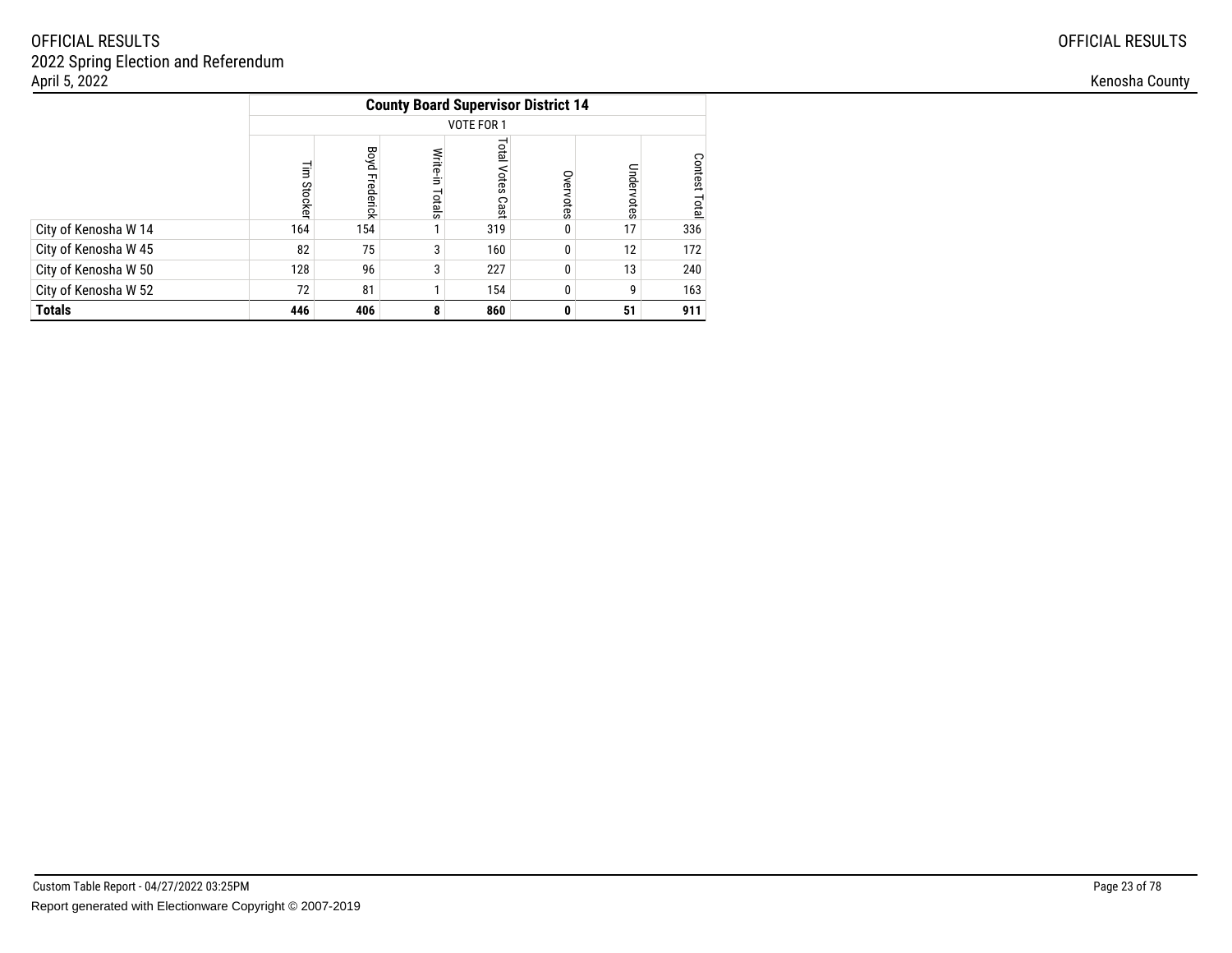| | County Board Supervisor District 14 | | | | | | |
|---|---|---|---|---|---|---|---|
| | VOTE FOR 1 | | | | | | |
| | Tim Stocker | Boyd Frederick | Write-in Totals | Total Votes Cast | Overvotes | Undervotes | Contest Total |
| City of Kenosha W 14 | 164 | 154 | 1 | 319 | 0 | 17 | 336 |
| City of Kenosha W 45 | 82 | 75 | 3 | 160 | 0 | 12 | 172 |
| City of Kenosha W 50 | 128 | 96 | 3 | 227 | 0 | 13 | 240 |
| City of Kenosha W 52 | 72 | 81 | 1 | 154 | 0 | 9 | 163 |
| **Totals** | **446** | **406** | **8** | **860** | **0** | **51** | **911** |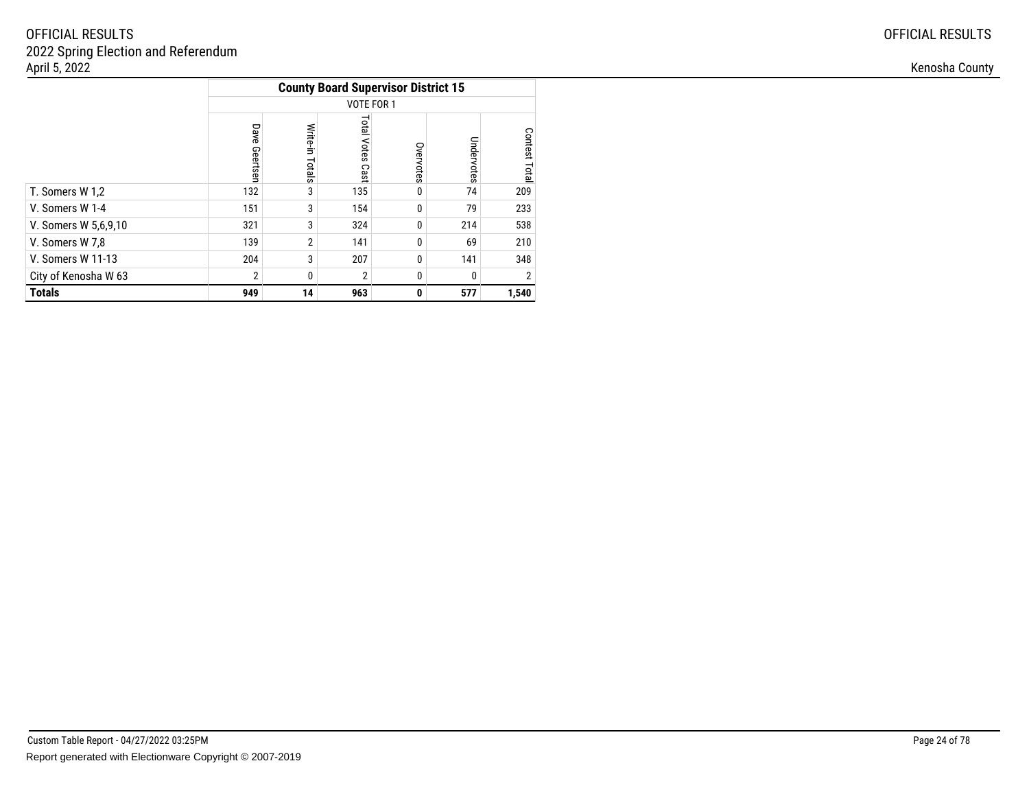| | County Board Supervisor District 15 | | | | | |
|---|---|---|---|---|---|---|
| | VOTE FOR 1 | | | | | |
| | Dave Geertsen | Write-in Totals | Total Votes Cast | Overvotes | Undervotes | Contest Total |
| T. Somers W 1,2 | 132 | 3 | 135 | 0 | 74 | 209 |
| V. Somers W 1-4 | 151 | 3 | 154 | 0 | 79 | 233 |
| V. Somers W 5,6,9,10 | 321 | 3 | 324 | 0 | 214 | 538 |
| V. Somers W 7,8 | 139 | 2 | 141 | 0 | 69 | 210 |
| V. Somers W 11-13 | 204 | 3 | 207 | 0 | 141 | 348 |
| City of Kenosha W 63 | 2 | 0 | 2 | 0 | 0 | 2 |
| **Totals** | **949** | **14** | **963** | **0** | **577** | **1,540** |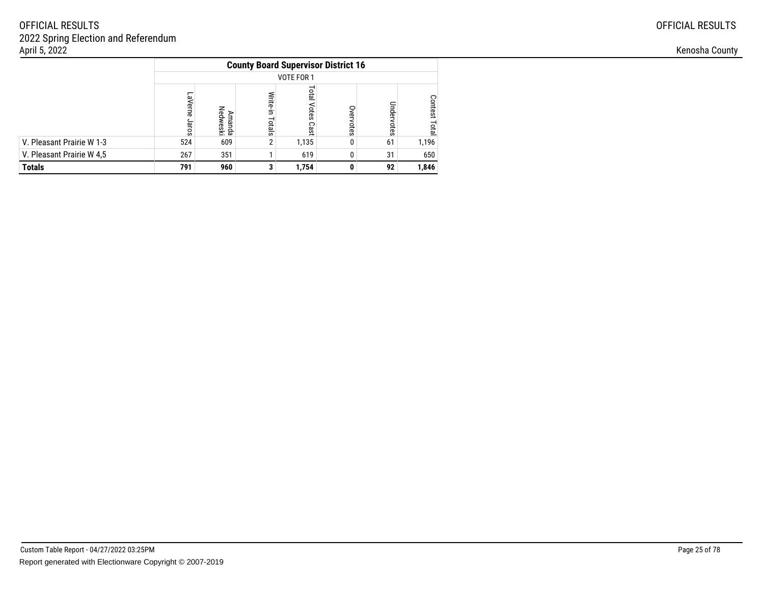OFFICIAL RESULTS
2022 Spring Election and Referendum
April 5, 2022

Kenosha County

| | County Board Supervisor District 16 | | | | | | |
|---|---|---|---|---|---|---|---|
| | VOTE FOR 1 | | | | | | |
| | LaVerne Jaros | Amanda Nedweski | Write-in Totals | Total Votes Cast | Overvotes | Undervotes | Contest Total |
| V. Pleasant Prairie W 1-3 | 524 | 609 | 2 | 1,135 | 0 | 61 | 1,196 |
| V. Pleasant Prairie W 4,5 | 267 | 351 | 1 | 619 | 0 | 31 | 650 |
| **Totals** | **791** | **960** | **3** | **1,754** | **0** | **92** | **1,846** |

Custom Table Report - 04/27/2022 03:25PM

Report generated with Electionware Copyright © 2007-2019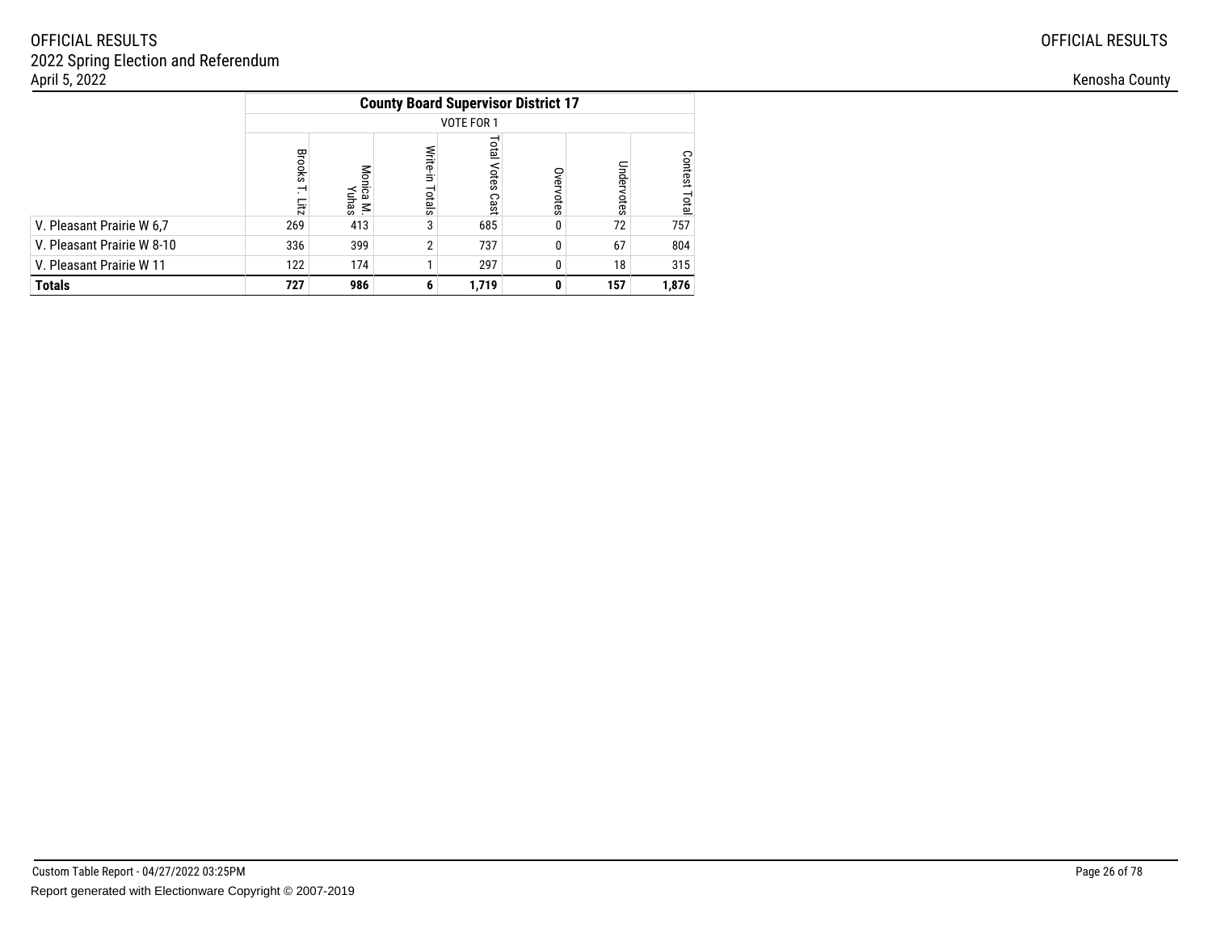|  | County Board Supervisor District 17 |  |  |  |  |  |  |
|---|---|---|---|---|---|---|---|
|  | VOTE FOR 1 |  |  |  |  |  |  |
|  | Brooks T. Litz | Monica M. Yuhas | Write-in Totals | Total Votes Cast | Overvotes | Undervotes | Contest Total |
| V. Pleasant Prairie W 6,7 | 269 | 413 | 3 | 685 | 0 | 72 | 757 |
| V. Pleasant Prairie W 8-10 | 336 | 399 | 2 | 737 | 0 | 67 | 804 |
| V. Pleasant Prairie W 11 | 122 | 174 | 1 | 297 | 0 | 18 | 315 |
| **Totals** | **727** | **986** | **6** | **1,719** | **0** | **157** | **1,876** |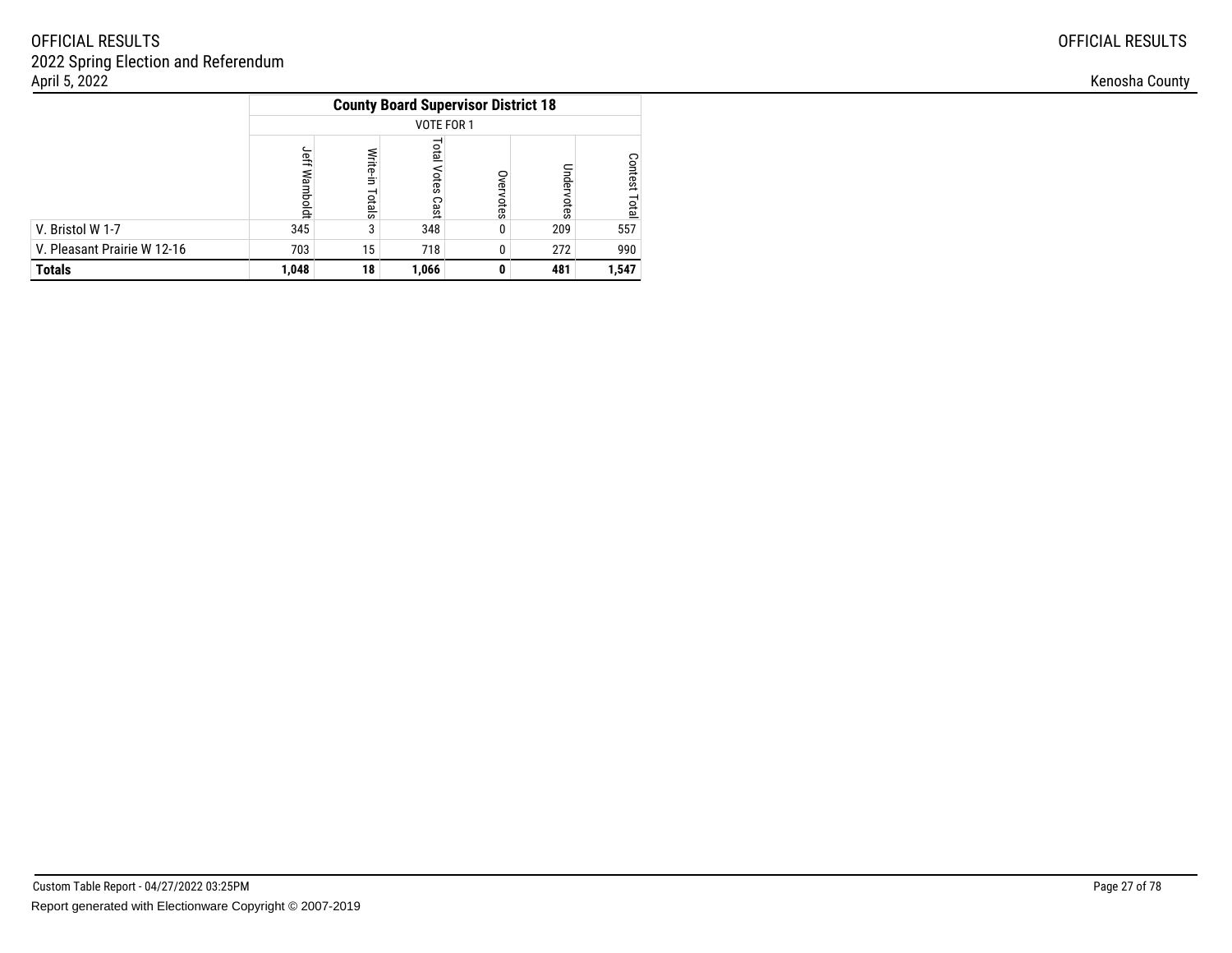| | County Board Supervisor District 18 | | | | | |
|---|---|---|---|---|---|---|
| | VOTE FOR 1 | | | | | |
| | Jeff Wamboldt | Write-in Totals | Total Votes Cast | Overvotes | Undervotes | Contest Total |
| V. Bristol W 1-7 | 345 | 3 | 348 | 0 | 209 | 557 |
| V. Pleasant Prairie W 12-16 | 703 | 15 | 718 | 0 | 272 | 990 |
| **Totals** | **1,048** | **18** | **1,066** | **0** | **481** | **1,547** |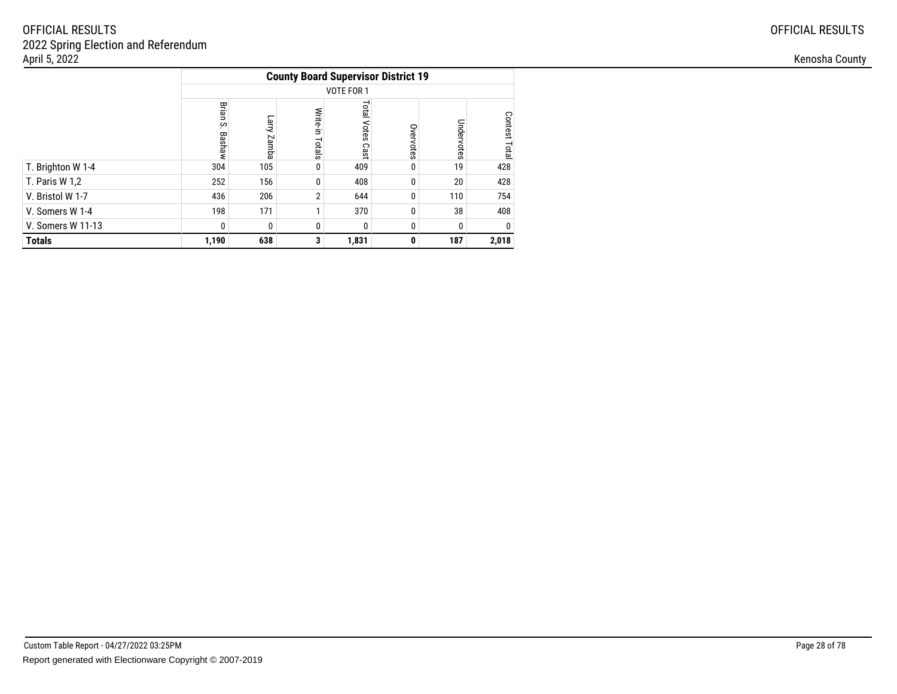OFFICIAL RESULTS
2022 Spring Election and Referendum
April 5, 2022

Kenosha County

| | County Board Supervisor District 19 | | | | | | |
|---|---|---|---|---|---|---|---|
| | VOTE FOR 1 | | | | | | |
| | Brian S. Bashaw | Larry Zamba | Write-in Totals | Total Votes Cast | Overvotes | Undervotes | Contest Total |
| T. Brighton W 1-4 | 304 | 105 | 0 | 409 | 0 | 19 | 428 |
| T. Paris W 1,2 | 252 | 156 | 0 | 408 | 0 | 20 | 428 |
| V. Bristol W 1-7 | 436 | 206 | 2 | 644 | 0 | 110 | 754 |
| V. Somers W 1-4 | 198 | 171 | 1 | 370 | 0 | 38 | 408 |
| V. Somers W 11-13 | 0 | 0 | 0 | 0 | 0 | 0 | 0 |
| **Totals** | **1,190** | **638** | **3** | **1,831** | **0** | **187** | **2,018** |

Custom Table Report - 04/27/2022 03:25PM

Report generated with Electionware Copyright © 2007-2019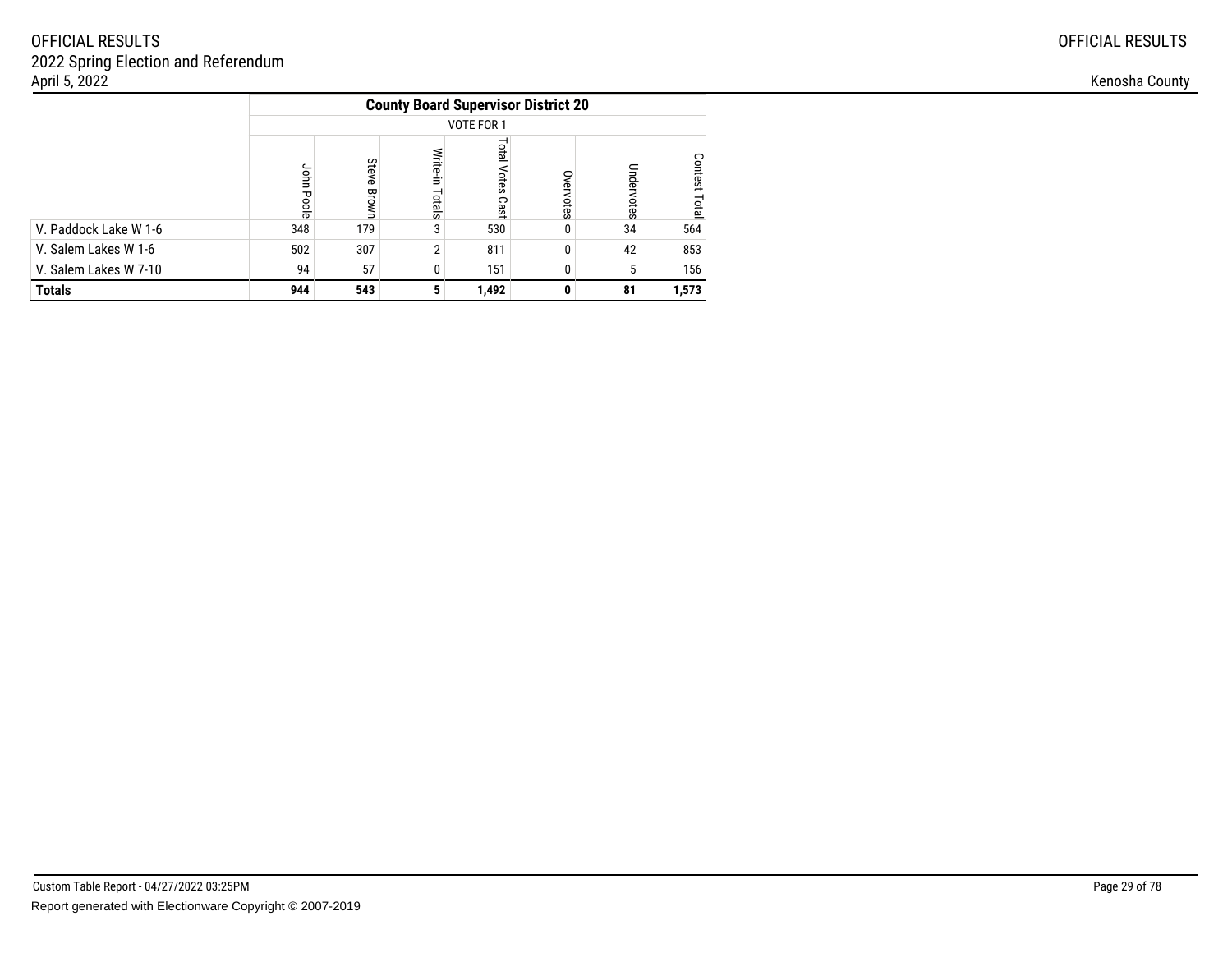OFFICIAL RESULTS
2022 Spring Election and Referendum
April 5, 2022

Kenosha County

| | County Board Supervisor District 20 | | | | | | |
|---|---|---|---|---|---|---|---|
| | VOTE FOR 1 | | | | | | |
| | John Poole | Steve Brown | Write-in Totals | Total Votes Cast | Overvotes | Undervotes | Contest Total |
| V. Paddock Lake W 1-6 | 348 | 179 | 3 | 530 | 0 | 34 | 564 |
| V. Salem Lakes W 1-6 | 502 | 307 | 2 | 811 | 0 | 42 | 853 |
| V. Salem Lakes W 7-10 | 94 | 57 | 0 | 151 | 0 | 5 | 156 |
| **Totals** | **944** | **543** | **5** | **1,492** | **0** | **81** | **1,573** |

Custom Table Report - 04/27/2022 03:25PM

Report generated with Electionware Copyright © 2007-2019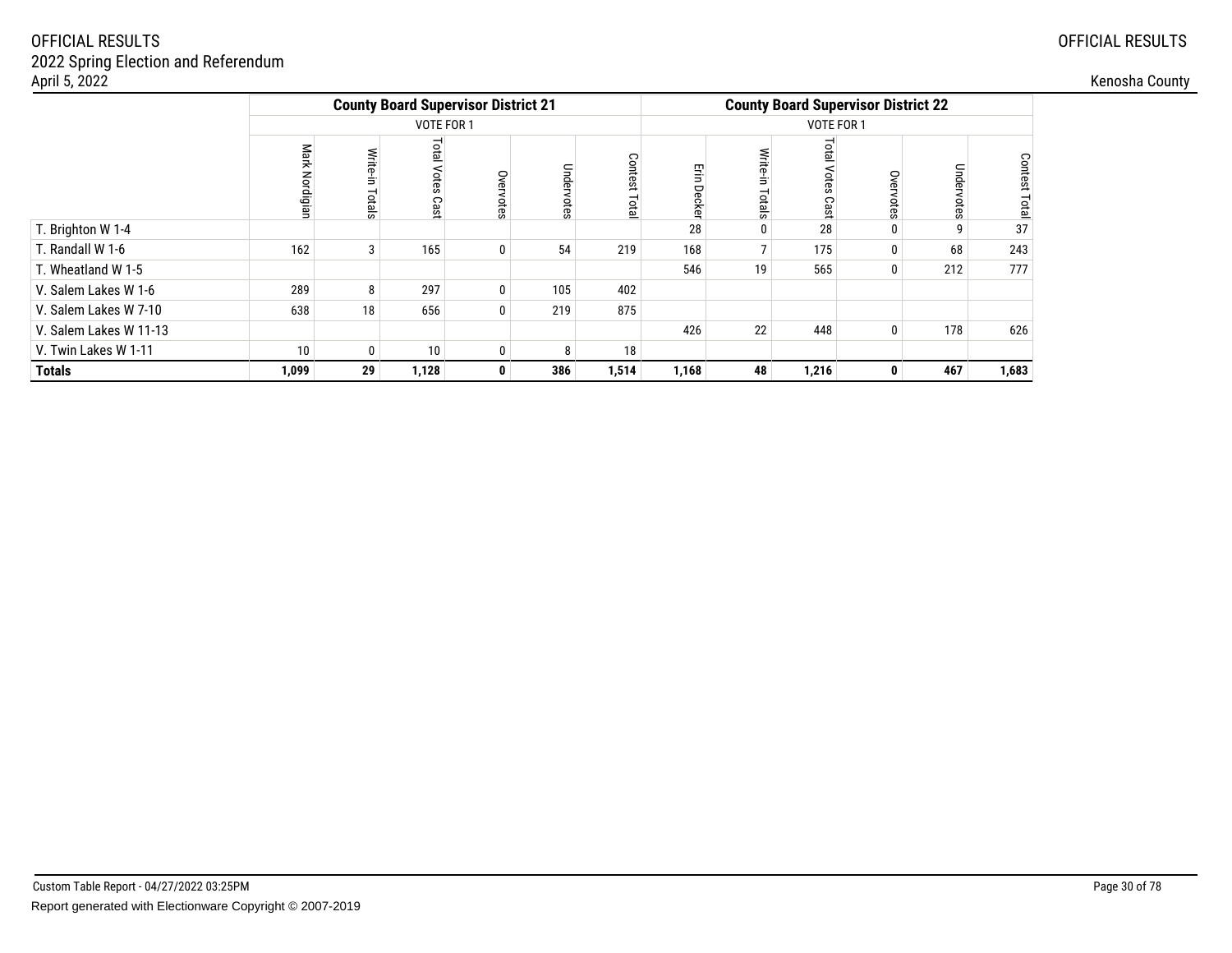OFFICIAL RESULTS
2022 Spring Election and Referendum
April 5, 2022

Kenosha County

| | County Board Supervisor District 21 | | | | | | County Board Supervisor District 22 | | | | | |
|---|---|---|---|---|---|---|---|---|---|---|---|---|
| | VOTE FOR 1 | | | | | | VOTE FOR 1 | | | | | |
| | Mark Nordigian | Write-in Totals | Total Votes Cast | Overvotes | Undervotes | Contest Total | Erin Decker | Write-in Totals | Total Votes Cast | Overvotes | Undervotes | Contest Total |
| T. Brighton W 1-4 | | | | | | | 28 | 0 | 28 | 0 | 9 | 37 |
| T. Randall W 1-6 | 162 | 3 | 165 | 0 | 54 | 219 | 168 | 7 | 175 | 0 | 68 | 243 |
| T. Wheatland W 1-5 | | | | | | | 546 | 19 | 565 | 0 | 212 | 777 |
| V. Salem Lakes W 1-6 | 289 | 8 | 297 | 0 | 105 | 402 | | | | | | |
| V. Salem Lakes W 7-10 | 638 | 18 | 656 | 0 | 219 | 875 | | | | | | |
| V. Salem Lakes W 11-13 | | | | | | | 426 | 22 | 448 | 0 | 178 | 626 |
| V. Twin Lakes W 1-11 | 10 | 0 | 10 | 0 | 8 | 18 | | | | | | |
| **Totals** | **1,099** | **29** | **1,128** | **0** | **386** | **1,514** | **1,168** | **48** | **1,216** | **0** | **467** | **1,683** |

Custom Table Report - 04/27/2022 03:25PM

Report generated with Electionware Copyright © 2007-2019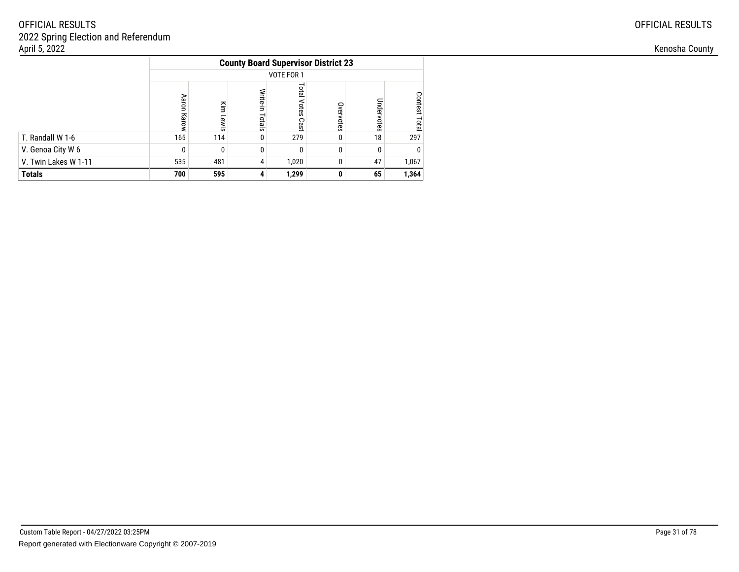| | County Board Supervisor District 23 | | | | | | |
|---|---|---|---|---|---|---|---|
| | VOTE FOR 1 | | | | | | |
| | Aaron Karow | Kim Lewis | Write-in Totals | Total Votes Cast | Overvotes | Undervotes | Contest Total |
| T. Randall W 1-6 | 165 | 114 | 0 | 279 | 0 | 18 | 297 |
| V. Genoa City W 6 | 0 | 0 | 0 | 0 | 0 | 0 | 0 |
| V. Twin Lakes W 1-11 | 535 | 481 | 4 | 1,020 | 0 | 47 | 1,067 |
| **Totals** | **700** | **595** | **4** | **1,299** | **0** | **65** | **1,364** |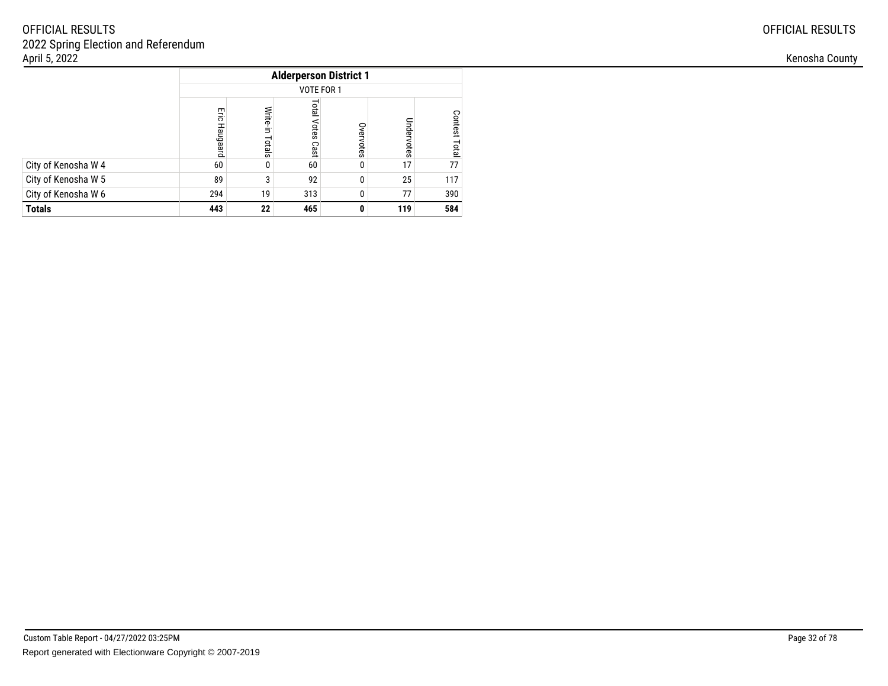OFFICIAL RESULTS
2022 Spring Election and Referendum
April 5, 2022

OFFICIAL RESULTS

Kenosha County

| | Alderperson District 1 | | | | | |
|---|---|---|---|---|---|---|
| | VOTE FOR 1 | | | | | |
| | Eric Haugaard | Write-in Totals | Total Votes Cast | Overvotes | Undervotes | Contest Total |
| City of Kenosha W 4 | 60 | 0 | 60 | 0 | 17 | 77 |
| City of Kenosha W 5 | 89 | 3 | 92 | 0 | 25 | 117 |
| City of Kenosha W 6 | 294 | 19 | 313 | 0 | 77 | 390 |
| **Totals** | **443** | **22** | **465** | **0** | **119** | **584** |

Custom Table Report - 04/27/2022 03:25PM

Report generated with Electionware Copyright © 2007-2019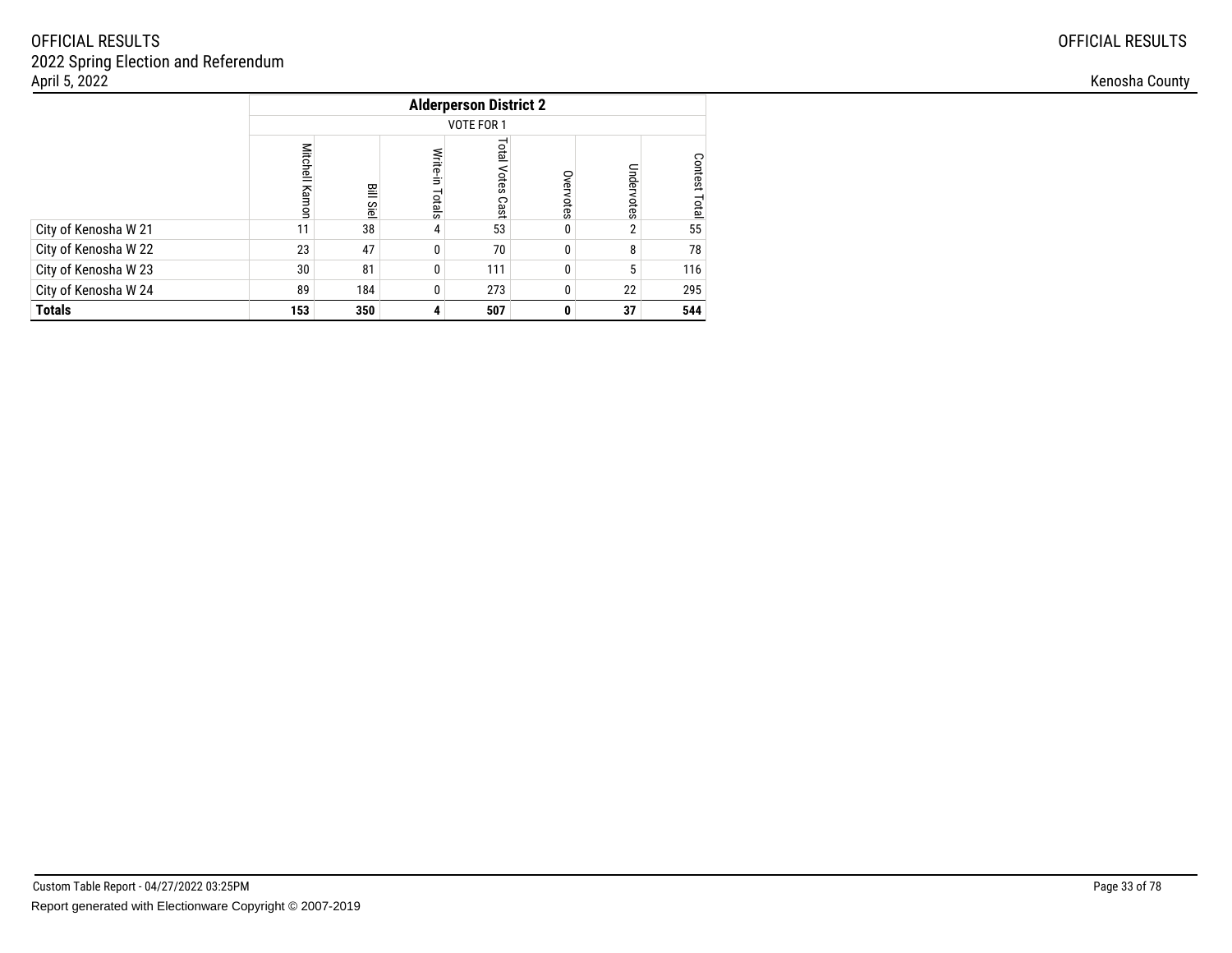| | Alderperson District 2 | | | | | | |
|---|---|---|---|---|---|---|---|
| | VOTE FOR 1 | | | | | | |
| | Mitchell Kamon | Bill Siel | Write-in Totals | Total Votes Cast | Overvotes | Undervotes | Contest Total |
| City of Kenosha W 21 | 11 | 38 | 4 | 53 | 0 | 2 | 55 |
| City of Kenosha W 22 | 23 | 47 | 0 | 70 | 0 | 8 | 78 |
| City of Kenosha W 23 | 30 | 81 | 0 | 111 | 0 | 5 | 116 |
| City of Kenosha W 24 | 89 | 184 | 0 | 273 | 0 | 22 | 295 |
| **Totals** | **153** | **350** | **4** | **507** | **0** | **37** | **544** |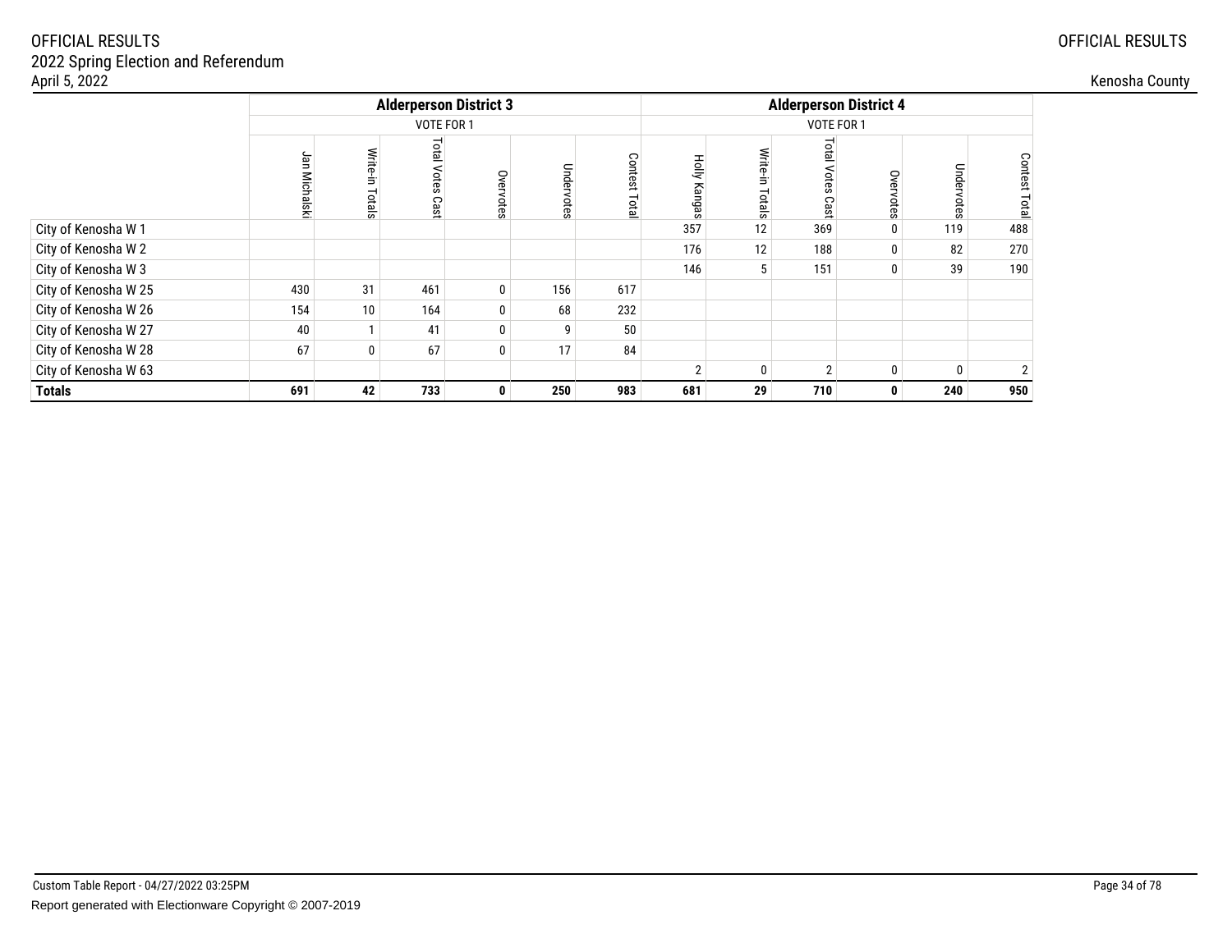OFFICIAL RESULTS
2022 Spring Election and Referendum
April 5, 2022

Kenosha County

| | Alderperson District 3 | | | | | | Alderperson District 4 | | | | | |
|---|---|---|---|---|---|---|---|---|---|---|---|---|
| | VOTE FOR 1 | | | | | | VOTE FOR 1 | | | | | |
| | Jan Michalski | Write-in Totals | Total Votes Cast | Overvotes | Undervotes | Contest Total | Holly Kangas | Write-in Totals | Total Votes Cast | Overvotes | Undervotes | Contest Total |
| City of Kenosha W 1 | | | | | | | 357 | 12 | 369 | 0 | 119 | 488 |
| City of Kenosha W 2 | | | | | | | 176 | 12 | 188 | 0 | 82 | 270 |
| City of Kenosha W 3 | | | | | | | 146 | 5 | 151 | 0 | 39 | 190 |
| City of Kenosha W 25 | 430 | 31 | 461 | 0 | 156 | 617 | | | | | | |
| City of Kenosha W 26 | 154 | 10 | 164 | 0 | 68 | 232 | | | | | | |
| City of Kenosha W 27 | 40 | 1 | 41 | 0 | 9 | 50 | | | | | | |
| City of Kenosha W 28 | 67 | 0 | 67 | 0 | 17 | 84 | | | | | | |
| City of Kenosha W 63 | | | | | | | 2 | 0 | 2 | 0 | 0 | 2 |
| **Totals** | **691** | **42** | **733** | **0** | **250** | **983** | **681** | **29** | **710** | **0** | **240** | **950** |

Custom Table Report - 04/27/2022 03:25PM

Report generated with Electionware Copyright © 2007-2019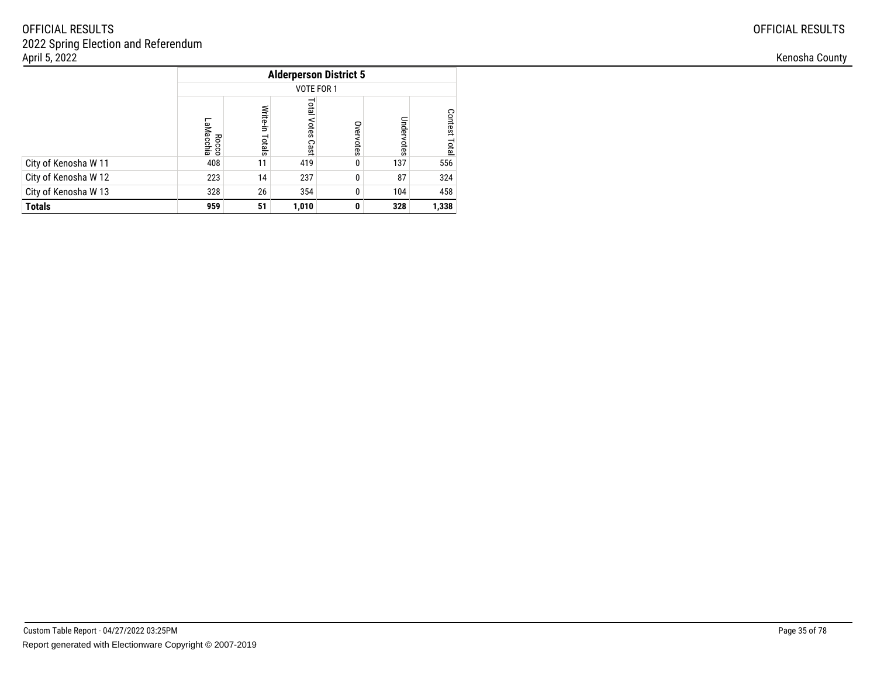| | Alderperson District 5 | | | | | |
|---|---|---|---|---|---|---|
| | VOTE FOR 1 | | | | | |
| | Rocco LaMacchia | Write-in Totals | Total Votes Cast | Overvotes | Undervotes | Contest Total |
| City of Kenosha W 11 | 408 | 11 | 419 | 0 | 137 | 556 |
| City of Kenosha W 12 | 223 | 14 | 237 | 0 | 87 | 324 |
| City of Kenosha W 13 | 328 | 26 | 354 | 0 | 104 | 458 |
| **Totals** | **959** | **51** | **1,010** | **0** | **328** | **1,338** |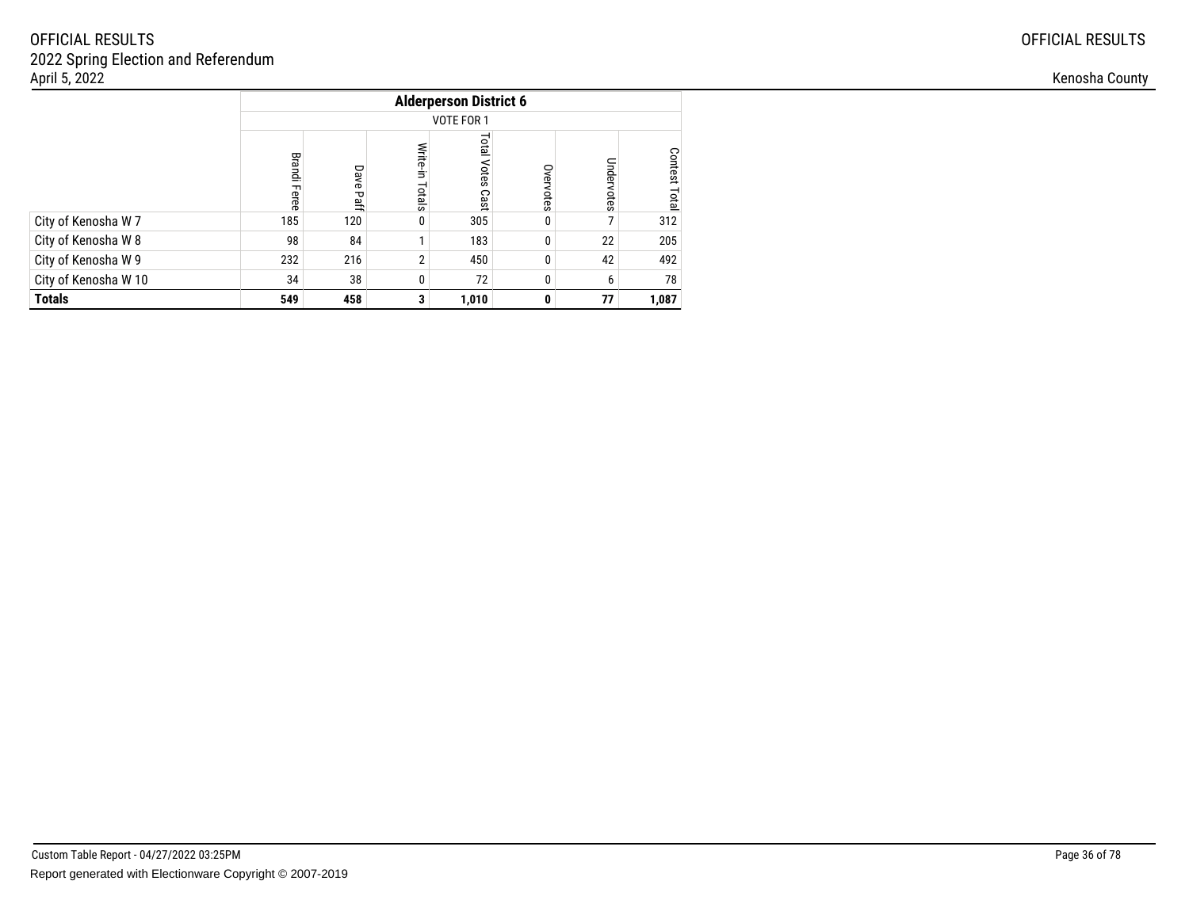| | Alderperson District 6 | | | | | | |
|---|---|---|---|---|---|---|---|
| | VOTE FOR 1 | | | | | | |
| | Brandi Feree | Dave Paff | Write-in Totals | Total Votes Cast | Overvotes | Undervotes | Contest Total |
| City of Kenosha W 7 | 185 | 120 | 0 | 305 | 0 | 7 | 312 |
| City of Kenosha W 8 | 98 | 84 | 1 | 183 | 0 | 22 | 205 |
| City of Kenosha W 9 | 232 | 216 | 2 | 450 | 0 | 42 | 492 |
| City of Kenosha W 10 | 34 | 38 | 0 | 72 | 0 | 6 | 78 |
| **Totals** | **549** | **458** | **3** | **1,010** | **0** | **77** | **1,087** |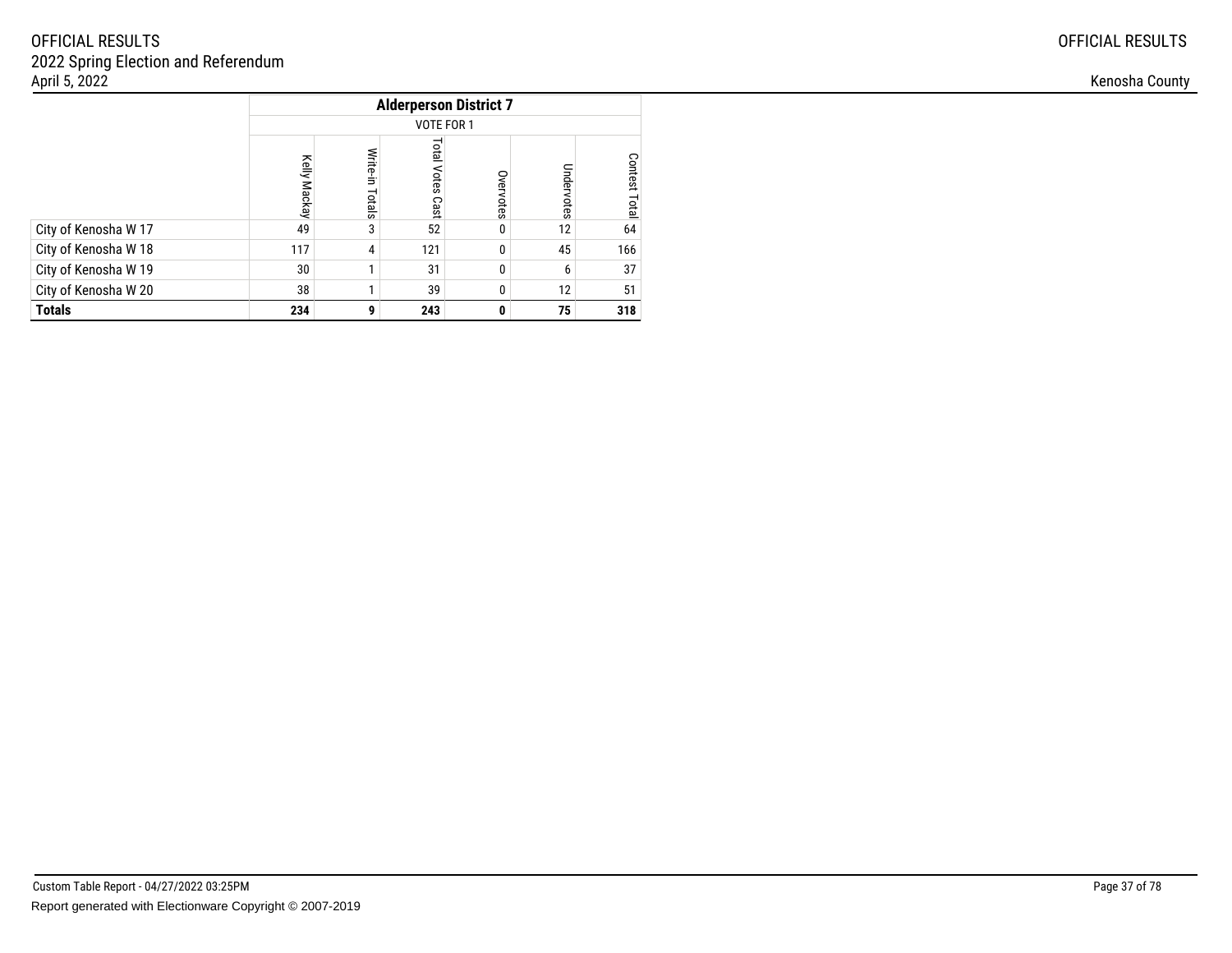| | Alderperson District 7 | | | | | |
|---|---|---|---|---|---|---|
| | VOTE FOR 1 | | | | | |
| | Kelly Mackay | Write-in Totals | Total Votes Cast | Overvotes | Undervotes | Contest Total |
| City of Kenosha W 17 | 49 | 3 | 52 | 0 | 12 | 64 |
| City of Kenosha W 18 | 117 | 4 | 121 | 0 | 45 | 166 |
| City of Kenosha W 19 | 30 | 1 | 31 | 0 | 6 | 37 |
| City of Kenosha W 20 | 38 | 1 | 39 | 0 | 12 | 51 |
| **Totals** | **234** | **9** | **243** | **0** | **75** | **318** |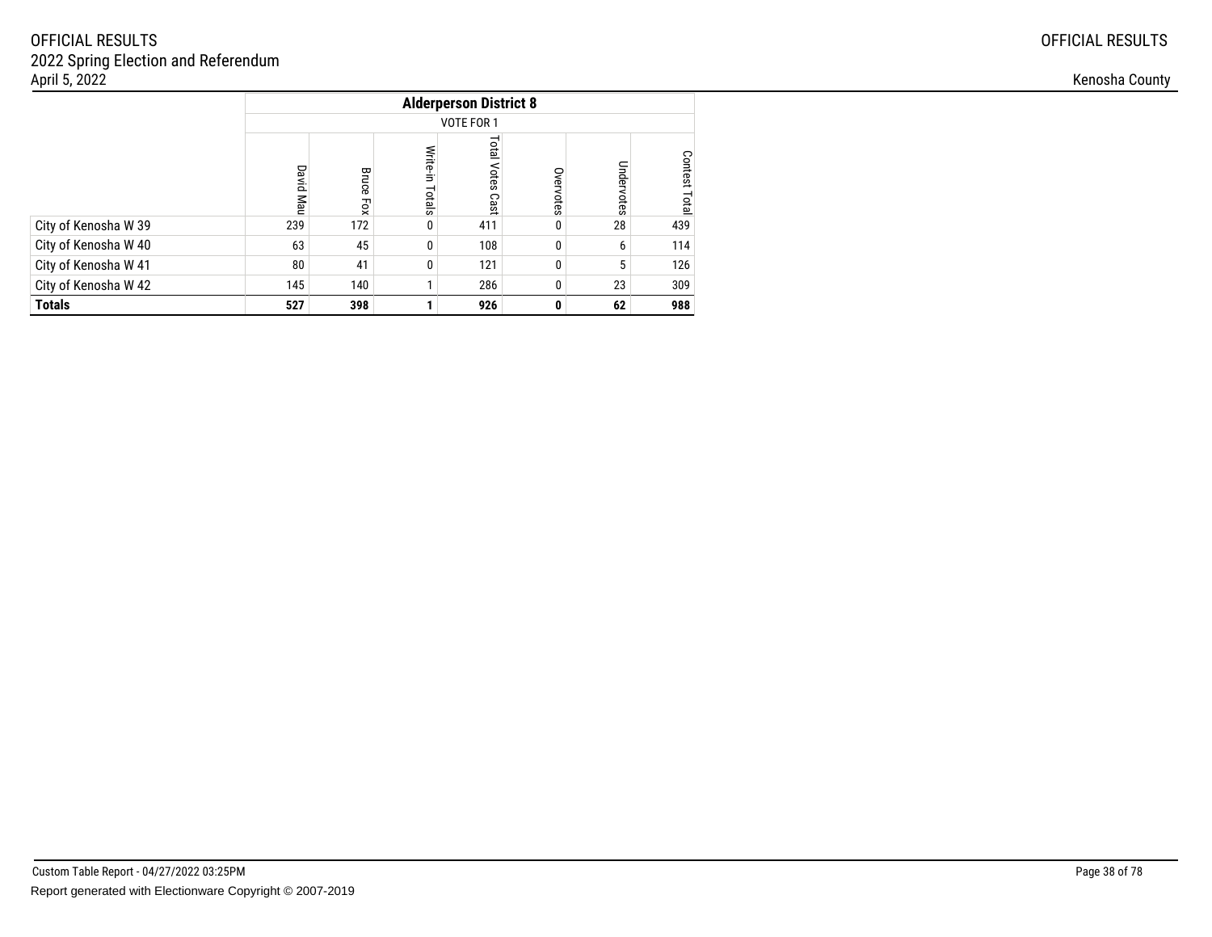OFFICIAL RESULTS
2022 Spring Election and Referendum
April 5, 2022

Kenosha County

| | Alderperson District 8 | | | | | | |
|---|---|---|---|---|---|---|---|
| | VOTE FOR 1 | | | | | | |
| | David Mau | Bruce Fox | Write-in Totals | Total Votes Cast | Overvotes | Undervotes | Contest Total |
| City of Kenosha W 39 | 239 | 172 | 0 | 411 | 0 | 28 | 439 |
| City of Kenosha W 40 | 63 | 45 | 0 | 108 | 0 | 6 | 114 |
| City of Kenosha W 41 | 80 | 41 | 0 | 121 | 0 | 5 | 126 |
| City of Kenosha W 42 | 145 | 140 | 1 | 286 | 0 | 23 | 309 |
| **Totals** | **527** | **398** | **1** | **926** | **0** | **62** | **988** |

Custom Table Report - 04/27/2022 03:25PM
Report generated with Electionware Copyright © 2007-2019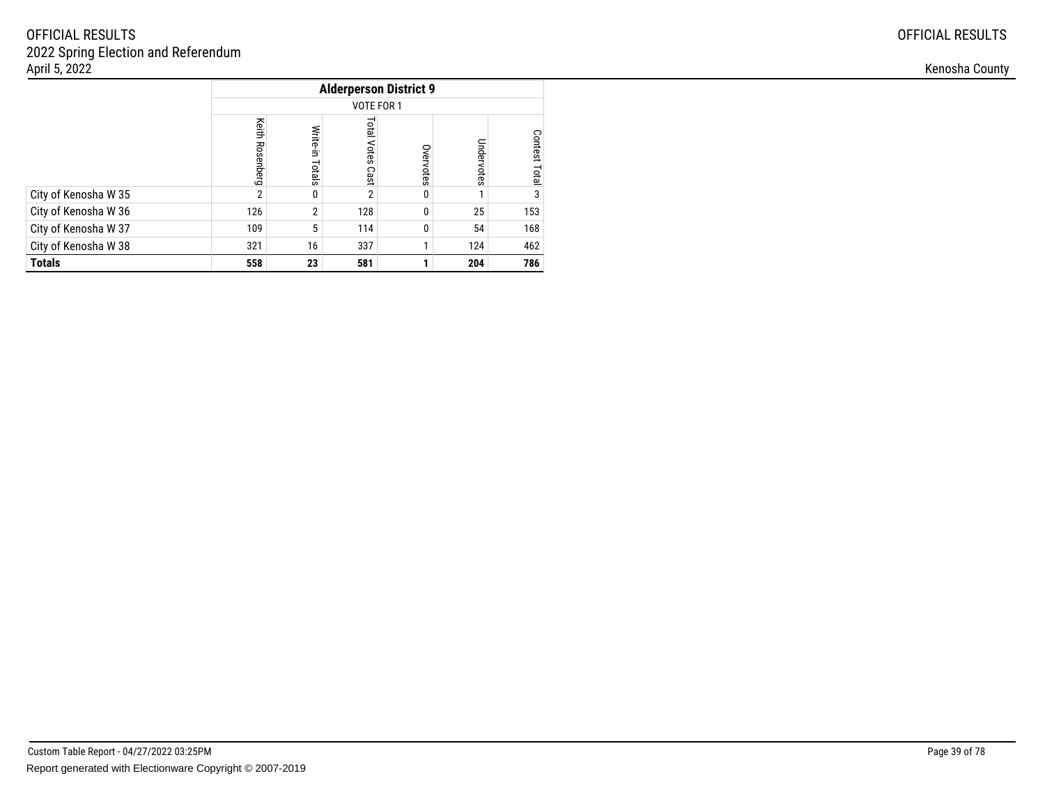OFFICIAL RESULTS
2022 Spring Election and Referendum
April 5, 2022

Kenosha County

| | Alderperson District 9 | | | | | |
|---|---|---|---|---|---|---|
| | VOTE FOR 1 | | | | | |
| | Keith Rosenberg | Write-in Totals | Total Votes Cast | Overvotes | Undervotes | Contest Total |
| City of Kenosha W 35 | 2 | 0 | 2 | 0 | 1 | 3 |
| City of Kenosha W 36 | 126 | 2 | 128 | 0 | 25 | 153 |
| City of Kenosha W 37 | 109 | 5 | 114 | 0 | 54 | 168 |
| City of Kenosha W 38 | 321 | 16 | 337 | 1 | 124 | 462 |
| **Totals** | **558** | **23** | **581** | **1** | **204** | **786** |

Custom Table Report - 04/27/2022 03:25PM
Report generated with Electionware Copyright © 2007-2019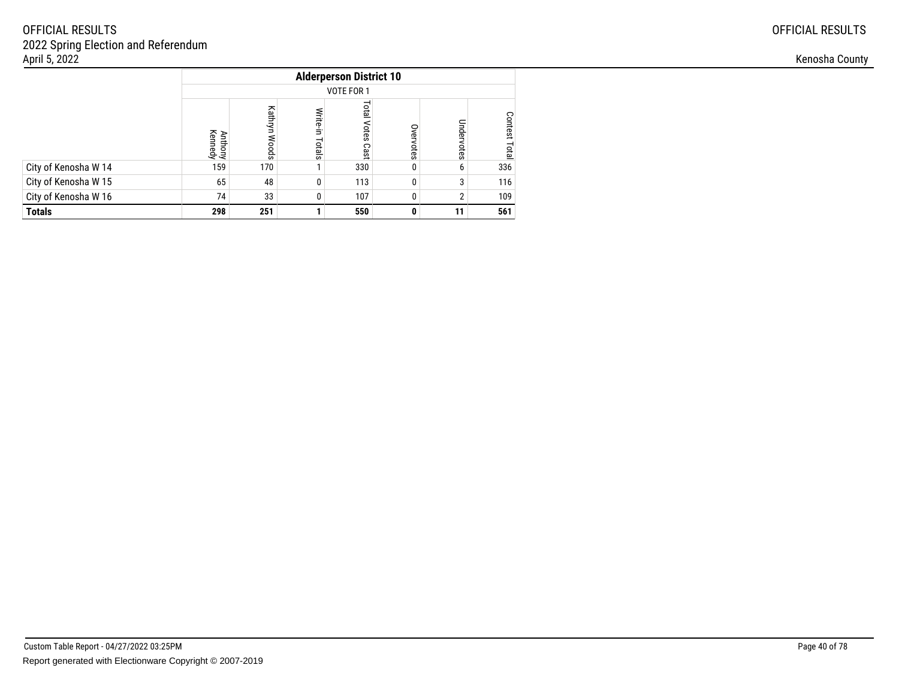OFFICIAL RESULTS
2022 Spring Election and Referendum
April 5, 2022

Kenosha County

| | Alderperson District 10 | | | | | | |
|---|---|---|---|---|---|---|---|
| | VOTE FOR 1 | | | | | | |
| | Anthony Kennedy | Kathryn Woods | Write-in Totals | Total Votes Cast | Overvotes | Undervotes | Contest Total |
| City of Kenosha W 14 | 159 | 170 | 1 | 330 | 0 | 6 | 336 |
| City of Kenosha W 15 | 65 | 48 | 0 | 113 | 0 | 3 | 116 |
| City of Kenosha W 16 | 74 | 33 | 0 | 107 | 0 | 2 | 109 |
| **Totals** | **298** | **251** | **1** | **550** | **0** | **11** | **561** |

Custom Table Report - 04/27/2022 03:25PM

Report generated with Electionware Copyright © 2007-2019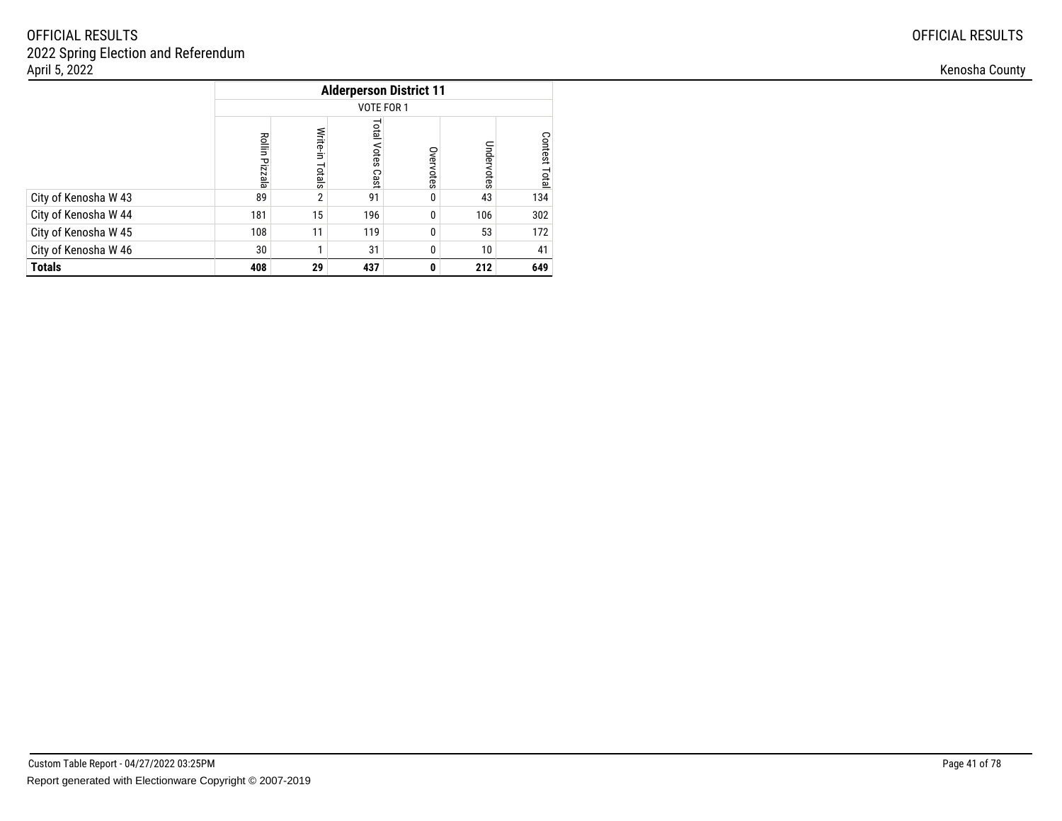| | Alderperson District 11 | | | | | |
|---|---|---|---|---|---|---|
| | VOTE FOR 1 | | | | | |
| | Rollin Pizzala | Write-in Totals | Total Votes Cast | Overvotes | Undervotes | Contest Total |
| City of Kenosha W 43 | 89 | 2 | 91 | 0 | 43 | 134 |
| City of Kenosha W 44 | 181 | 15 | 196 | 0 | 106 | 302 |
| City of Kenosha W 45 | 108 | 11 | 119 | 0 | 53 | 172 |
| City of Kenosha W 46 | 30 | 1 | 31 | 0 | 10 | 41 |
| **Totals** | **408** | **29** | **437** | **0** | **212** | **649** |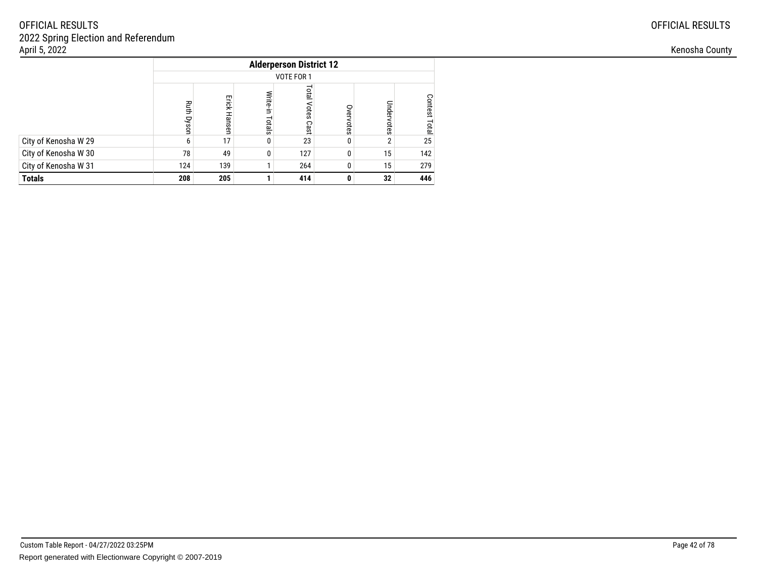OFFICIAL RESULTS
2022 Spring Election and Referendum
April 5, 2022

Kenosha County

| | Alderperson District 12 | | | | | | |
|---|---|---|---|---|---|---|---|
| | VOTE FOR 1 | | | | | | |
| | Ruth Dyson | Erick Hansen | Write-in Totals | Total Votes Cast | Overvotes | Undervotes | Contest Total |
| City of Kenosha W 29 | 6 | 17 | 0 | 23 | 0 | 2 | 25 |
| City of Kenosha W 30 | 78 | 49 | 0 | 127 | 0 | 15 | 142 |
| City of Kenosha W 31 | 124 | 139 | 1 | 264 | 0 | 15 | 279 |
| **Totals** | **208** | **205** | **1** | **414** | **0** | **32** | **446** |

Custom Table Report - 04/27/2022 03:25PM

Report generated with Electionware Copyright © 2007-2019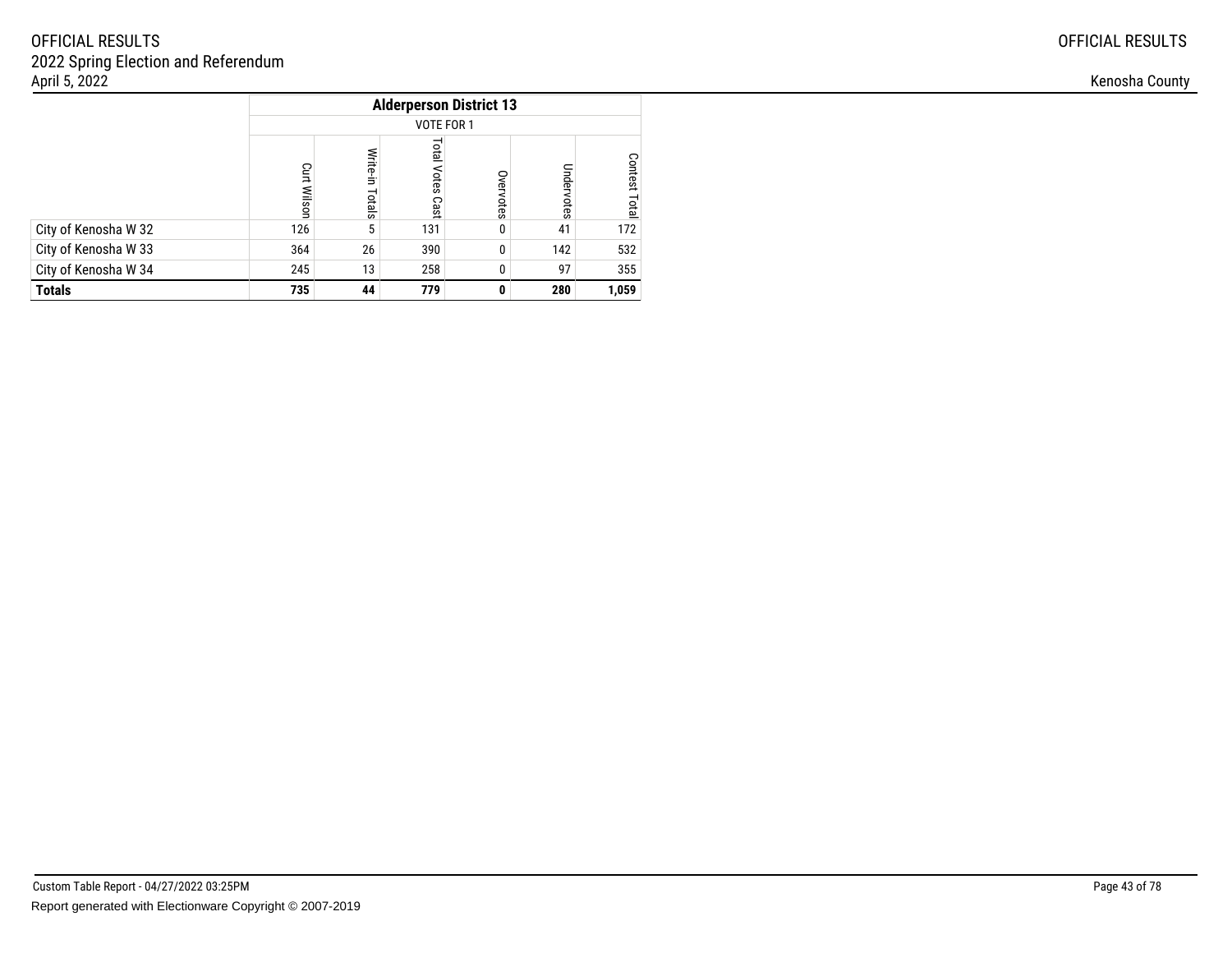OFFICIAL RESULTS
2022 Spring Election and Referendum
April 5, 2022

Kenosha County

| | Alderperson District 13 | | | | | |
|---|---|---|---|---|---|---|
| | VOTE FOR 1 | | | | | |
| | Curt Wilson | Write-in Totals | Total Votes Cast | Overvotes | Undervotes | Contest Total |
| City of Kenosha W 32 | 126 | 5 | 131 | 0 | 41 | 172 |
| City of Kenosha W 33 | 364 | 26 | 390 | 0 | 142 | 532 |
| City of Kenosha W 34 | 245 | 13 | 258 | 0 | 97 | 355 |
| **Totals** | **735** | **44** | **779** | **0** | **280** | **1,059** |

Custom Table Report - 04/27/2022 03:25PM

Report generated with Electionware Copyright © 2007-2019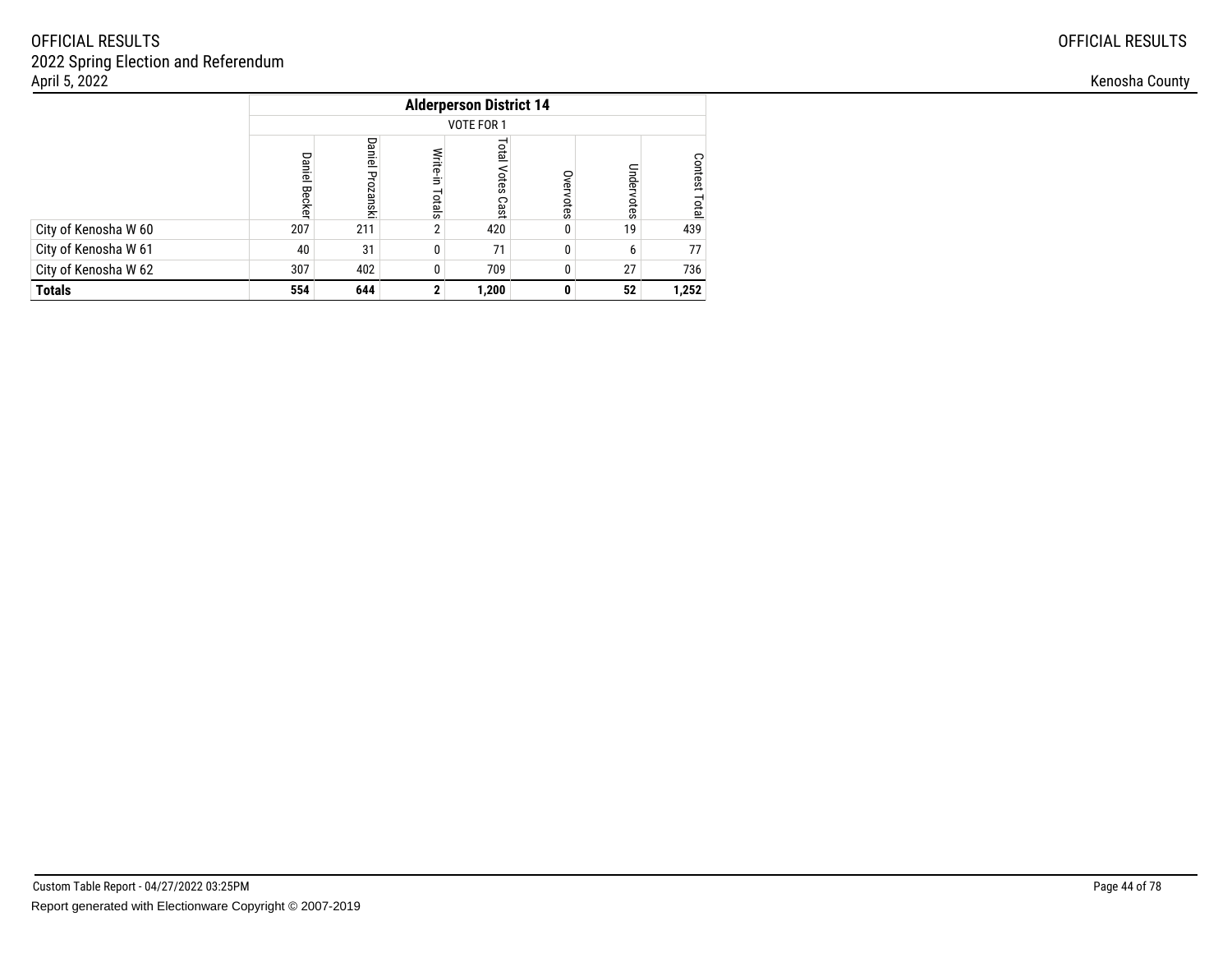| | Alderperson District 14 | | | | | | |
|---|---|---|---|---|---|---|---|
| | VOTE FOR 1 | | | | | | |
| | Daniel Becker | Daniel Prozanski | Write-in Totals | Total Votes Cast | Overvotes | Undervotes | Contest Total |
| City of Kenosha W 60 | 207 | 211 | 2 | 420 | 0 | 19 | 439 |
| City of Kenosha W 61 | 40 | 31 | 0 | 71 | 0 | 6 | 77 |
| City of Kenosha W 62 | 307 | 402 | 0 | 709 | 0 | 27 | 736 |
| **Totals** | **554** | **644** | **2** | **1,200** | **0** | **52** | **1,252** |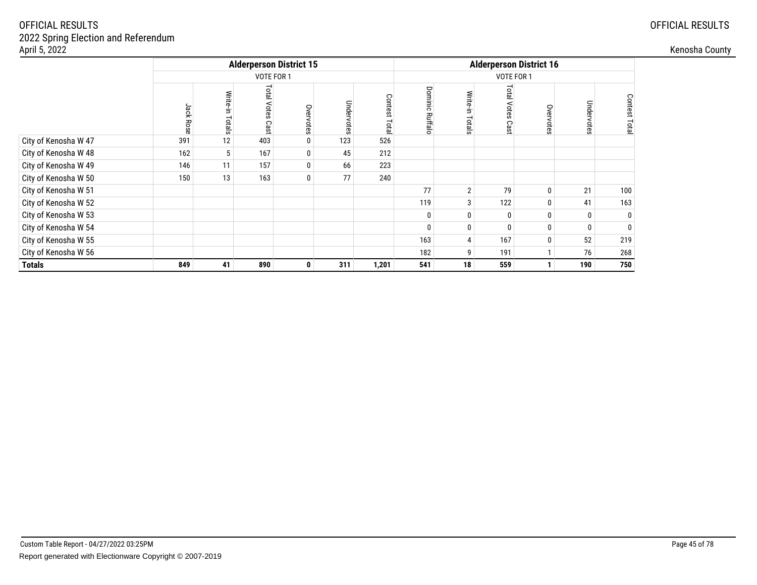OFFICIAL RESULTS
2022 Spring Election and Referendum
April 5, 2022

OFFICIAL RESULTS

Kenosha County

| | Alderperson District 15 | | | | | | Alderperson District 16 | | | | | |
|---|---|---|---|---|---|---|---|---|---|---|---|---|
| | VOTE FOR 1 | | | | | | VOTE FOR 1 | | | | | |
| | Jack Rose | Write-in Totals | Total Votes Cast | Overvotes | Undervotes | Contest Total | Dominic Ruffalo | Write-in Totals | Total Votes Cast | Overvotes | Undervotes | Contest Total |
| City of Kenosha W 47 | 391 | 12 | 403 | 0 | 123 | 526 | | | | | | |
| City of Kenosha W 48 | 162 | 5 | 167 | 0 | 45 | 212 | | | | | | |
| City of Kenosha W 49 | 146 | 11 | 157 | 0 | 66 | 223 | | | | | | |
| City of Kenosha W 50 | 150 | 13 | 163 | 0 | 77 | 240 | | | | | | |
| City of Kenosha W 51 | | | | | | | 77 | 2 | 79 | 0 | 21 | 100 |
| City of Kenosha W 52 | | | | | | | 119 | 3 | 122 | 0 | 41 | 163 |
| City of Kenosha W 53 | | | | | | | 0 | 0 | 0 | 0 | 0 | 0 |
| City of Kenosha W 54 | | | | | | | 0 | 0 | 0 | 0 | 0 | 0 |
| City of Kenosha W 55 | | | | | | | 163 | 4 | 167 | 0 | 52 | 219 |
| City of Kenosha W 56 | | | | | | | 182 | 9 | 191 | 1 | 76 | 268 |
| **Totals** | **849** | **41** | **890** | **0** | **311** | **1,201** | **541** | **18** | **559** | **1** | **190** | **750** |

Custom Table Report - 04/27/2022 03:25PM

Report generated with Electionware Copyright © 2007-2019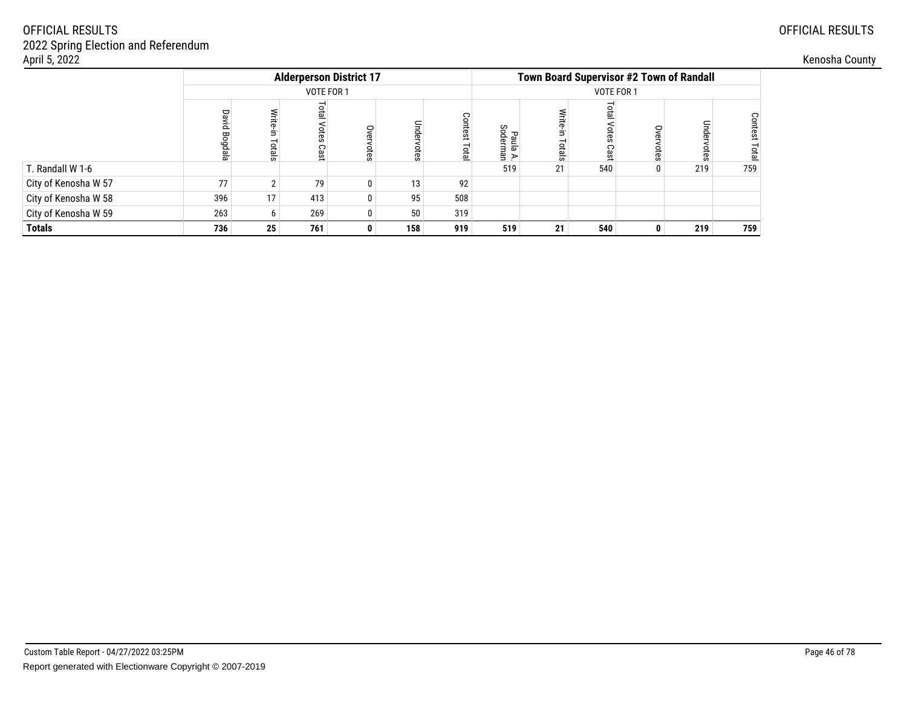OFFICIAL RESULTS
2022 Spring Election and Referendum
April 5, 2022

OFFICIAL RESULTS

Kenosha County

| | Alderperson District 17 | | | | | | Town Board Supervisor #2 Town of Randall | | | | | |
|---|---|---|---|---|---|---|---|---|---|---|---|---|
| | VOTE FOR 1 | | | | | | VOTE FOR 1 | | | | | |
| | David Bogdala | Write-in Totals | Total Votes Cast | Overvotes | Undervotes | Contest Total | Paula A. Soderman | Write-in Totals | Total Votes Cast | Overvotes | Undervotes | Contest Total |
| T. Randall W 1-6 | | | | | | | 519 | 21 | 540 | 0 | 219 | 759 |
| City of Kenosha W 57 | 77 | 2 | 79 | 0 | 13 | 92 | | | | | | |
| City of Kenosha W 58 | 396 | 17 | 413 | 0 | 95 | 508 | | | | | | |
| City of Kenosha W 59 | 263 | 6 | 269 | 0 | 50 | 319 | | | | | | |
| **Totals** | **736** | **25** | **761** | **0** | **158** | **919** | **519** | **21** | **540** | **0** | **219** | **759** |

Custom Table Report - 04/27/2022 03:25PM

Report generated with Electionware Copyright © 2007-2019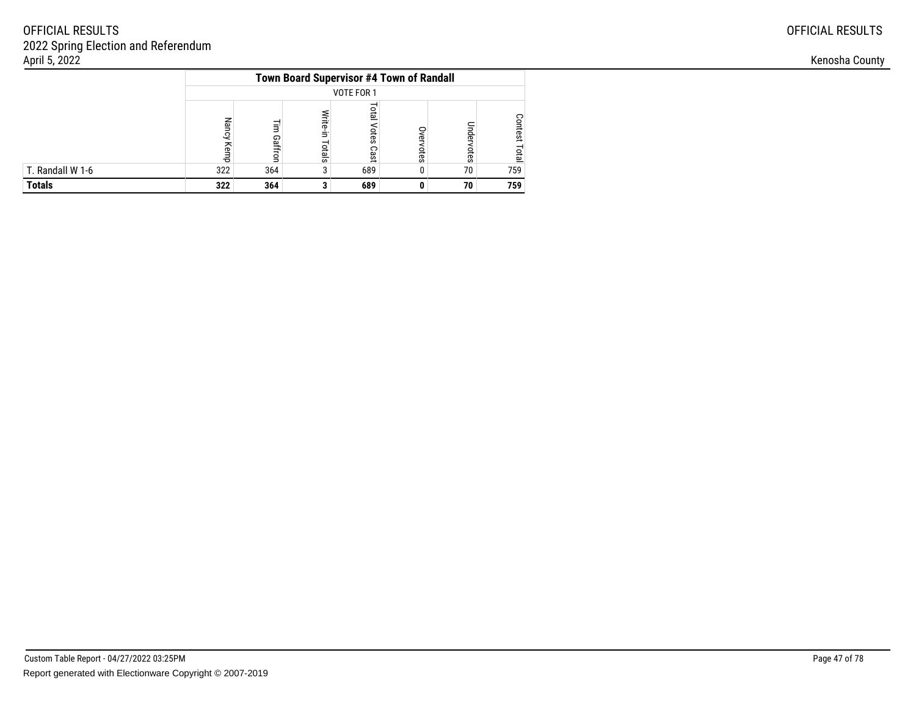| | Town Board Supervisor #4 Town of Randall | | | | | | |
|---|---|---|---|---|---|---|---|
| | VOTE FOR 1 | | | | | | |
| | Nancy Kemp | Tim Gaffron | Write-in Totals | Total Votes Cast | Overvotes | Undervotes | Contest Total |
| T. Randall W 1-6 | 322 | 364 | 3 | 689 | 0 | 70 | 759 |
| **Totals** | **322** | **364** | **3** | **689** | **0** | **70** | **759** |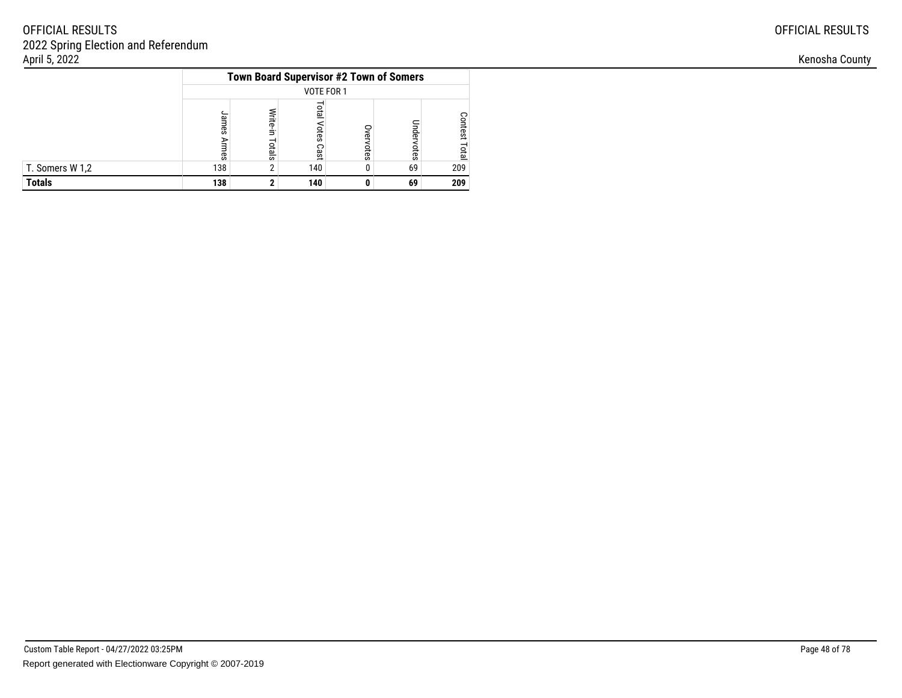| | Town Board Supervisor #2 Town of Somers | | | | | |
|---|---|---|---|---|---|---|
| | VOTE FOR 1 | | | | | |
| | James Armes | Write-in Totals | Total Votes Cast | Overvotes | Undervotes | Contest Total |
| T. Somers W 1,2 | 138 | 2 | 140 | 0 | 69 | 209 |
| **Totals** | **138** | **2** | **140** | **0** | **69** | **209** |

Custom Table Report - 04/27/2022 03:25PM

Report generated with Electionware Copyright © 2007-2019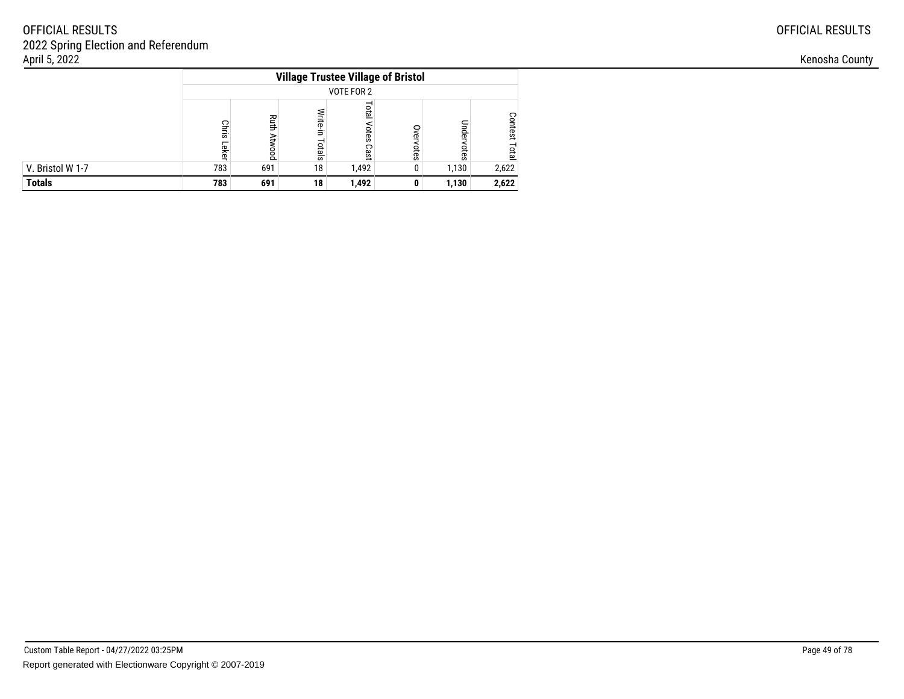| | Village Trustee Village of Bristol | | | | | | |
|---|---|---|---|---|---|---|---|
| | VOTE FOR 2 | | | | | | |
| | Chris Leker | Ruth Atwood | Write-in Totals | Total Votes Cast | Overvotes | Undervotes | Contest Total |
| V. Bristol W 1-7 | 783 | 691 | 18 | 1,492 | 0 | 1,130 | 2,622 |
| **Totals** | **783** | **691** | **18** | **1,492** | **0** | **1,130** | **2,622** |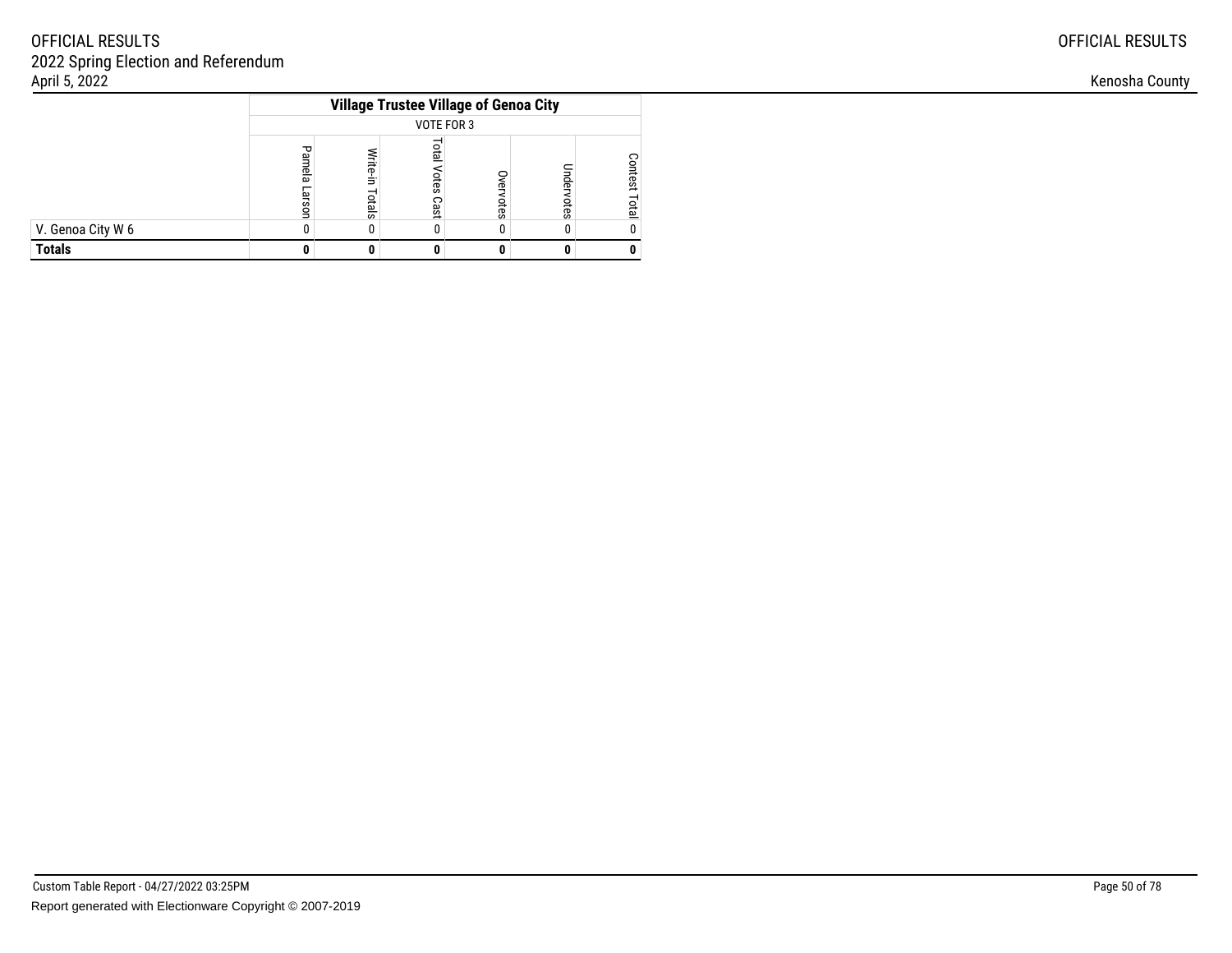| | Village Trustee Village of Genoa City | | | | | |
|---|---|---|---|---|---|---|
| | VOTE FOR 3 | | | | | |
| | Pamela Larson | Write-in Totals | Total Votes Cast | Overvotes | Undervotes | Contest Total |
| V. Genoa City W 6 | 0 | 0 | 0 | 0 | 0 | 0 |
| **Totals** | **0** | **0** | **0** | **0** | **0** | **0** |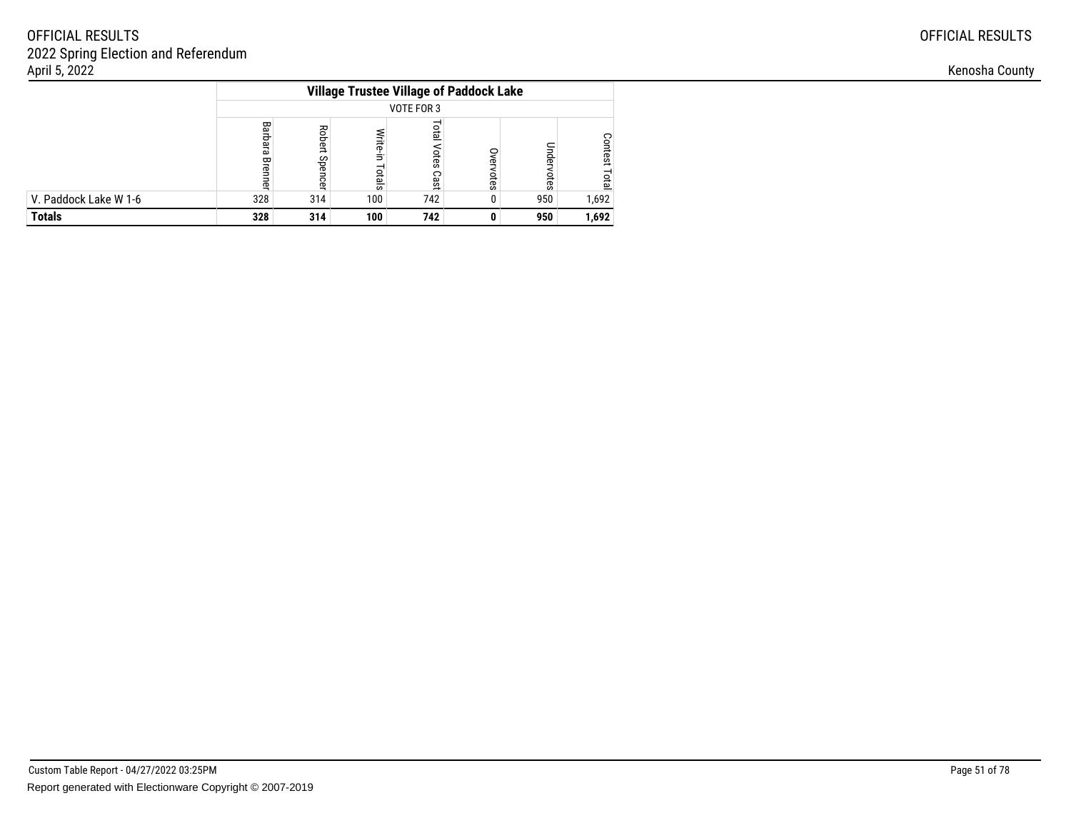OFFICIAL RESULTS
2022 Spring Election and Referendum
April 5, 2022

Kenosha County

| | Village Trustee Village of Paddock Lake | | | | | | |
|---|---|---|---|---|---|---|---|
| | VOTE FOR 3 | | | | | | |
| | Barbara Brenner | Robert Spencer | Write-in Totals | Total Votes Cast | Overvotes | Undervotes | Contest Total |
| V. Paddock Lake W 1-6 | 328 | 314 | 100 | 742 | 0 | 950 | 1,692 |
| **Totals** | **328** | **314** | **100** | **742** | **0** | **950** | **1,692** |

Custom Table Report - 04/27/2022 03:25PM
Report generated with Electionware Copyright © 2007-2019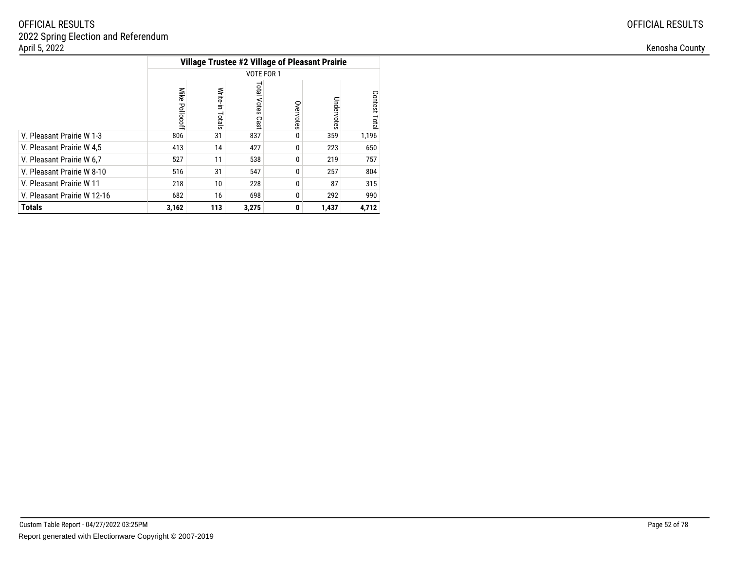| | Village Trustee #2 Village of Pleasant Prairie | | | | | |
|---|---|---|---|---|---|---|
| | VOTE FOR 1 | | | | | |
| | Mike Pollocoff | Write-in Totals | Total Votes Cast | Overvotes | Undervotes | Contest Total |
| V. Pleasant Prairie W 1-3 | 806 | 31 | 837 | 0 | 359 | 1,196 |
| V. Pleasant Prairie W 4,5 | 413 | 14 | 427 | 0 | 223 | 650 |
| V. Pleasant Prairie W 6,7 | 527 | 11 | 538 | 0 | 219 | 757 |
| V. Pleasant Prairie W 8-10 | 516 | 31 | 547 | 0 | 257 | 804 |
| V. Pleasant Prairie W 11 | 218 | 10 | 228 | 0 | 87 | 315 |
| V. Pleasant Prairie W 12-16 | 682 | 16 | 698 | 0 | 292 | 990 |
| **Totals** | **3,162** | **113** | **3,275** | **0** | **1,437** | **4,712** |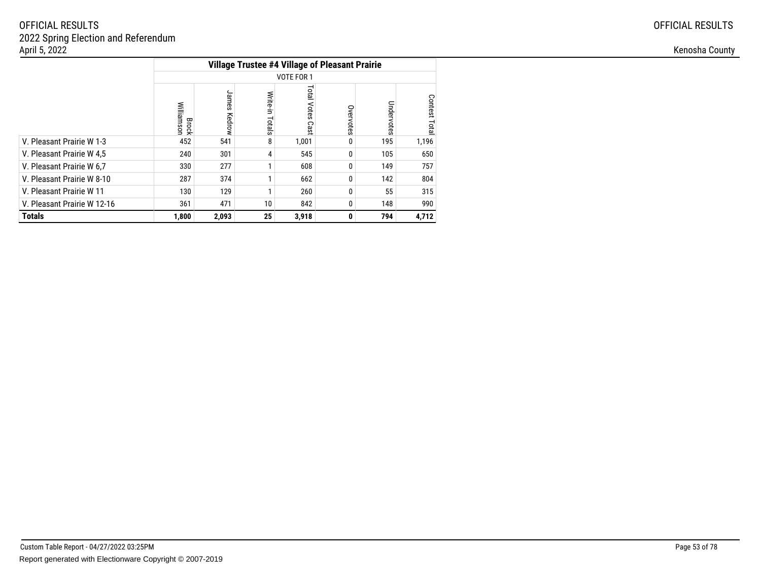OFFICIAL RESULTS
2022 Spring Election and Referendum
April 5, 2022

OFFICIAL RESULTS

Kenosha County

| | Village Trustee #4 Village of Pleasant Prairie | | | | | | |
|---|---|---|---|---|---|---|---|
| | VOTE FOR 1 | | | | | | |
| | Brock Williamson | James Kedrow | Write-in Totals | Total Votes Cast | Overvotes | Undervotes | Contest Total |
| V. Pleasant Prairie W 1-3 | 452 | 541 | 8 | 1,001 | 0 | 195 | 1,196 |
| V. Pleasant Prairie W 4,5 | 240 | 301 | 4 | 545 | 0 | 105 | 650 |
| V. Pleasant Prairie W 6,7 | 330 | 277 | 1 | 608 | 0 | 149 | 757 |
| V. Pleasant Prairie W 8-10 | 287 | 374 | 1 | 662 | 0 | 142 | 804 |
| V. Pleasant Prairie W 11 | 130 | 129 | 1 | 260 | 0 | 55 | 315 |
| V. Pleasant Prairie W 12-16 | 361 | 471 | 10 | 842 | 0 | 148 | 990 |
| **Totals** | **1,800** | **2,093** | **25** | **3,918** | **0** | **794** | **4,712** |

Custom Table Report - 04/27/2022 03:25PM

Report generated with Electionware Copyright © 2007-2019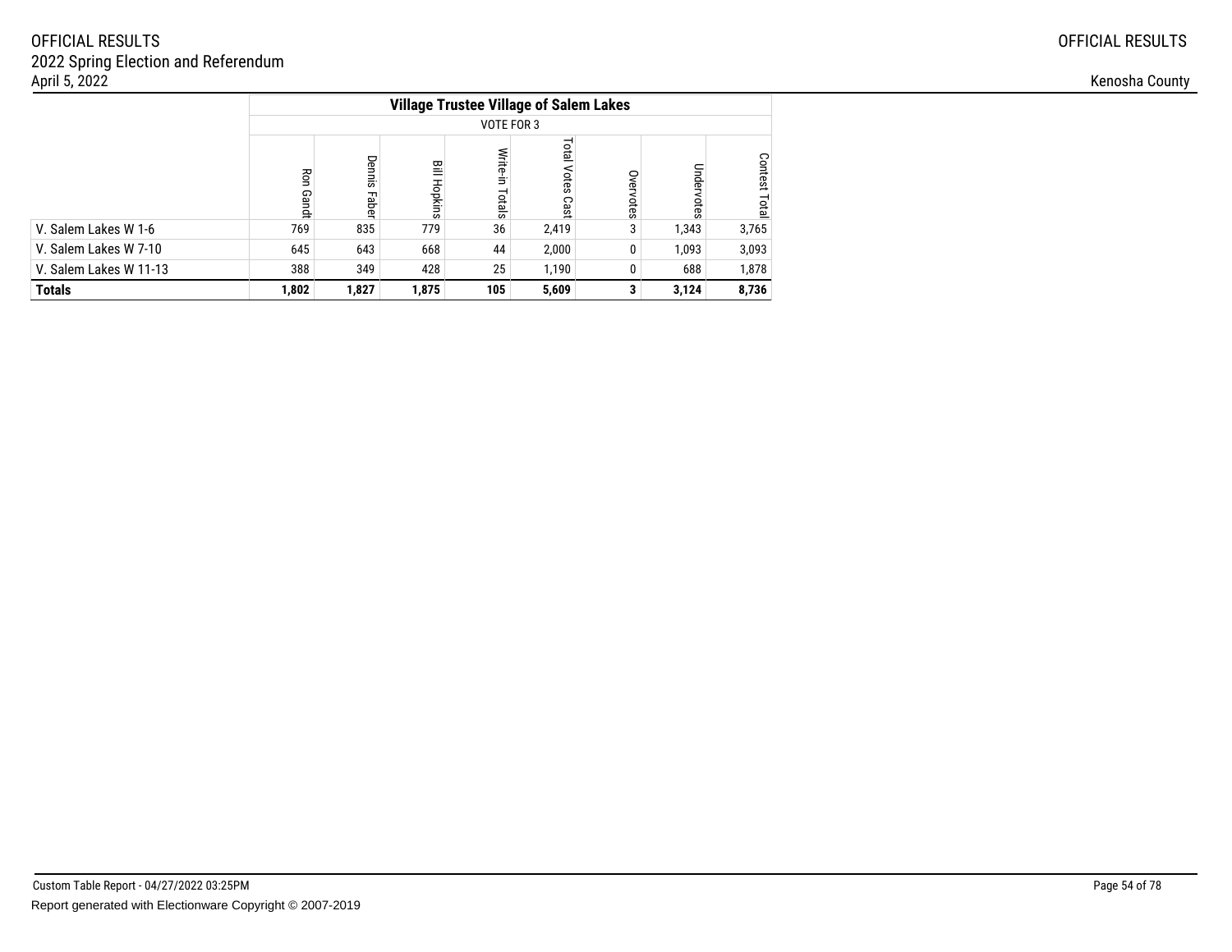OFFICIAL RESULTS
2022 Spring Election and Referendum
April 5, 2022

Kenosha County

| | Village Trustee Village of Salem Lakes | | | | | | | |
|---|---|---|---|---|---|---|---|---|
| | VOTE FOR 3 | | | | | | | |
| | Ron Gandt | Dennis Faber | Bill Hopkins | Write-in Totals | Total Votes Cast | Overvotes | Undervotes | Contest Total |
| V. Salem Lakes W 1-6 | 769 | 835 | 779 | 36 | 2,419 | 3 | 1,343 | 3,765 |
| V. Salem Lakes W 7-10 | 645 | 643 | 668 | 44 | 2,000 | 0 | 1,093 | 3,093 |
| V. Salem Lakes W 11-13 | 388 | 349 | 428 | 25 | 1,190 | 0 | 688 | 1,878 |
| **Totals** | **1,802** | **1,827** | **1,875** | **105** | **5,609** | **3** | **3,124** | **8,736** |

Custom Table Report - 04/27/2022 03:25PM
Report generated with Electionware Copyright © 2007-2019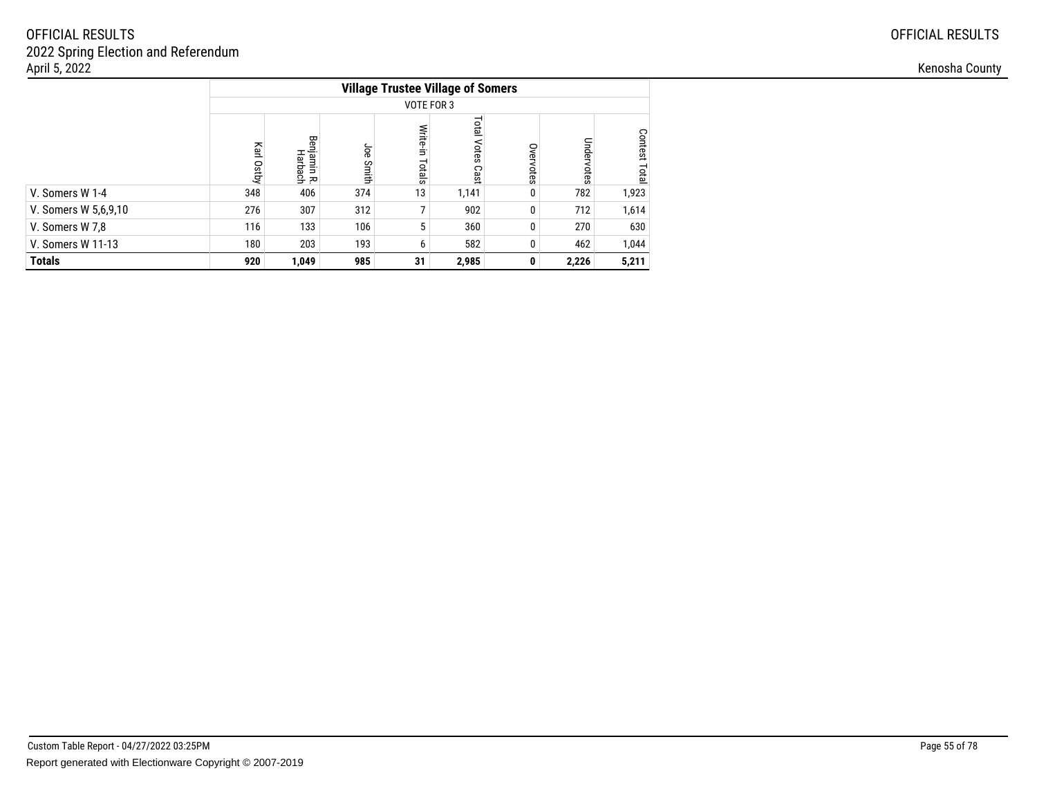OFFICIAL RESULTS
2022 Spring Election and Referendum
April 5, 2022

OFFICIAL RESULTS

Kenosha County

| | Village Trustee Village of Somers | | | | | | | |
|---|---|---|---|---|---|---|---|---|
| | VOTE FOR 3 | | | | | | | |
| | Karl Ostby | Benjamin R. Harbach | Joe Smith | Write-in Totals | Total Votes Cast | Overvotes | Undervotes | Contest Total |
| V. Somers W 1-4 | 348 | 406 | 374 | 13 | 1,141 | 0 | 782 | 1,923 |
| V. Somers W 5,6,9,10 | 276 | 307 | 312 | 7 | 902 | 0 | 712 | 1,614 |
| V. Somers W 7,8 | 116 | 133 | 106 | 5 | 360 | 0 | 270 | 630 |
| V. Somers W 11-13 | 180 | 203 | 193 | 6 | 582 | 0 | 462 | 1,044 |
| **Totals** | **920** | **1,049** | **985** | **31** | **2,985** | **0** | **2,226** | **5,211** |

Custom Table Report - 04/27/2022 03:25PM

Report generated with Electionware Copyright © 2007-2019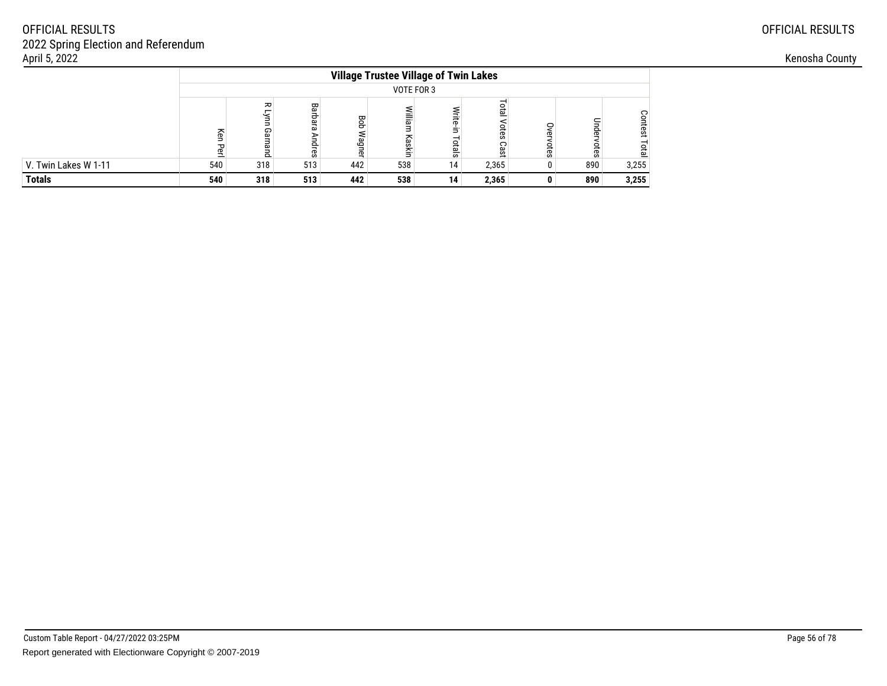OFFICIAL RESULTS
2022 Spring Election and Referendum
April 5, 2022

Kenosha County

| | Village Trustee Village of Twin Lakes | | | | | | | | | |
|---|---|---|---|---|---|---|---|---|---|---|
| | VOTE FOR 3 | | | | | | | | | |
| | Ken Perl | R Lynn Garnand | Barbara Andres | Bob Wagner | William Kaskin | Write-in Totals | Total Votes Cast | Overvotes | Undervotes | Contest Total |
| V. Twin Lakes W 1-11 | 540 | 318 | 513 | 442 | 538 | 14 | 2,365 | 0 | 890 | 3,255 |
| **Totals** | **540** | **318** | **513** | **442** | **538** | **14** | **2,365** | **0** | **890** | **3,255** |

Custom Table Report - 04/27/2022 03:25PM

Report generated with Electionware Copyright © 2007-2019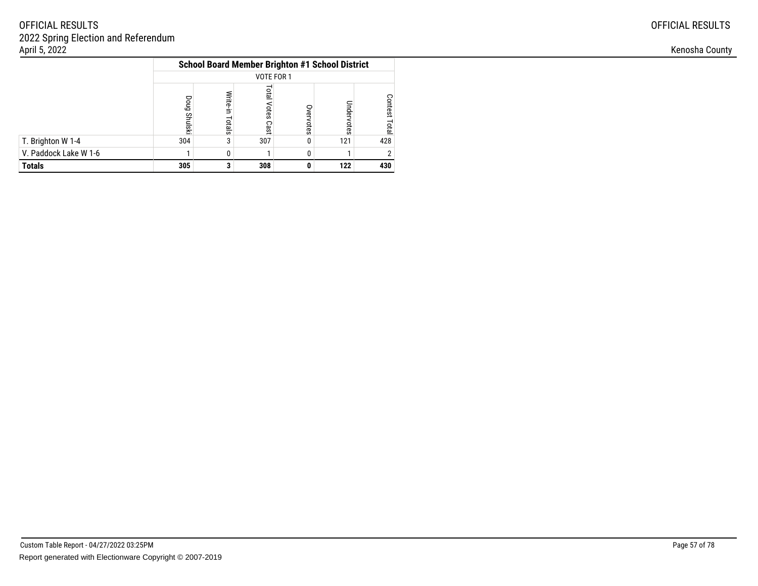OFFICIAL RESULTS
2022 Spring Election and Referendum
April 5, 2022

OFFICIAL RESULTS

Kenosha County

| | School Board Member Brighton #1 School District | | | | | |
|---|---|---|---|---|---|---|
| | VOTE FOR 1 | | | | | |
| | Doug Shulski | Write-in Totals | Total Votes Cast | Overvotes | Undervotes | Contest Total |
| T. Brighton W 1-4 | 304 | 3 | 307 | 0 | 121 | 428 |
| V. Paddock Lake W 1-6 | 1 | 0 | 1 | 0 | 1 | 2 |
| **Totals** | **305** | **3** | **308** | **0** | **122** | **430** |

Custom Table Report - 04/27/2022 03:25PM

Report generated with Electionware Copyright © 2007-2019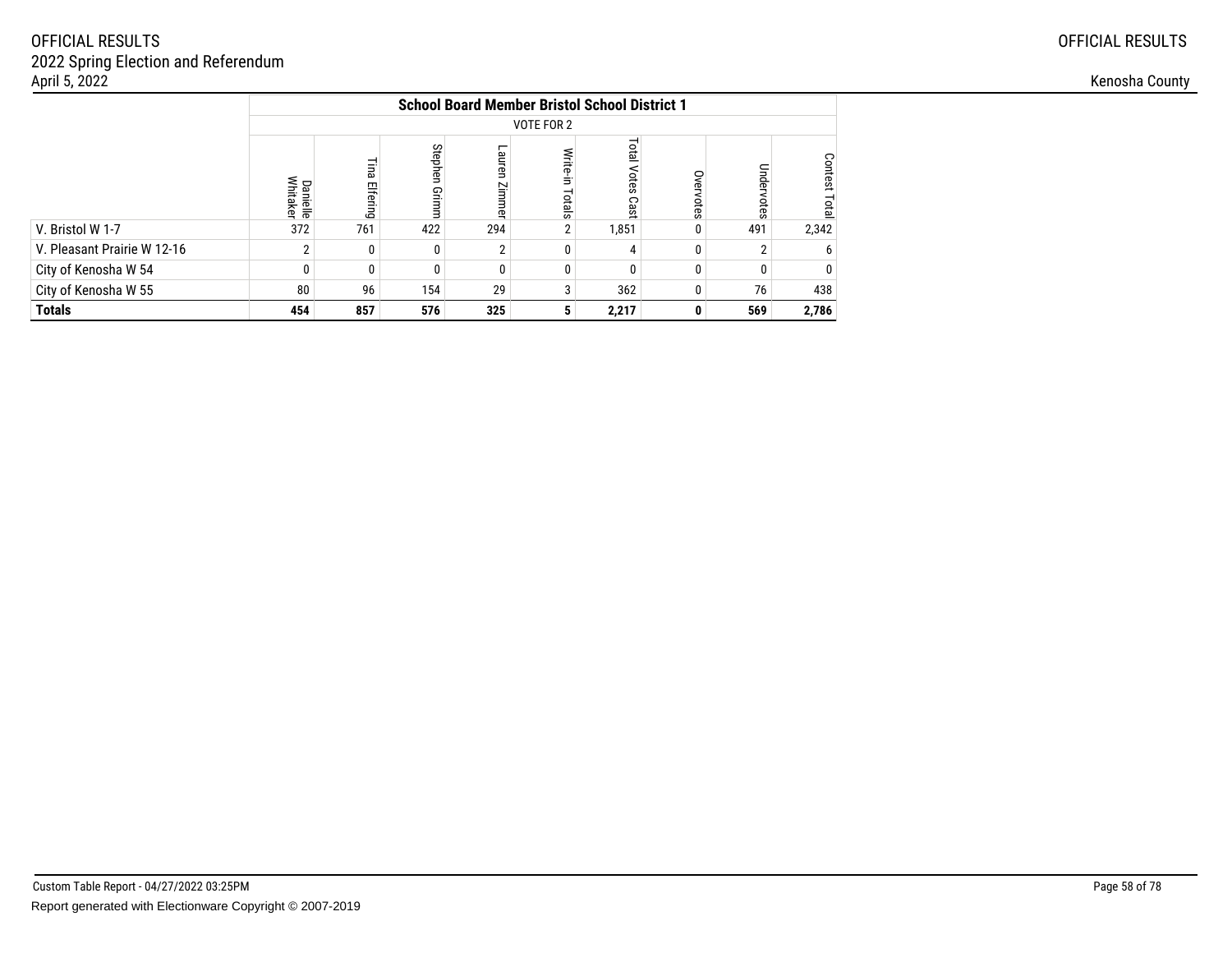OFFICIAL RESULTS
2022 Spring Election and Referendum
April 5, 2022

OFFICIAL RESULTS

Kenosha County

| | School Board Member Bristol School District 1 | | | | | | | | |
|---|---|---|---|---|---|---|---|---|---|
| | VOTE FOR 2 | | | | | | | | |
| | Danielle Whitaker | Tina Elfering | Stephen Grimm | Lauren Zimmer | Write-in Totals | Total Votes Cast | Overvotes | Undervotes | Contest Total |
| V. Bristol W 1-7 | 372 | 761 | 422 | 294 | 2 | 1,851 | 0 | 491 | 2,342 |
| V. Pleasant Prairie W 12-16 | 2 | 0 | 0 | 2 | 0 | 4 | 0 | 2 | 6 |
| City of Kenosha W 54 | 0 | 0 | 0 | 0 | 0 | 0 | 0 | 0 | 0 |
| City of Kenosha W 55 | 80 | 96 | 154 | 29 | 3 | 362 | 0 | 76 | 438 |
| **Totals** | **454** | **857** | **576** | **325** | **5** | **2,217** | **0** | **569** | **2,786** |

Custom Table Report - 04/27/2022 03:25PM

Report generated with Electionware Copyright © 2007-2019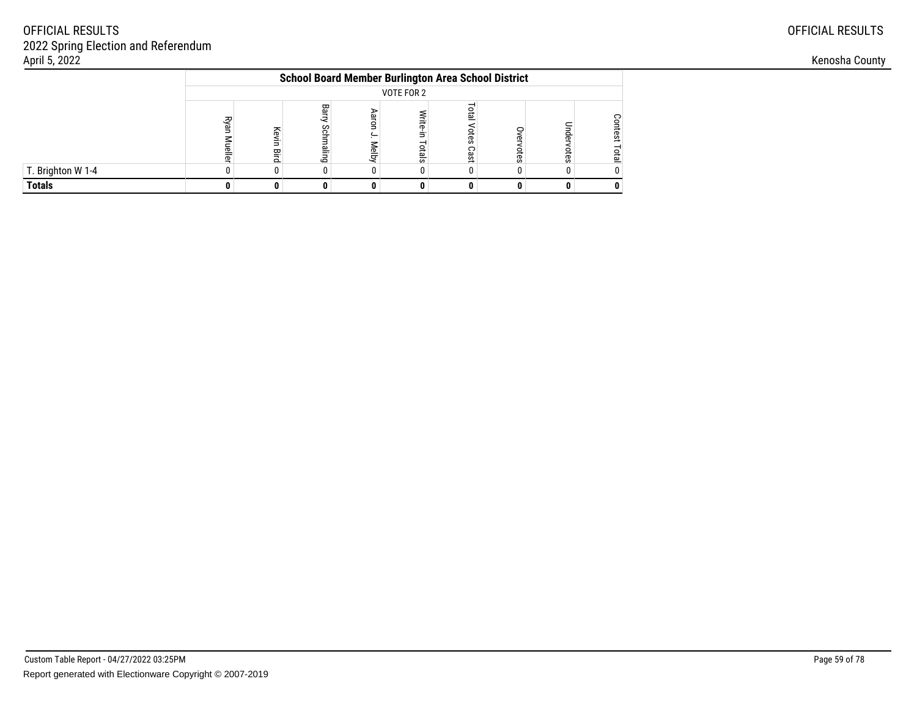| | School Board Member Burlington Area School District | | | | | | | | |
|---|---|---|---|---|---|---|---|---|---|
| | VOTE FOR 2 | | | | | | | | |
| | Ryan Mueller | Kevin Bird | Barry Schmaling | Aaron J. Melby | Write-in Totals | Total Votes Cast | Overvotes | Undervotes | Contest Total |
| T. Brighton W 1-4 | 0 | 0 | 0 | 0 | 0 | 0 | 0 | 0 | 0 |
| **Totals** | **0** | **0** | **0** | **0** | **0** | **0** | **0** | **0** | **0** |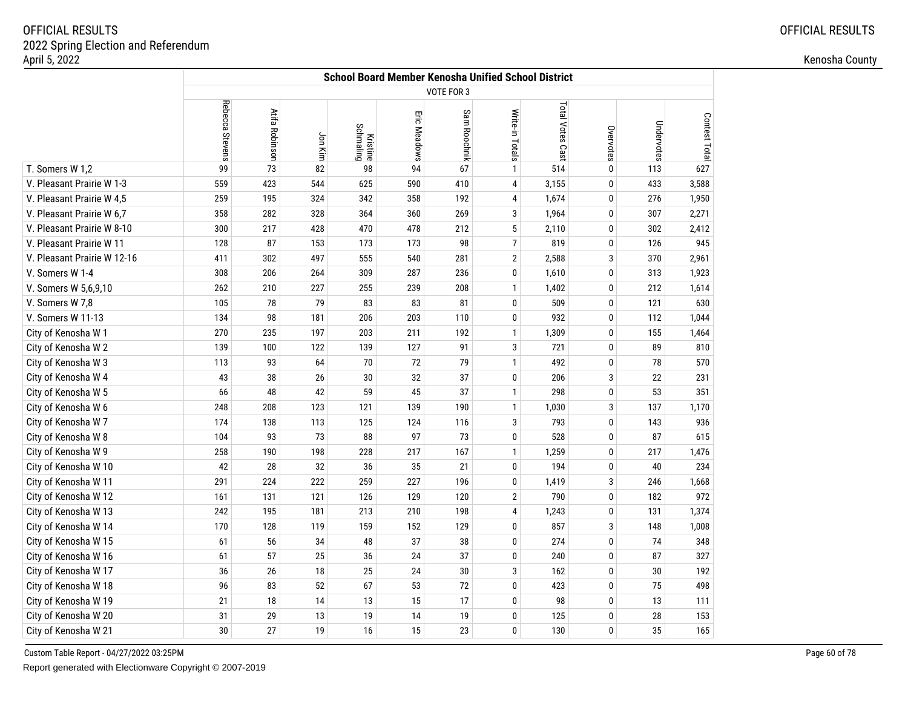OFFICIAL RESULTS
2022 Spring Election and Referendum
April 5, 2022

Kenosha County

| | School Board Member Kenosha Unified School District | | | | | | | | | | |
|---|---|---|---|---|---|---|---|---|---|---|---|
| | VOTE FOR 3 | | | | | | | | | | |
| | Rebecca Stevens | Atifa Robinson | Jon Kim | Kristine Schmaling | Eric Meadows | Sam Roochnik | Write-in Totals | Total Votes Cast | Overvotes | Undervotes | Contest Total |
| T. Somers W 1,2 | 99 | 73 | 82 | 98 | 94 | 67 | 1 | 514 | 0 | 113 | 627 |
| V. Pleasant Prairie W 1-3 | 559 | 423 | 544 | 625 | 590 | 410 | 4 | 3,155 | 0 | 433 | 3,588 |
| V. Pleasant Prairie W 4,5 | 259 | 195 | 324 | 342 | 358 | 192 | 4 | 1,674 | 0 | 276 | 1,950 |
| V. Pleasant Prairie W 6,7 | 358 | 282 | 328 | 364 | 360 | 269 | 3 | 1,964 | 0 | 307 | 2,271 |
| V. Pleasant Prairie W 8-10 | 300 | 217 | 428 | 470 | 478 | 212 | 5 | 2,110 | 0 | 302 | 2,412 |
| V. Pleasant Prairie W 11 | 128 | 87 | 153 | 173 | 173 | 98 | 7 | 819 | 0 | 126 | 945 |
| V. Pleasant Prairie W 12-16 | 411 | 302 | 497 | 555 | 540 | 281 | 2 | 2,588 | 3 | 370 | 2,961 |
| V. Somers W 1-4 | 308 | 206 | 264 | 309 | 287 | 236 | 0 | 1,610 | 0 | 313 | 1,923 |
| V. Somers W 5,6,9,10 | 262 | 210 | 227 | 255 | 239 | 208 | 1 | 1,402 | 0 | 212 | 1,614 |
| V. Somers W 7,8 | 105 | 78 | 79 | 83 | 83 | 81 | 0 | 509 | 0 | 121 | 630 |
| V. Somers W 11-13 | 134 | 98 | 181 | 206 | 203 | 110 | 0 | 932 | 0 | 112 | 1,044 |
| City of Kenosha W 1 | 270 | 235 | 197 | 203 | 211 | 192 | 1 | 1,309 | 0 | 155 | 1,464 |
| City of Kenosha W 2 | 139 | 100 | 122 | 139 | 127 | 91 | 3 | 721 | 0 | 89 | 810 |
| City of Kenosha W 3 | 113 | 93 | 64 | 70 | 72 | 79 | 1 | 492 | 0 | 78 | 570 |
| City of Kenosha W 4 | 43 | 38 | 26 | 30 | 32 | 37 | 0 | 206 | 3 | 22 | 231 |
| City of Kenosha W 5 | 66 | 48 | 42 | 59 | 45 | 37 | 1 | 298 | 0 | 53 | 351 |
| City of Kenosha W 6 | 248 | 208 | 123 | 121 | 139 | 190 | 1 | 1,030 | 3 | 137 | 1,170 |
| City of Kenosha W 7 | 174 | 138 | 113 | 125 | 124 | 116 | 3 | 793 | 0 | 143 | 936 |
| City of Kenosha W 8 | 104 | 93 | 73 | 88 | 97 | 73 | 0 | 528 | 0 | 87 | 615 |
| City of Kenosha W 9 | 258 | 190 | 198 | 228 | 217 | 167 | 1 | 1,259 | 0 | 217 | 1,476 |
| City of Kenosha W 10 | 42 | 28 | 32 | 36 | 35 | 21 | 0 | 194 | 0 | 40 | 234 |
| City of Kenosha W 11 | 291 | 224 | 222 | 259 | 227 | 196 | 0 | 1,419 | 3 | 246 | 1,668 |
| City of Kenosha W 12 | 161 | 131 | 121 | 126 | 129 | 120 | 2 | 790 | 0 | 182 | 972 |
| City of Kenosha W 13 | 242 | 195 | 181 | 213 | 210 | 198 | 4 | 1,243 | 0 | 131 | 1,374 |
| City of Kenosha W 14 | 170 | 128 | 119 | 159 | 152 | 129 | 0 | 857 | 3 | 148 | 1,008 |
| City of Kenosha W 15 | 61 | 56 | 34 | 48 | 37 | 38 | 0 | 274 | 0 | 74 | 348 |
| City of Kenosha W 16 | 61 | 57 | 25 | 36 | 24 | 37 | 0 | 240 | 0 | 87 | 327 |
| City of Kenosha W 17 | 36 | 26 | 18 | 25 | 24 | 30 | 3 | 162 | 0 | 30 | 192 |
| City of Kenosha W 18 | 96 | 83 | 52 | 67 | 53 | 72 | 0 | 423 | 0 | 75 | 498 |
| City of Kenosha W 19 | 21 | 18 | 14 | 13 | 15 | 17 | 0 | 98 | 0 | 13 | 111 |
| City of Kenosha W 20 | 31 | 29 | 13 | 19 | 14 | 19 | 0 | 125 | 0 | 28 | 153 |
| City of Kenosha W 21 | 30 | 27 | 19 | 16 | 15 | 23 | 0 | 130 | 0 | 35 | 165 |

Custom Table Report - 04/27/2022 03:25PM

Report generated with Electionware Copyright © 2007-2019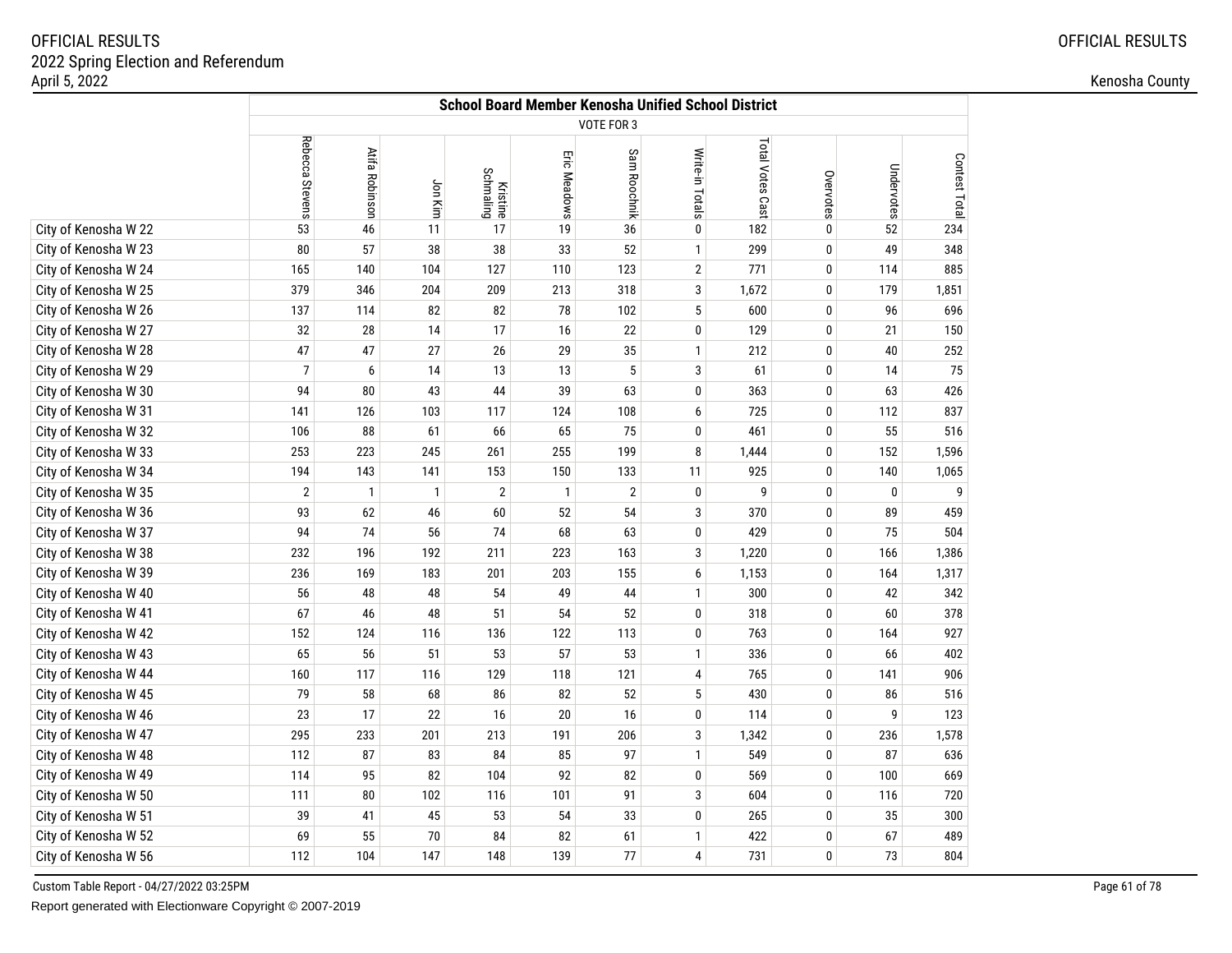OFFICIAL RESULTS
2022 Spring Election and Referendum
April 5, 2022

Kenosha County

| | School Board Member Kenosha Unified School District | | | | | | | | | | |
|---|---|---|---|---|---|---|---|---|---|---|---|
| | VOTE FOR 3 | | | | | | | | | | |
| | Rebecca Stevens | Atifa Robinson | Jon Kim | Kristine Schmaling | Eric Meadows | Sam Roochnik | Write-in Totals | Total Votes Cast | Overvotes | Undervotes | Contest Total |
| City of Kenosha W 22 | 53 | 46 | 11 | 17 | 19 | 36 | 0 | 182 | 0 | 52 | 234 |
| City of Kenosha W 23 | 80 | 57 | 38 | 38 | 33 | 52 | 1 | 299 | 0 | 49 | 348 |
| City of Kenosha W 24 | 165 | 140 | 104 | 127 | 110 | 123 | 2 | 771 | 0 | 114 | 885 |
| City of Kenosha W 25 | 379 | 346 | 204 | 209 | 213 | 318 | 3 | 1,672 | 0 | 179 | 1,851 |
| City of Kenosha W 26 | 137 | 114 | 82 | 82 | 78 | 102 | 5 | 600 | 0 | 96 | 696 |
| City of Kenosha W 27 | 32 | 28 | 14 | 17 | 16 | 22 | 0 | 129 | 0 | 21 | 150 |
| City of Kenosha W 28 | 47 | 47 | 27 | 26 | 29 | 35 | 1 | 212 | 0 | 40 | 252 |
| City of Kenosha W 29 | 7 | 6 | 14 | 13 | 13 | 5 | 3 | 61 | 0 | 14 | 75 |
| City of Kenosha W 30 | 94 | 80 | 43 | 44 | 39 | 63 | 0 | 363 | 0 | 63 | 426 |
| City of Kenosha W 31 | 141 | 126 | 103 | 117 | 124 | 108 | 6 | 725 | 0 | 112 | 837 |
| City of Kenosha W 32 | 106 | 88 | 61 | 66 | 65 | 75 | 0 | 461 | 0 | 55 | 516 |
| City of Kenosha W 33 | 253 | 223 | 245 | 261 | 255 | 199 | 8 | 1,444 | 0 | 152 | 1,596 |
| City of Kenosha W 34 | 194 | 143 | 141 | 153 | 150 | 133 | 11 | 925 | 0 | 140 | 1,065 |
| City of Kenosha W 35 | 2 | 1 | 1 | 2 | 1 | 2 | 0 | 9 | 0 | 0 | 9 |
| City of Kenosha W 36 | 93 | 62 | 46 | 60 | 52 | 54 | 3 | 370 | 0 | 89 | 459 |
| City of Kenosha W 37 | 94 | 74 | 56 | 74 | 68 | 63 | 0 | 429 | 0 | 75 | 504 |
| City of Kenosha W 38 | 232 | 196 | 192 | 211 | 223 | 163 | 3 | 1,220 | 0 | 166 | 1,386 |
| City of Kenosha W 39 | 236 | 169 | 183 | 201 | 203 | 155 | 6 | 1,153 | 0 | 164 | 1,317 |
| City of Kenosha W 40 | 56 | 48 | 48 | 54 | 49 | 44 | 1 | 300 | 0 | 42 | 342 |
| City of Kenosha W 41 | 67 | 46 | 48 | 51 | 54 | 52 | 0 | 318 | 0 | 60 | 378 |
| City of Kenosha W 42 | 152 | 124 | 116 | 136 | 122 | 113 | 0 | 763 | 0 | 164 | 927 |
| City of Kenosha W 43 | 65 | 56 | 51 | 53 | 57 | 53 | 1 | 336 | 0 | 66 | 402 |
| City of Kenosha W 44 | 160 | 117 | 116 | 129 | 118 | 121 | 4 | 765 | 0 | 141 | 906 |
| City of Kenosha W 45 | 79 | 58 | 68 | 86 | 82 | 52 | 5 | 430 | 0 | 86 | 516 |
| City of Kenosha W 46 | 23 | 17 | 22 | 16 | 20 | 16 | 0 | 114 | 0 | 9 | 123 |
| City of Kenosha W 47 | 295 | 233 | 201 | 213 | 191 | 206 | 3 | 1,342 | 0 | 236 | 1,578 |
| City of Kenosha W 48 | 112 | 87 | 83 | 84 | 85 | 97 | 1 | 549 | 0 | 87 | 636 |
| City of Kenosha W 49 | 114 | 95 | 82 | 104 | 92 | 82 | 0 | 569 | 0 | 100 | 669 |
| City of Kenosha W 50 | 111 | 80 | 102 | 116 | 101 | 91 | 3 | 604 | 0 | 116 | 720 |
| City of Kenosha W 51 | 39 | 41 | 45 | 53 | 54 | 33 | 0 | 265 | 0 | 35 | 300 |
| City of Kenosha W 52 | 69 | 55 | 70 | 84 | 82 | 61 | 1 | 422 | 0 | 67 | 489 |
| City of Kenosha W 56 | 112 | 104 | 147 | 148 | 139 | 77 | 4 | 731 | 0 | 73 | 804 |

Custom Table Report - 04/27/2022 03:25PM

Report generated with Electionware Copyright © 2007-2019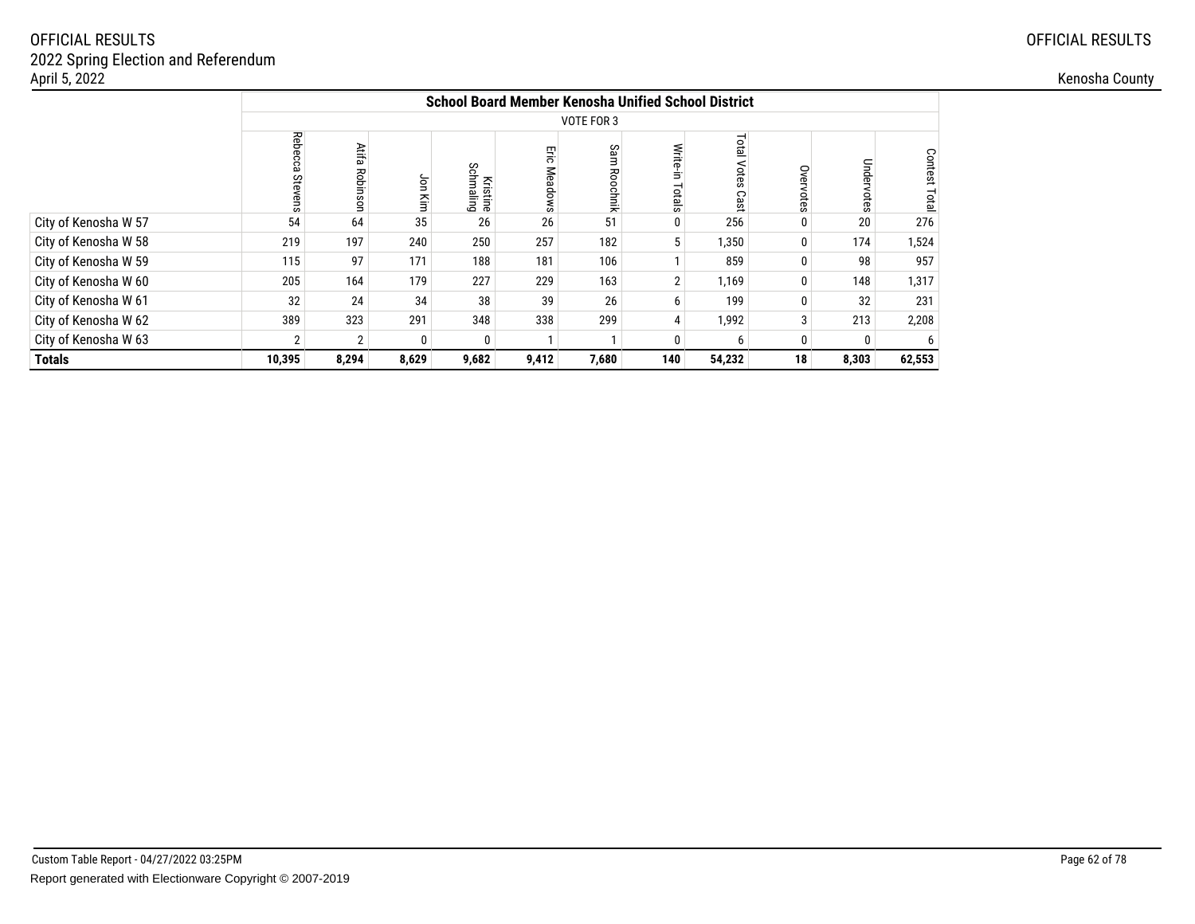OFFICIAL RESULTS
2022 Spring Election and Referendum
April 5, 2022

Kenosha County

| | School Board Member Kenosha Unified School District | | | | | | | | | | |
|---|---|---|---|---|---|---|---|---|---|---|---|
| | VOTE FOR 3 | | | | | | | | | | |
| | Rebecca Stevens | Atifa Robinson | Jon Kim | Kristine Schmaling | Eric Meadows | Sam Roochnik | Write-in Totals | Total Votes Cast | Overvotes | Undervotes | Contest Total |
| City of Kenosha W 57 | 54 | 64 | 35 | 26 | 26 | 51 | 0 | 256 | 0 | 20 | 276 |
| City of Kenosha W 58 | 219 | 197 | 240 | 250 | 257 | 182 | 5 | 1,350 | 0 | 174 | 1,524 |
| City of Kenosha W 59 | 115 | 97 | 171 | 188 | 181 | 106 | 1 | 859 | 0 | 98 | 957 |
| City of Kenosha W 60 | 205 | 164 | 179 | 227 | 229 | 163 | 2 | 1,169 | 0 | 148 | 1,317 |
| City of Kenosha W 61 | 32 | 24 | 34 | 38 | 39 | 26 | 6 | 199 | 0 | 32 | 231 |
| City of Kenosha W 62 | 389 | 323 | 291 | 348 | 338 | 299 | 4 | 1,992 | 3 | 213 | 2,208 |
| City of Kenosha W 63 | 2 | 2 | 0 | 0 | 1 | 1 | 0 | 6 | 0 | 0 | 6 |
| **Totals** | **10,395** | **8,294** | **8,629** | **9,682** | **9,412** | **7,680** | **140** | **54,232** | **18** | **8,303** | **62,553** |

Custom Table Report - 04/27/2022 03:25PM

Report generated with Electionware Copyright © 2007-2019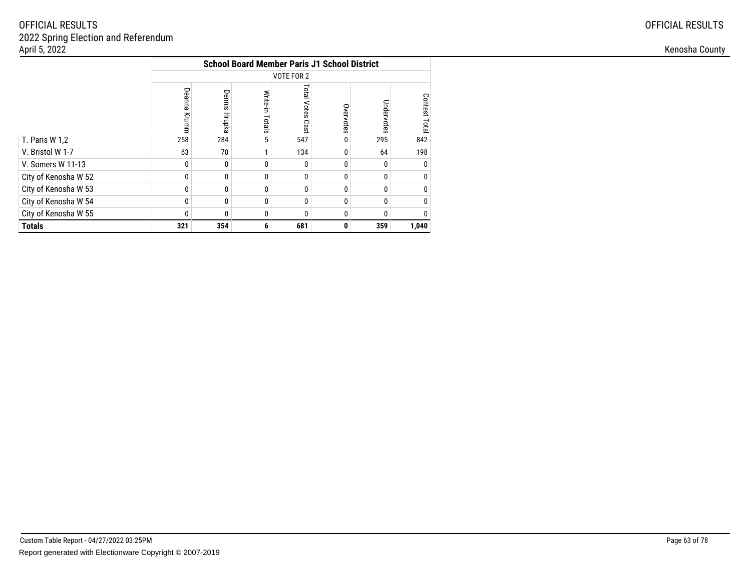OFFICIAL RESULTS
2022 Spring Election and Referendum
April 5, 2022

OFFICIAL RESULTS

Kenosha County

| | School Board Member Paris J1 School District | | | | | | |
|---|---|---|---|---|---|---|---|
| | VOTE FOR 2 | | | | | | |
| | Deanna Krumm | Dennis Hrupka | Write-in Totals | Total Votes Cast | Overvotes | Undervotes | Contest Total |
| T. Paris W 1,2 | 258 | 284 | 5 | 547 | 0 | 295 | 842 |
| V. Bristol W 1-7 | 63 | 70 | 1 | 134 | 0 | 64 | 198 |
| V. Somers W 11-13 | 0 | 0 | 0 | 0 | 0 | 0 | 0 |
| City of Kenosha W 52 | 0 | 0 | 0 | 0 | 0 | 0 | 0 |
| City of Kenosha W 53 | 0 | 0 | 0 | 0 | 0 | 0 | 0 |
| City of Kenosha W 54 | 0 | 0 | 0 | 0 | 0 | 0 | 0 |
| City of Kenosha W 55 | 0 | 0 | 0 | 0 | 0 | 0 | 0 |
| **Totals** | **321** | **354** | **6** | **681** | **0** | **359** | **1,040** |

Custom Table Report - 04/27/2022 03:25PM

Report generated with Electionware Copyright © 2007-2019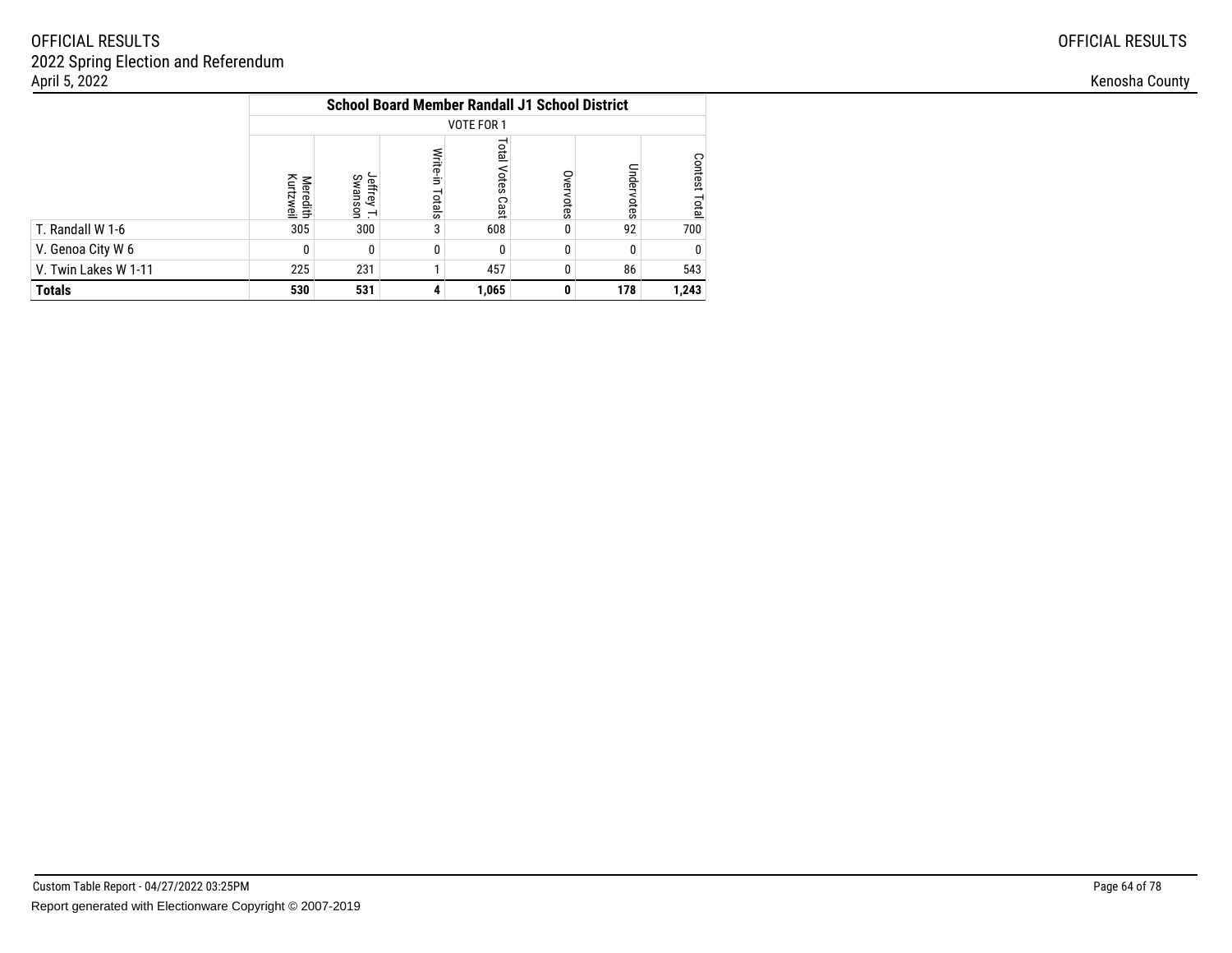| | School Board Member Randall J1 School District | | | | | | |
|---|---|---|---|---|---|---|---|
| | VOTE FOR 1 | | | | | | |
| | Meredith Kurtzweil | Jeffrey T. Swanson | Write-in Totals | Total Votes Cast | Overvotes | Undervotes | Contest Total |
| T. Randall W 1-6 | 305 | 300 | 3 | 608 | 0 | 92 | 700 |
| V. Genoa City W 6 | 0 | 0 | 0 | 0 | 0 | 0 | 0 |
| V. Twin Lakes W 1-11 | 225 | 231 | 1 | 457 | 0 | 86 | 543 |
| **Totals** | **530** | **531** | **4** | **1,065** | **0** | **178** | **1,243** |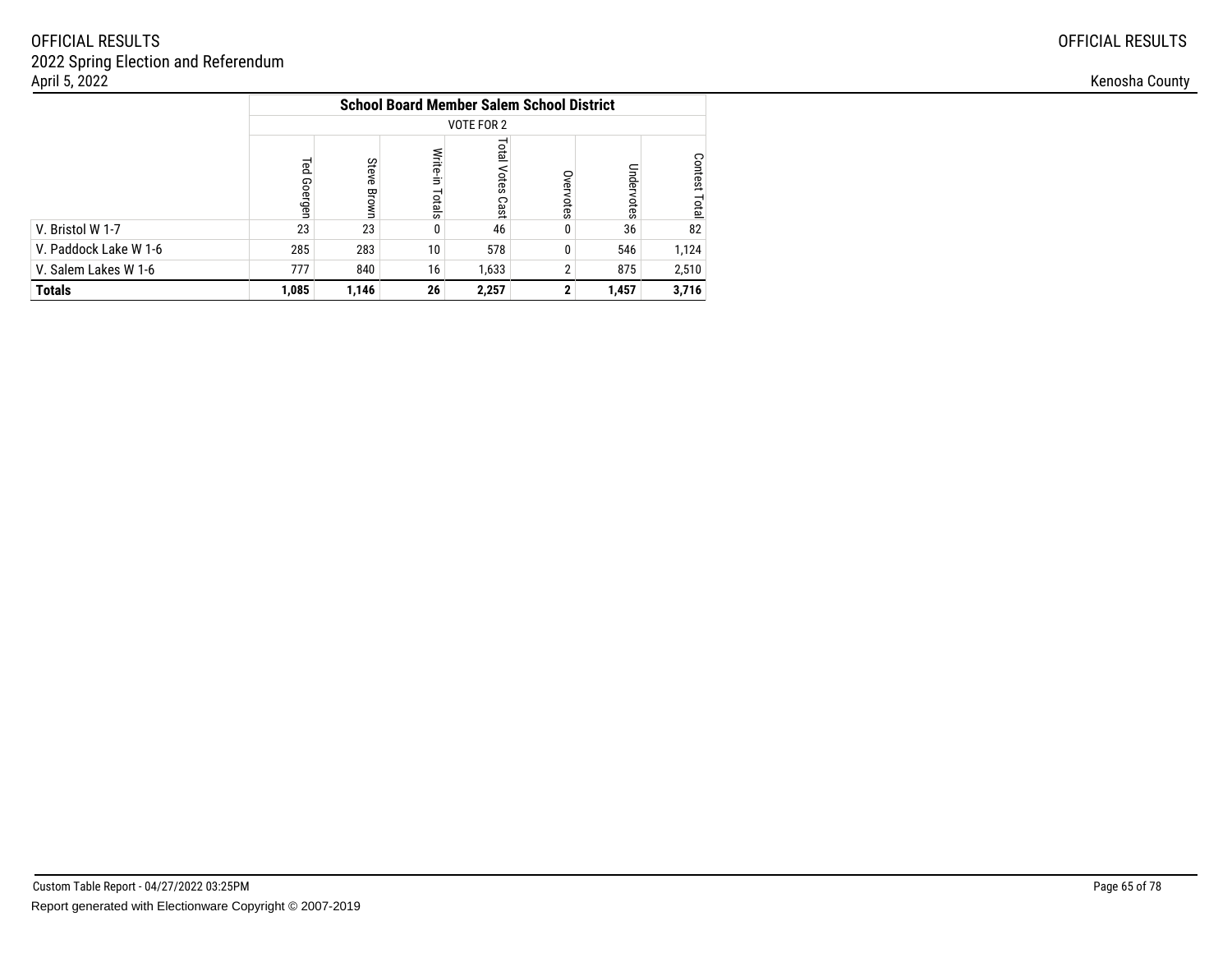OFFICIAL RESULTS
2022 Spring Election and Referendum
April 5, 2022

OFFICIAL RESULTS

Kenosha County

| | School Board Member Salem School District | | | | | | |
|---|---|---|---|---|---|---|---|
| | VOTE FOR 2 | | | | | | |
| | Ted Goergen | Steve Brown | Write-in Totals | Total Votes Cast | Overvotes | Undervotes | Contest Total |
| V. Bristol W 1-7 | 23 | 23 | 0 | 46 | 0 | 36 | 82 |
| V. Paddock Lake W 1-6 | 285 | 283 | 10 | 578 | 0 | 546 | 1,124 |
| V. Salem Lakes W 1-6 | 777 | 840 | 16 | 1,633 | 2 | 875 | 2,510 |
| **Totals** | **1,085** | **1,146** | **26** | **2,257** | **2** | **1,457** | **3,716** |

Custom Table Report - 04/27/2022 03:25PM

Report generated with Electionware Copyright © 2007-2019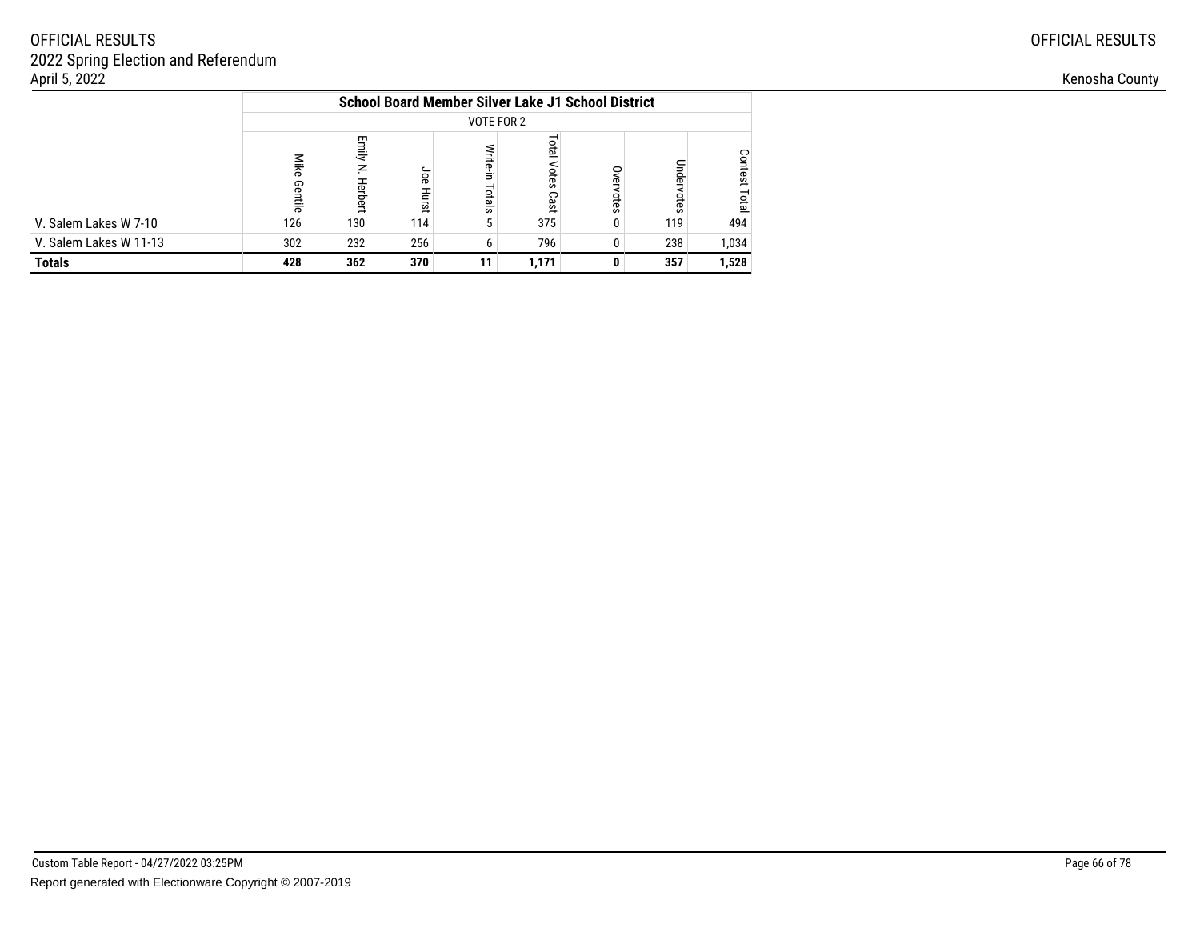OFFICIAL RESULTS
2022 Spring Election and Referendum
April 5, 2022

Kenosha County

| | School Board Member Silver Lake J1 School District | | | | | | | |
|---|---|---|---|---|---|---|---|---|
| | VOTE FOR 2 | | | | | | | |
| | Mike Gentile | Emily N. Herbert | Joe Hurst | Write-in Totals | Total Votes Cast | Overvotes | Undervotes | Contest Total |
| V. Salem Lakes W 7-10 | 126 | 130 | 114 | 5 | 375 | 0 | 119 | 494 |
| V. Salem Lakes W 11-13 | 302 | 232 | 256 | 6 | 796 | 0 | 238 | 1,034 |
| **Totals** | **428** | **362** | **370** | **11** | **1,171** | **0** | **357** | **1,528** |

Custom Table Report - 04/27/2022 03:25PM

Report generated with Electionware Copyright © 2007-2019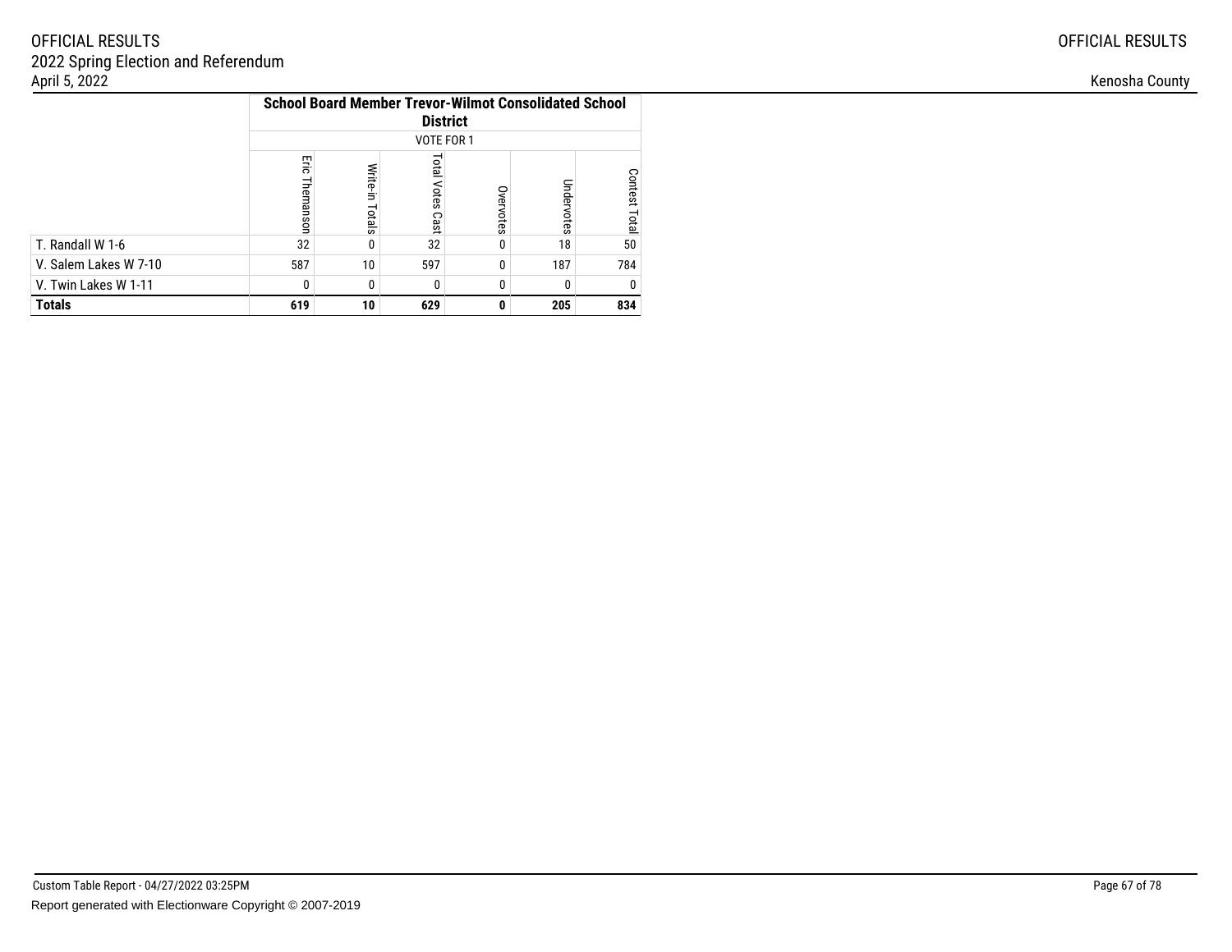| | School Board Member Trevor-Wilmot Consolidated School District | | | | | |
|---|---|---|---|---|---|---|
| | VOTE FOR 1 | | | | | |
| | Eric Themanson | Write-in Totals | Total Votes Cast | Overvotes | Undervotes | Contest Total |
| T. Randall W 1-6 | 32 | 0 | 32 | 0 | 18 | 50 |
| V. Salem Lakes W 7-10 | 587 | 10 | 597 | 0 | 187 | 784 |
| V. Twin Lakes W 1-11 | 0 | 0 | 0 | 0 | 0 | 0 |
| **Totals** | **619** | **10** | **629** | **0** | **205** | **834** |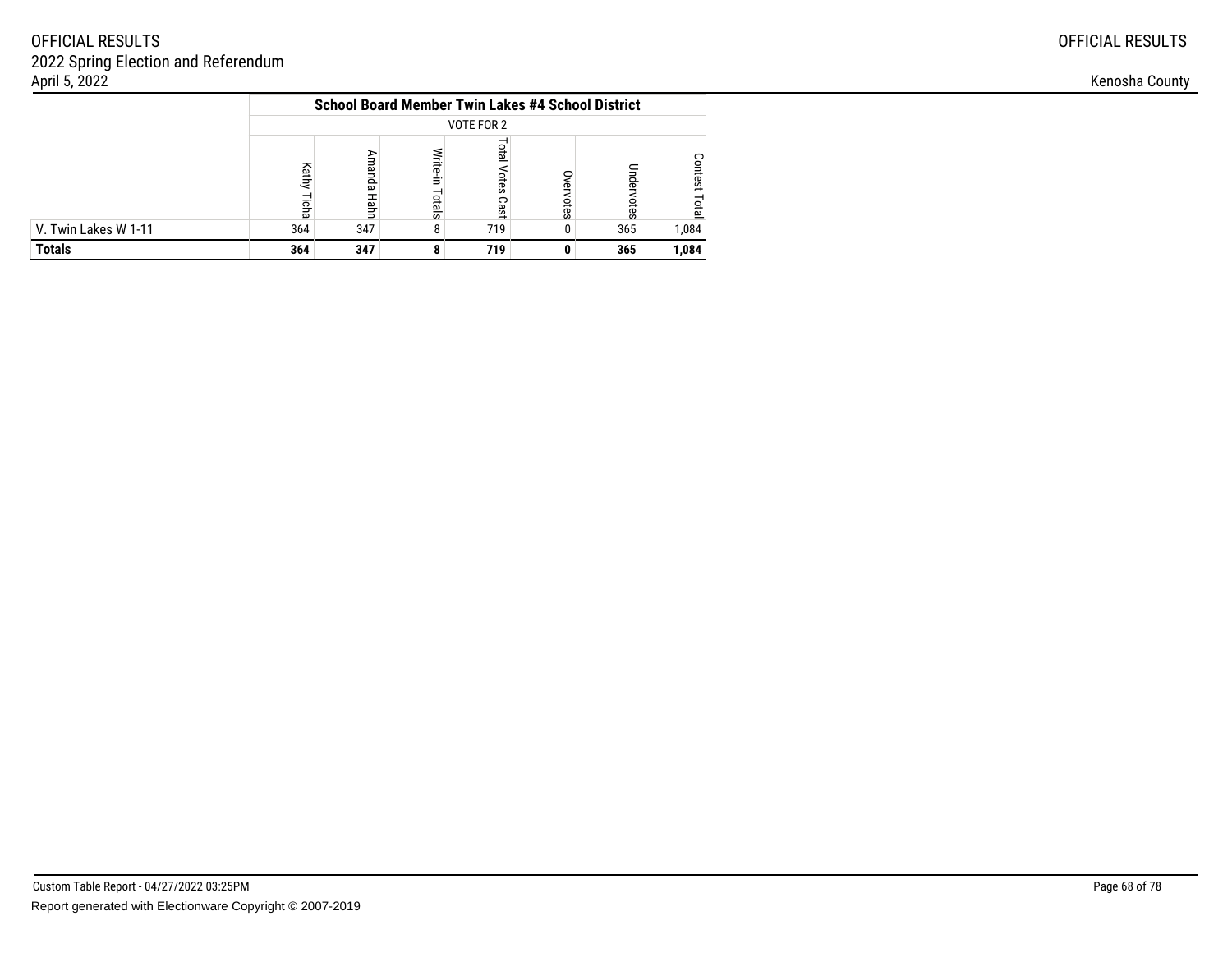| | School Board Member Twin Lakes #4 School District | | | | | | |
|---|---|---|---|---|---|---|---|
| | VOTE FOR 2 | | | | | | |
| | Kathy Ticha | Amanda Hahn | Write-in Totals | Total Votes Cast | Overvotes | Undervotes | Contest Total |
| V. Twin Lakes W 1-11 | 364 | 347 | 8 | 719 | 0 | 365 | 1,084 |
| **Totals** | **364** | **347** | **8** | **719** | **0** | **365** | **1,084** |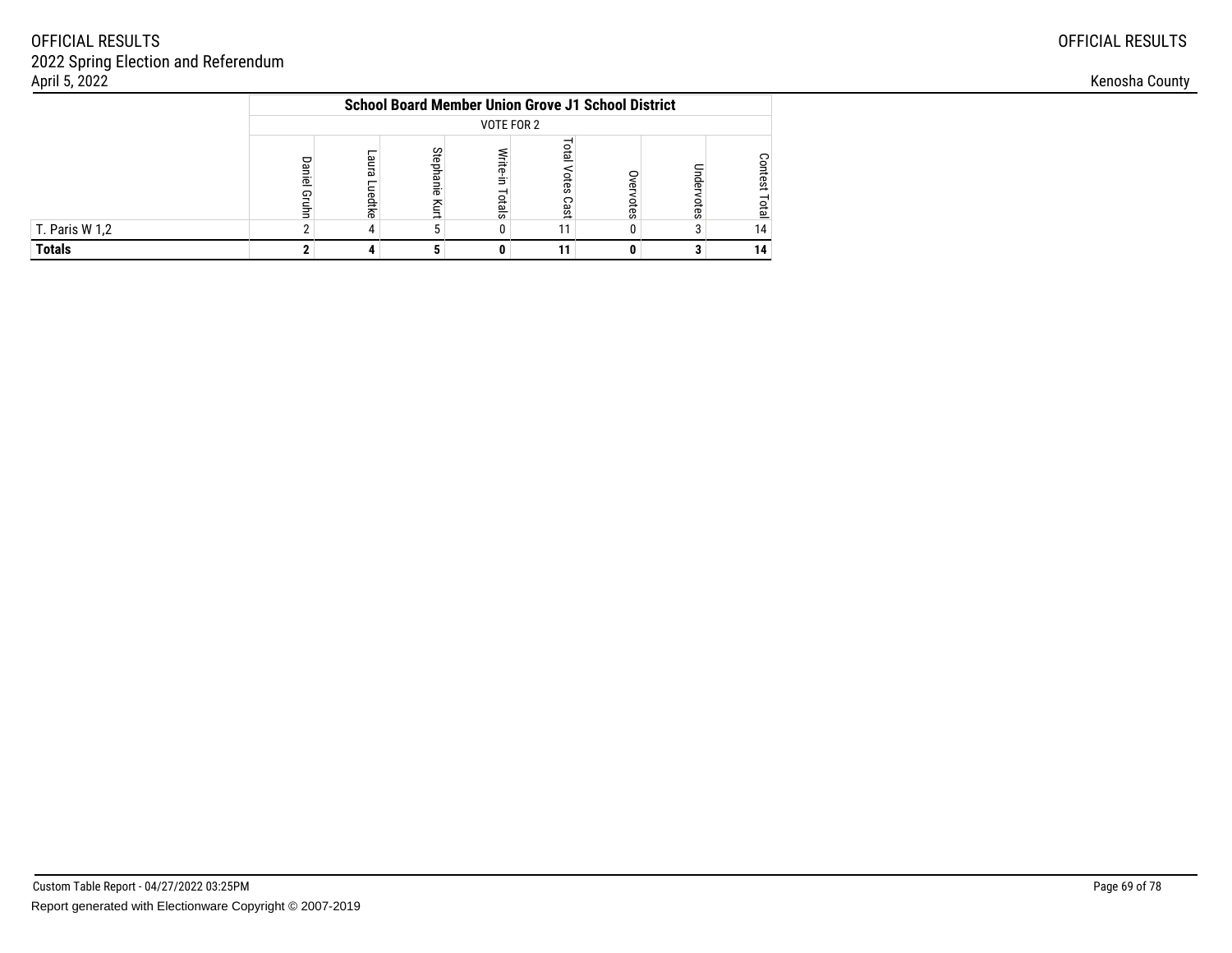| | School Board Member Union Grove J1 School District | | | | | | | |
|---|---|---|---|---|---|---|---|---|
| | VOTE FOR 2 | | | | | | | |
| | Daniel Gruhn | Laura Luedtke | Stephanie Kurt | Write-in Totals | Total Votes Cast | Overvotes | Undervotes | Contest Total |
| T. Paris W 1,2 | 2 | 4 | 5 | 0 | 11 | 0 | 3 | 14 |
| **Totals** | **2** | **4** | **5** | **0** | **11** | **0** | **3** | **14** |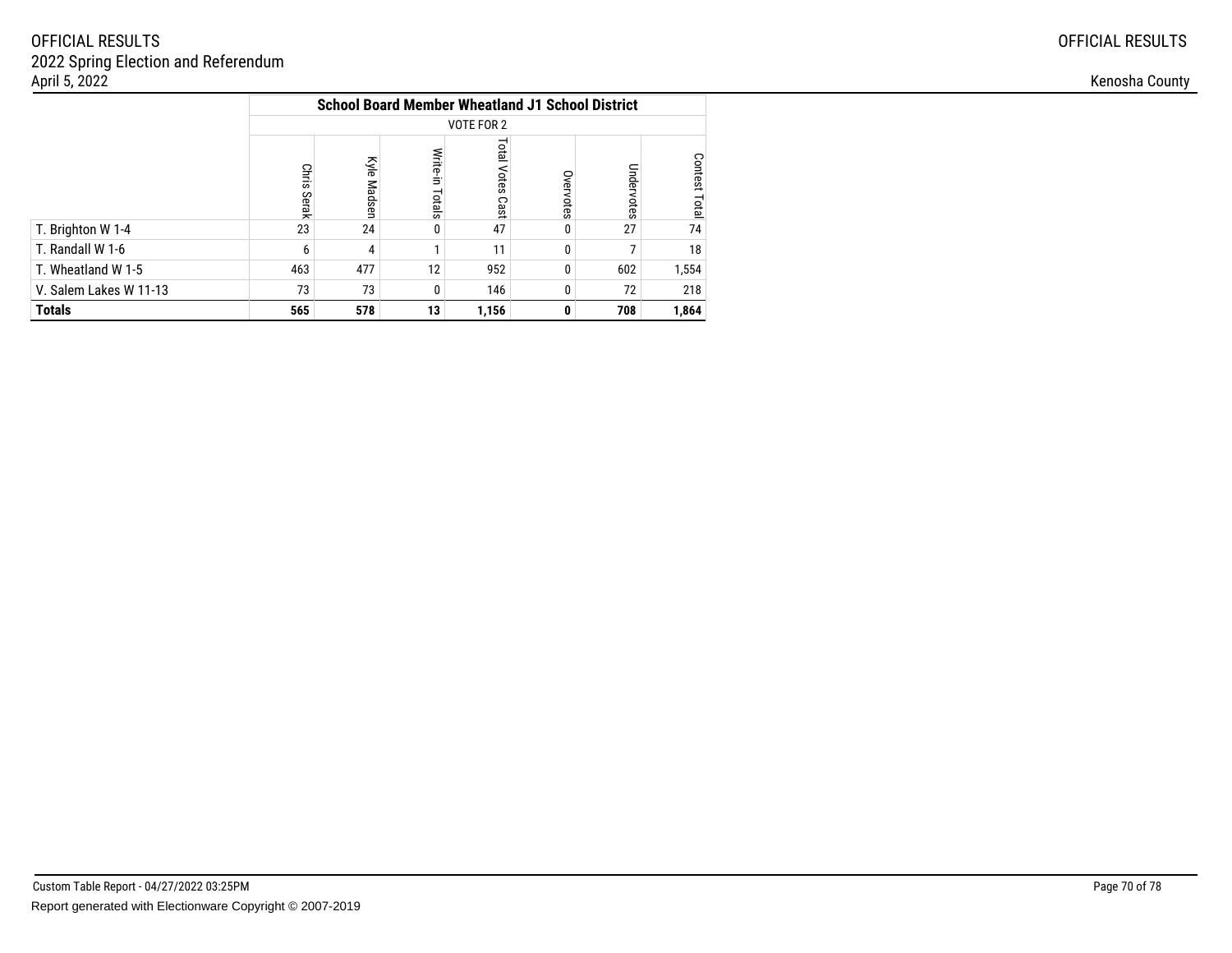OFFICIAL RESULTS
2022 Spring Election and Referendum
April 5, 2022

OFFICIAL RESULTS
Kenosha County

| | School Board Member Wheatland J1 School District | | | | | | |
|---|---|---|---|---|---|---|---|
| | VOTE FOR 2 | | | | | | |
| | Chris Serak | Kyle Madsen | Write-in Totals | Total Votes Cast | Overvotes | Undervotes | Contest Total |
| T. Brighton W 1-4 | 23 | 24 | 0 | 47 | 0 | 27 | 74 |
| T. Randall W 1-6 | 6 | 4 | 1 | 11 | 0 | 7 | 18 |
| T. Wheatland W 1-5 | 463 | 477 | 12 | 952 | 0 | 602 | 1,554 |
| V. Salem Lakes W 11-13 | 73 | 73 | 0 | 146 | 0 | 72 | 218 |
| **Totals** | **565** | **578** | **13** | **1,156** | **0** | **708** | **1,864** |

Custom Table Report - 04/27/2022 03:25PM
Report generated with Electionware Copyright © 2007-2019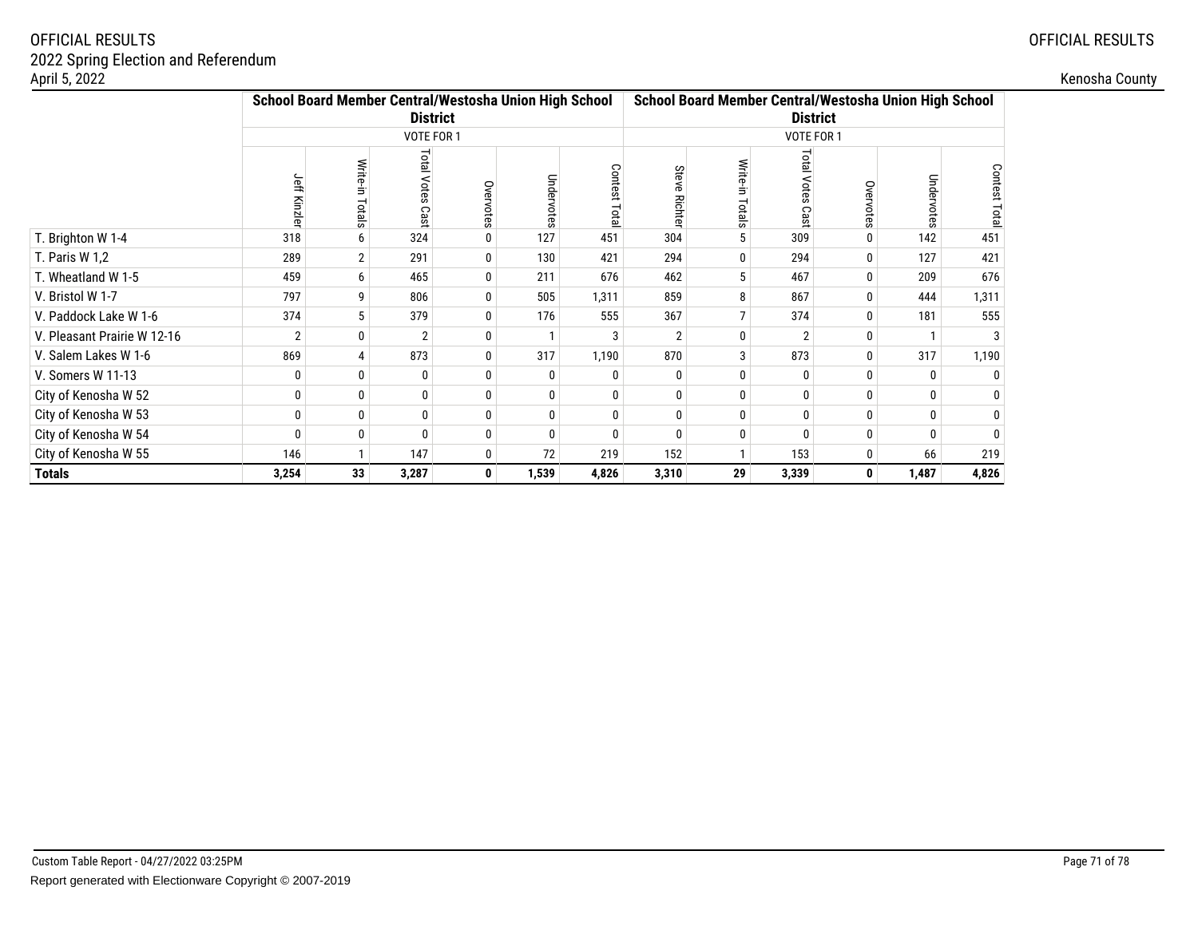OFFICIAL RESULTS
2022 Spring Election and Referendum
April 5, 2022

Kenosha County

| | School Board Member Central/Westosha Union High School District | | | | | | School Board Member Central/Westosha Union High School District | | | | | |
|---|---|---|---|---|---|---|---|---|---|---|---|---|
| | VOTE FOR 1 | | | | | | VOTE FOR 1 | | | | | |
| | Jeff Kinzler | Write-in Totals | Total Votes Cast | Overvotes | Undervotes | Contest Total | Steve Richter | Write-in Totals | Total Votes Cast | Overvotes | Undervotes | Contest Total |
| T. Brighton W 1-4 | 318 | 6 | 324 | 0 | 127 | 451 | 304 | 5 | 309 | 0 | 142 | 451 |
| T. Paris W 1,2 | 289 | 2 | 291 | 0 | 130 | 421 | 294 | 0 | 294 | 0 | 127 | 421 |
| T. Wheatland W 1-5 | 459 | 6 | 465 | 0 | 211 | 676 | 462 | 5 | 467 | 0 | 209 | 676 |
| V. Bristol W 1-7 | 797 | 9 | 806 | 0 | 505 | 1,311 | 859 | 8 | 867 | 0 | 444 | 1,311 |
| V. Paddock Lake W 1-6 | 374 | 5 | 379 | 0 | 176 | 555 | 367 | 7 | 374 | 0 | 181 | 555 |
| V. Pleasant Prairie W 12-16 | 2 | 0 | 2 | 0 | 1 | 3 | 2 | 0 | 2 | 0 | 1 | 3 |
| V. Salem Lakes W 1-6 | 869 | 4 | 873 | 0 | 317 | 1,190 | 870 | 3 | 873 | 0 | 317 | 1,190 |
| V. Somers W 11-13 | 0 | 0 | 0 | 0 | 0 | 0 | 0 | 0 | 0 | 0 | 0 | 0 |
| City of Kenosha W 52 | 0 | 0 | 0 | 0 | 0 | 0 | 0 | 0 | 0 | 0 | 0 | 0 |
| City of Kenosha W 53 | 0 | 0 | 0 | 0 | 0 | 0 | 0 | 0 | 0 | 0 | 0 | 0 |
| City of Kenosha W 54 | 0 | 0 | 0 | 0 | 0 | 0 | 0 | 0 | 0 | 0 | 0 | 0 |
| City of Kenosha W 55 | 146 | 1 | 147 | 0 | 72 | 219 | 152 | 1 | 153 | 0 | 66 | 219 |
| **Totals** | **3,254** | **33** | **3,287** | **0** | **1,539** | **4,826** | **3,310** | **29** | **3,339** | **0** | **1,487** | **4,826** |

Custom Table Report - 04/27/2022 03:25PM
Report generated with Electionware Copyright © 2007-2019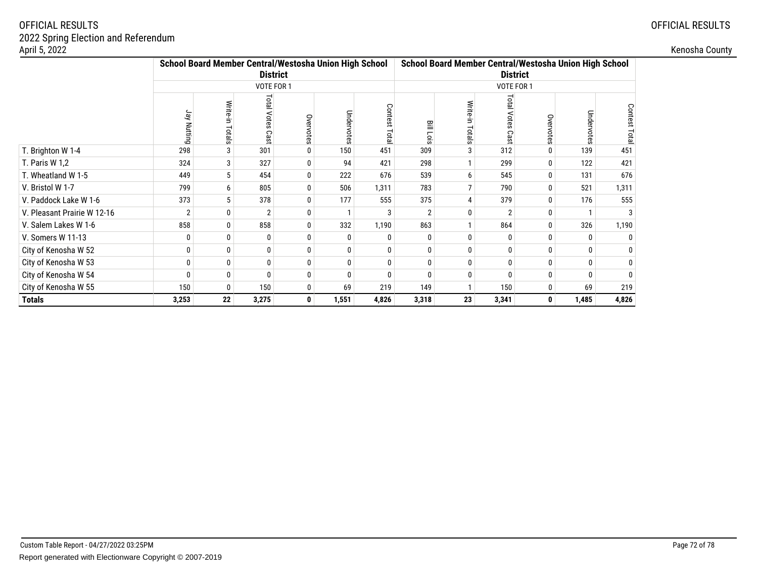OFFICIAL RESULTS
2022 Spring Election and Referendum
April 5, 2022

Kenosha County

| | School Board Member Central/Westosha Union High School District | | | | | | School Board Member Central/Westosha Union High School District | | | | | |
|---|---|---|---|---|---|---|---|---|---|---|---|---|
| | VOTE FOR 1 | | | | | | VOTE FOR 1 | | | | | |
| | Jay Nutting | Write-in Totals | Total Votes Cast | Overvotes | Undervotes | Contest Total | Bill Lois | Write-in Totals | Total Votes Cast | Overvotes | Undervotes | Contest Total |
| T. Brighton W 1-4 | 298 | 3 | 301 | 0 | 150 | 451 | 309 | 3 | 312 | 0 | 139 | 451 |
| T. Paris W 1,2 | 324 | 3 | 327 | 0 | 94 | 421 | 298 | 1 | 299 | 0 | 122 | 421 |
| T. Wheatland W 1-5 | 449 | 5 | 454 | 0 | 222 | 676 | 539 | 6 | 545 | 0 | 131 | 676 |
| V. Bristol W 1-7 | 799 | 6 | 805 | 0 | 506 | 1,311 | 783 | 7 | 790 | 0 | 521 | 1,311 |
| V. Paddock Lake W 1-6 | 373 | 5 | 378 | 0 | 177 | 555 | 375 | 4 | 379 | 0 | 176 | 555 |
| V. Pleasant Prairie W 12-16 | 2 | 0 | 2 | 0 | 1 | 3 | 2 | 0 | 2 | 0 | 1 | 3 |
| V. Salem Lakes W 1-6 | 858 | 0 | 858 | 0 | 332 | 1,190 | 863 | 1 | 864 | 0 | 326 | 1,190 |
| V. Somers W 11-13 | 0 | 0 | 0 | 0 | 0 | 0 | 0 | 0 | 0 | 0 | 0 | 0 |
| City of Kenosha W 52 | 0 | 0 | 0 | 0 | 0 | 0 | 0 | 0 | 0 | 0 | 0 | 0 |
| City of Kenosha W 53 | 0 | 0 | 0 | 0 | 0 | 0 | 0 | 0 | 0 | 0 | 0 | 0 |
| City of Kenosha W 54 | 0 | 0 | 0 | 0 | 0 | 0 | 0 | 0 | 0 | 0 | 0 | 0 |
| City of Kenosha W 55 | 150 | 0 | 150 | 0 | 69 | 219 | 149 | 1 | 150 | 0 | 69 | 219 |
| **Totals** | **3,253** | **22** | **3,275** | **0** | **1,551** | **4,826** | **3,318** | **23** | **3,341** | **0** | **1,485** | **4,826** |

Custom Table Report - 04/27/2022 03:25PM

Report generated with Electionware Copyright © 2007-2019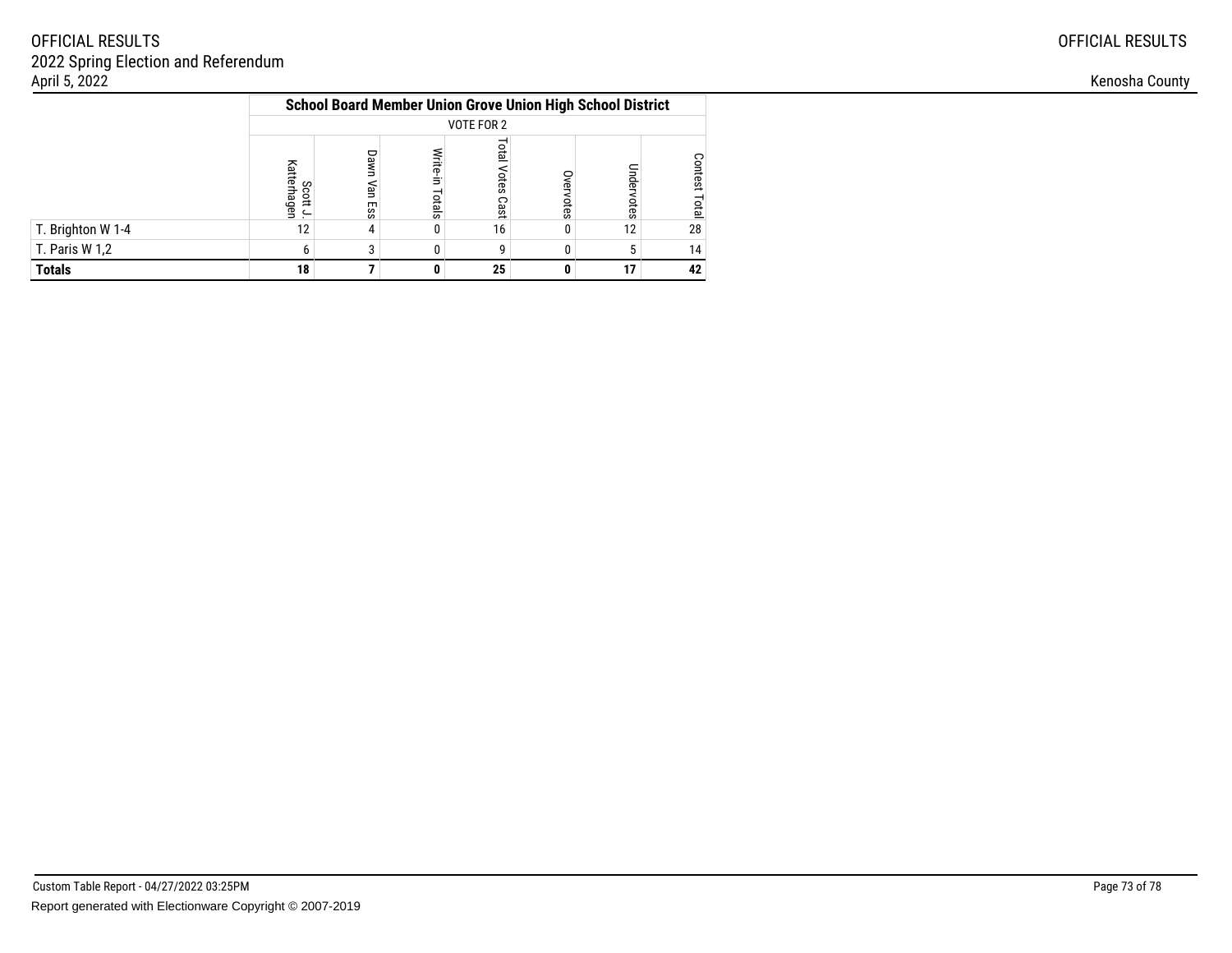| | School Board Member Union Grove Union High School District | | | | | | |
|---|---|---|---|---|---|---|---|
| | VOTE FOR 2 | | | | | | |
| | Scott J. Katterhagen | Dawn Van Ess | Write-in Totals | Total Votes Cast | Overvotes | Undervotes | Contest Total |
| T. Brighton W 1-4 | 12 | 4 | 0 | 16 | 0 | 12 | 28 |
| T. Paris W 1,2 | 6 | 3 | 0 | 9 | 0 | 5 | 14 |
| **Totals** | **18** | **7** | **0** | **25** | **0** | **17** | **42** |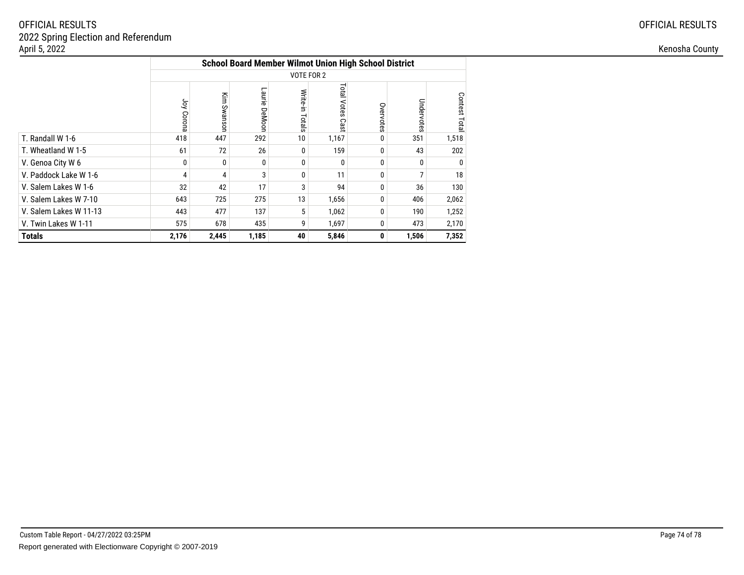OFFICIAL RESULTS
2022 Spring Election and Referendum
April 5, 2022

OFFICIAL RESULTS

Kenosha County

| | School Board Member Wilmot Union High School District | | | | | | | |
|---|---|---|---|---|---|---|---|---|
| | VOTE FOR 2 | | | | | | | |
| | Joy Corona | Kim Swanson | Laurie DeMoon | Write-in Totals | Total Votes Cast | Overvotes | Undervotes | Contest Total |
| T. Randall W 1-6 | 418 | 447 | 292 | 10 | 1,167 | 0 | 351 | 1,518 |
| T. Wheatland W 1-5 | 61 | 72 | 26 | 0 | 159 | 0 | 43 | 202 |
| V. Genoa City W 6 | 0 | 0 | 0 | 0 | 0 | 0 | 0 | 0 |
| V. Paddock Lake W 1-6 | 4 | 4 | 3 | 0 | 11 | 0 | 7 | 18 |
| V. Salem Lakes W 1-6 | 32 | 42 | 17 | 3 | 94 | 0 | 36 | 130 |
| V. Salem Lakes W 7-10 | 643 | 725 | 275 | 13 | 1,656 | 0 | 406 | 2,062 |
| V. Salem Lakes W 11-13 | 443 | 477 | 137 | 5 | 1,062 | 0 | 190 | 1,252 |
| V. Twin Lakes W 1-11 | 575 | 678 | 435 | 9 | 1,697 | 0 | 473 | 2,170 |
| **Totals** | **2,176** | **2,445** | **1,185** | **40** | **5,846** | **0** | **1,506** | **7,352** |

Custom Table Report - 04/27/2022 03:25PM

Report generated with Electionware Copyright © 2007-2019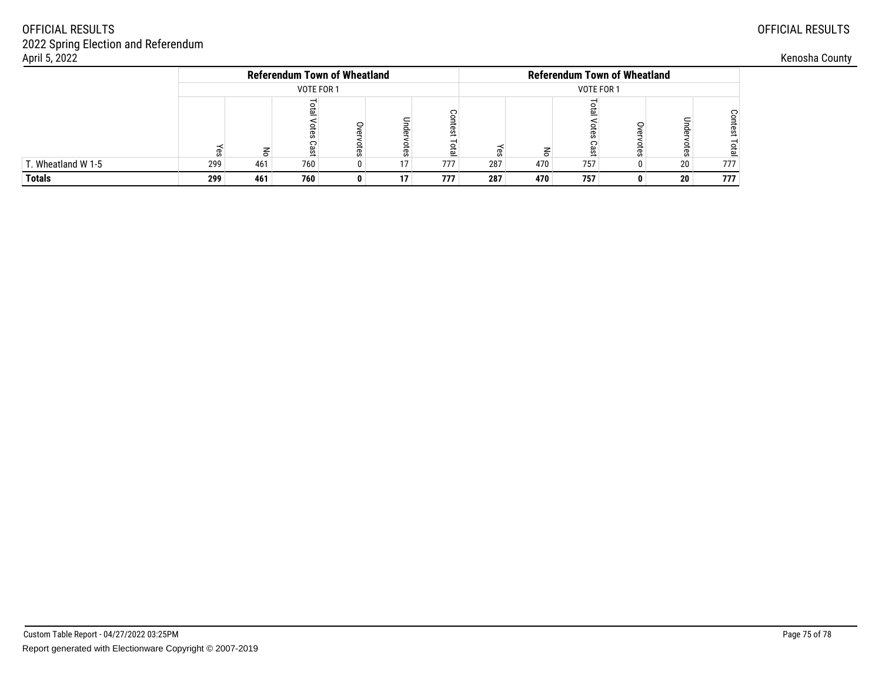OFFICIAL RESULTS
2022 Spring Election and Referendum
April 5, 2022

Kenosha County

| | Referendum Town of Wheatland | | | | | | Referendum Town of Wheatland | | | | | |
|---|---|---|---|---|---|---|---|---|---|---|---|---|
| | VOTE FOR 1 | | | | | | VOTE FOR 1 | | | | | |
| | Yes | No | Total Votes Cast | Overvotes | Undervotes | Contest Total | Yes | No | Total Votes Cast | Overvotes | Undervotes | Contest Total |
| T. Wheatland W 1-5 | 299 | 461 | 760 | 0 | 17 | 777 | 287 | 470 | 757 | 0 | 20 | 777 |
| **Totals** | **299** | **461** | **760** | **0** | **17** | **777** | **287** | **470** | **757** | **0** | **20** | **777** |

Custom Table Report - 04/27/2022 03:25PM
Report generated with Electionware Copyright © 2007-2019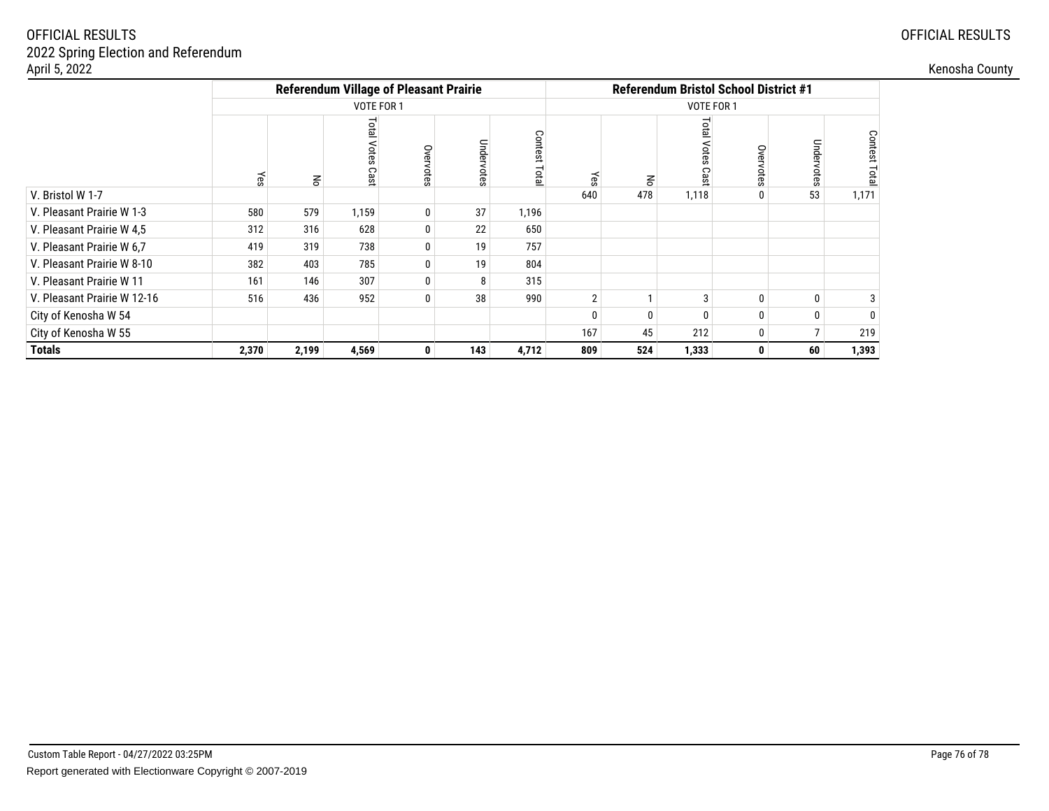OFFICIAL RESULTS
2022 Spring Election and Referendum
April 5, 2022

Kenosha County

| | Referendum Village of Pleasant Prairie | | | | | | Referendum Bristol School District #1 | | | | | |
|---|---|---|---|---|---|---|---|---|---|---|---|---|
| | VOTE FOR 1 | | | | | | VOTE FOR 1 | | | | | |
| | Yes | No | Total Votes Cast | Overvotes | Undervotes | Contest Total | Yes | No | Total Votes Cast | Overvotes | Undervotes | Contest Total |
| V. Bristol W 1-7 | | | | | | | 640 | 478 | 1,118 | 0 | 53 | 1,171 |
| V. Pleasant Prairie W 1-3 | 580 | 579 | 1,159 | 0 | 37 | 1,196 | | | | | | |
| V. Pleasant Prairie W 4,5 | 312 | 316 | 628 | 0 | 22 | 650 | | | | | | |
| V. Pleasant Prairie W 6,7 | 419 | 319 | 738 | 0 | 19 | 757 | | | | | | |
| V. Pleasant Prairie W 8-10 | 382 | 403 | 785 | 0 | 19 | 804 | | | | | | |
| V. Pleasant Prairie W 11 | 161 | 146 | 307 | 0 | 8 | 315 | | | | | | |
| V. Pleasant Prairie W 12-16 | 516 | 436 | 952 | 0 | 38 | 990 | 2 | 1 | 3 | 0 | 0 | 3 |
| City of Kenosha W 54 | | | | | | | 0 | 0 | 0 | 0 | 0 | 0 |
| City of Kenosha W 55 | | | | | | | 167 | 45 | 212 | 0 | 7 | 219 |
| **Totals** | **2,370** | **2,199** | **4,569** | **0** | **143** | **4,712** | **809** | **524** | **1,333** | **0** | **60** | **1,393** |

Custom Table Report - 04/27/2022 03:25PM

Report generated with Electionware Copyright © 2007-2019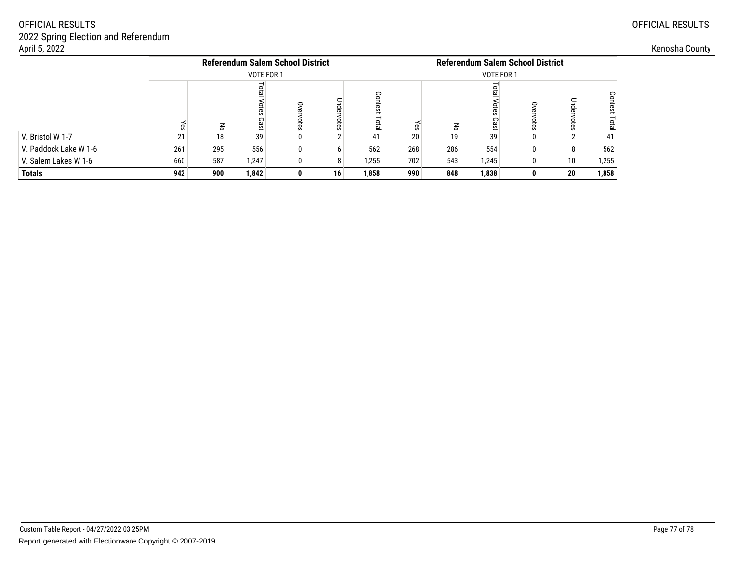OFFICIAL RESULTS
2022 Spring Election and Referendum
April 5, 2022

Kenosha County

| | Referendum Salem School District | | | | | | Referendum Salem School District | | | | | |
|---|---|---|---|---|---|---|---|---|---|---|---|---|
| | VOTE FOR 1 | | | | | | VOTE FOR 1 | | | | | |
| | Yes | No | Total Votes Cast | Overvotes | Undervotes | Contest Total | Yes | No | Total Votes Cast | Overvotes | Undervotes | Contest Total |
| V. Bristol W 1-7 | 21 | 18 | 39 | 0 | 2 | 41 | 20 | 19 | 39 | 0 | 2 | 41 |
| V. Paddock Lake W 1-6 | 261 | 295 | 556 | 0 | 6 | 562 | 268 | 286 | 554 | 0 | 8 | 562 |
| V. Salem Lakes W 1-6 | 660 | 587 | 1,247 | 0 | 8 | 1,255 | 702 | 543 | 1,245 | 0 | 10 | 1,255 |
| **Totals** | **942** | **900** | **1,842** | **0** | **16** | **1,858** | **990** | **848** | **1,838** | **0** | **20** | **1,858** |

Custom Table Report - 04/27/2022 03:25PM

Report generated with Electionware Copyright © 2007-2019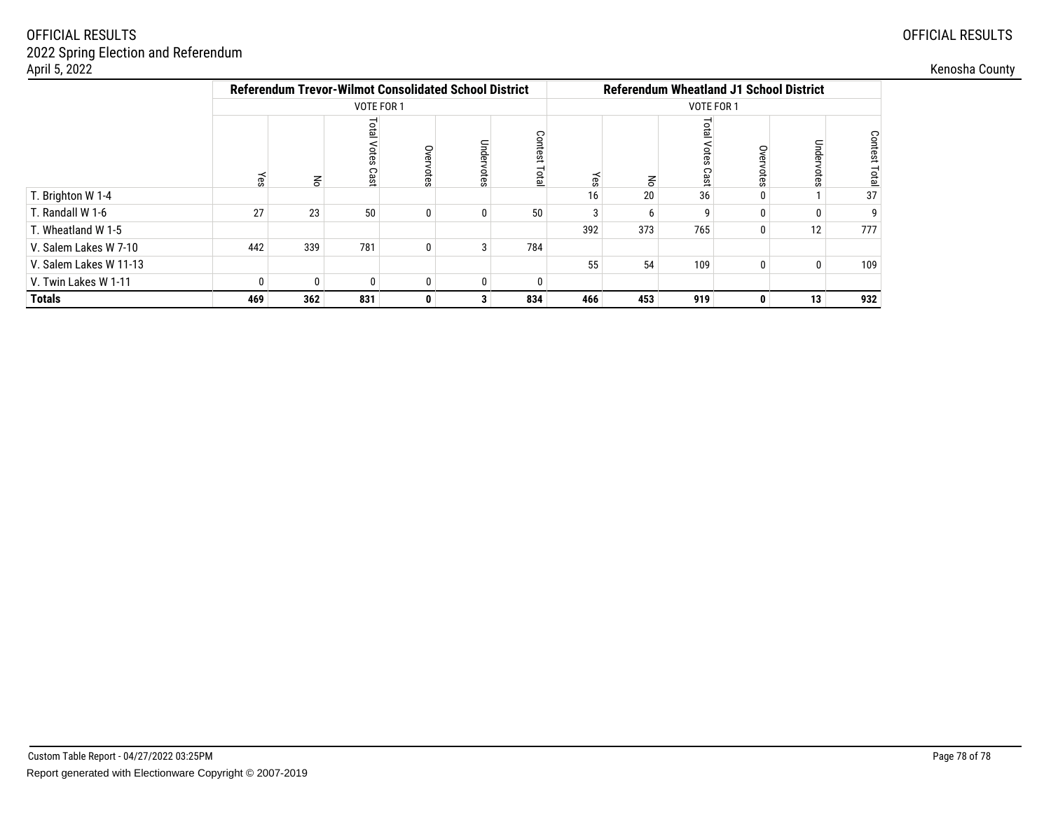OFFICIAL RESULTS
2022 Spring Election and Referendum
April 5, 2022

OFFICIAL RESULTS

Kenosha County

| | Referendum Trevor-Wilmot Consolidated School District | | | | | | Referendum Wheatland J1 School District | | | | | |
|---|---|---|---|---|---|---|---|---|---|---|---|---|
| | VOTE FOR 1 | | | | | | VOTE FOR 1 | | | | | |
| | Yes | No | Total Votes Cast | Overvotes | Undervotes | Contest Total | Yes | No | Total Votes Cast | Overvotes | Undervotes | Contest Total |
| T. Brighton W 1-4 | | | | | | | 16 | 20 | 36 | 0 | 1 | 37 |
| T. Randall W 1-6 | 27 | 23 | 50 | 0 | 0 | 50 | 3 | 6 | 9 | 0 | 0 | 9 |
| T. Wheatland W 1-5 | | | | | | | 392 | 373 | 765 | 0 | 12 | 777 |
| V. Salem Lakes W 7-10 | 442 | 339 | 781 | 0 | 3 | 784 | | | | | | |
| V. Salem Lakes W 11-13 | | | | | | | 55 | 54 | 109 | 0 | 0 | 109 |
| V. Twin Lakes W 1-11 | 0 | 0 | 0 | 0 | 0 | 0 | | | | | | |
| **Totals** | **469** | **362** | **831** | **0** | **3** | **834** | **466** | **453** | **919** | **0** | **13** | **932** |

Custom Table Report - 04/27/2022 03:25PM

Report generated with Electionware Copyright © 2007-2019